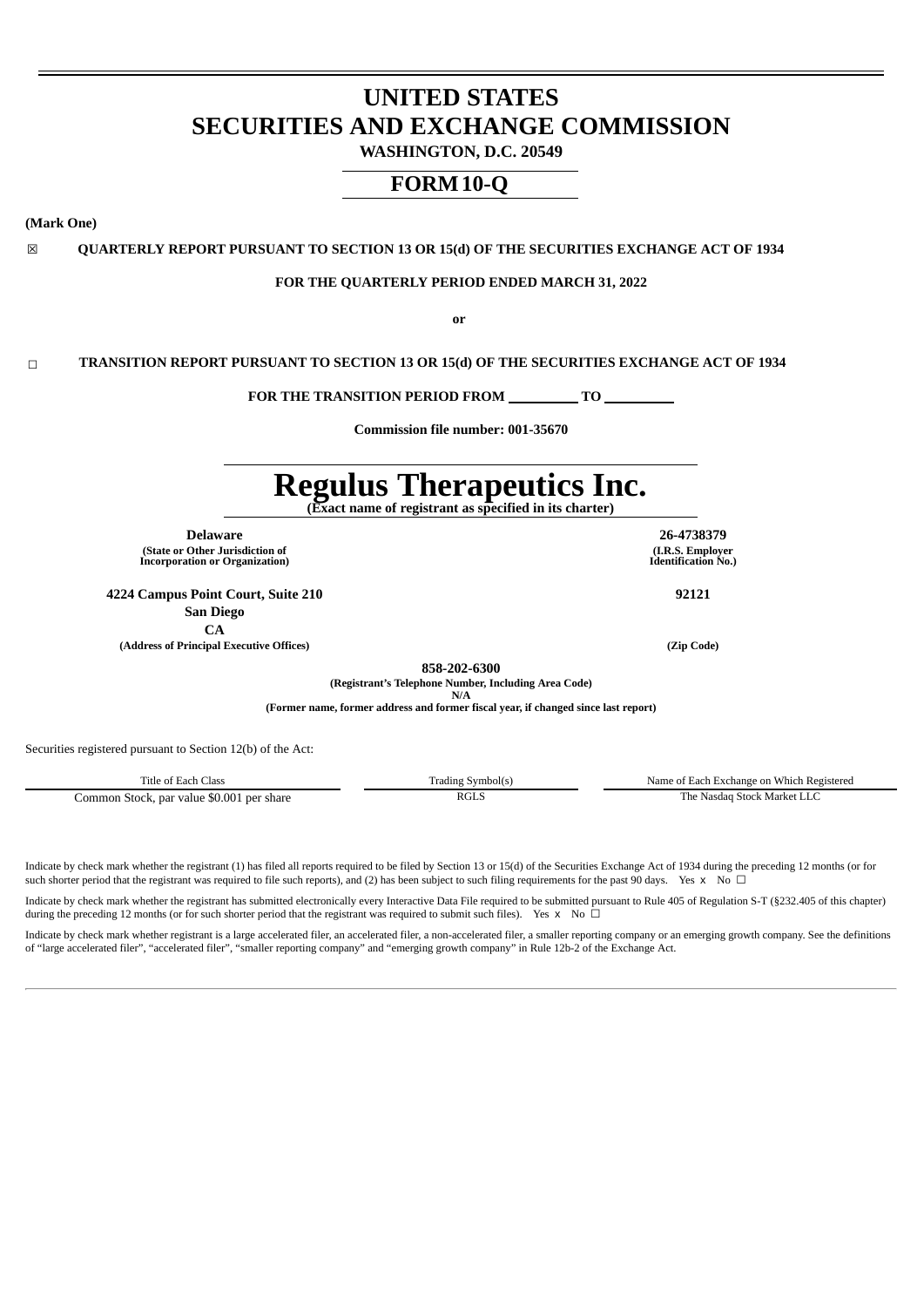# UNITED STATES
# SECURITIES AND EXCHANGE COMMISSION

**WASHINGTON, D.C. 20549**

## FORM 10-Q

**(Mark One)**

☒ **QUARTERLY REPORT PURSUANT TO SECTION 13 OR 15(d) OF THE SECURITIES EXCHANGE ACT OF 1934**

**FOR THE QUARTERLY PERIOD ENDED MARCH 31, 2022**

**or**

☐ **TRANSITION REPORT PURSUANT TO SECTION 13 OR 15(d) OF THE SECURITIES EXCHANGE ACT OF 1934**

**FOR THE TRANSITION PERIOD FROM \_\_\_\_\_\_\_\_\_\_ TO \_\_\_\_\_\_\_\_\_\_**

**Commission file number: 001-35670**

# Regulus Therapeutics Inc.

**(Exact name of registrant as specified in its charter)**

| **Delaware** | **26-4738379** |
|---|---|
| **(State or Other Jurisdiction of Incorporation or Organization)** | **(I.R.S. Employer Identification No.)** |

| **4224 Campus Point Court, Suite 210 San Diego CA** | **92121** |
|---|---|
| **(Address of Principal Executive Offices)** | **(Zip Code)** |

**858-202-6300**
**(Registrant's Telephone Number, Including Area Code)**
**N/A**
**(Former name, former address and former fiscal year, if changed since last report)**

Securities registered pursuant to Section 12(b) of the Act:

| Title of Each Class | Trading Symbol(s) | Name of Each Exchange on Which Registered |
|---|---|---|
| Common Stock, par value $0.001 per share | RGLS | The Nasdaq Stock Market LLC |

Indicate by check mark whether the registrant (1) has filed all reports required to be filed by Section 13 or 15(d) of the Securities Exchange Act of 1934 during the preceding 12 months (or for such shorter period that the registrant was required to file such reports), and (2) has been subject to such filing requirements for the past 90 days. Yes x No ☐

Indicate by check mark whether the registrant has submitted electronically every Interactive Data File required to be submitted pursuant to Rule 405 of Regulation S-T (§232.405 of this chapter) during the preceding 12 months (or for such shorter period that the registrant was required to submit such files). Yes x No ☐

Indicate by check mark whether registrant is a large accelerated filer, an accelerated filer, a non-accelerated filer, a smaller reporting company or an emerging growth company. See the definitions of "large accelerated filer", "accelerated filer", "smaller reporting company" and "emerging growth company" in Rule 12b-2 of the Exchange Act.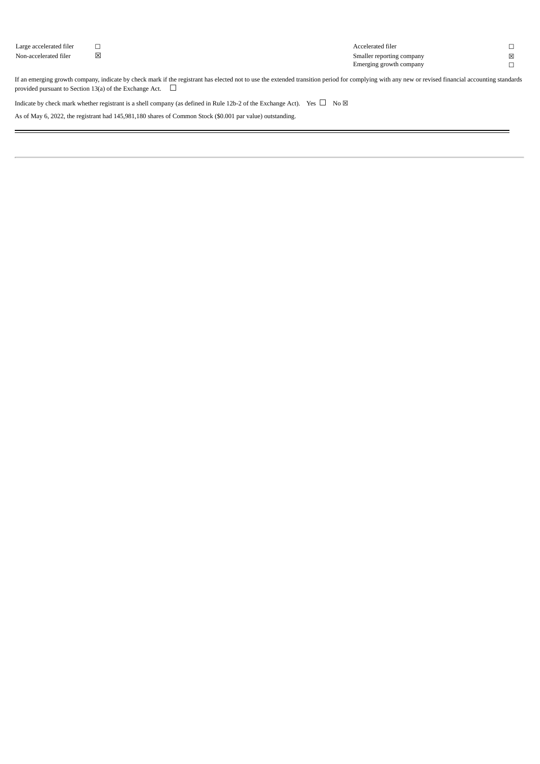| Large accelerated filer | ☐ | Accelerated filer | ☐ |
| --- | --- | --- | --- |
| Non-accelerated filer | ☒ | Smaller reporting company | ☒ |
| | | Emerging growth company | ☐ |

If an emerging growth company, indicate by check mark if the registrant has elected not to use the extended transition period for complying with any new or revised financial accounting standards provided pursuant to Section 13(a) of the Exchange Act. ☐

Indicate by check mark whether registrant is a shell company (as defined in Rule 12b-2 of the Exchange Act). Yes ☐ No ☒

As of May 6, 2022, the registrant had 145,981,180 shares of Common Stock ($0.001 par value) outstanding.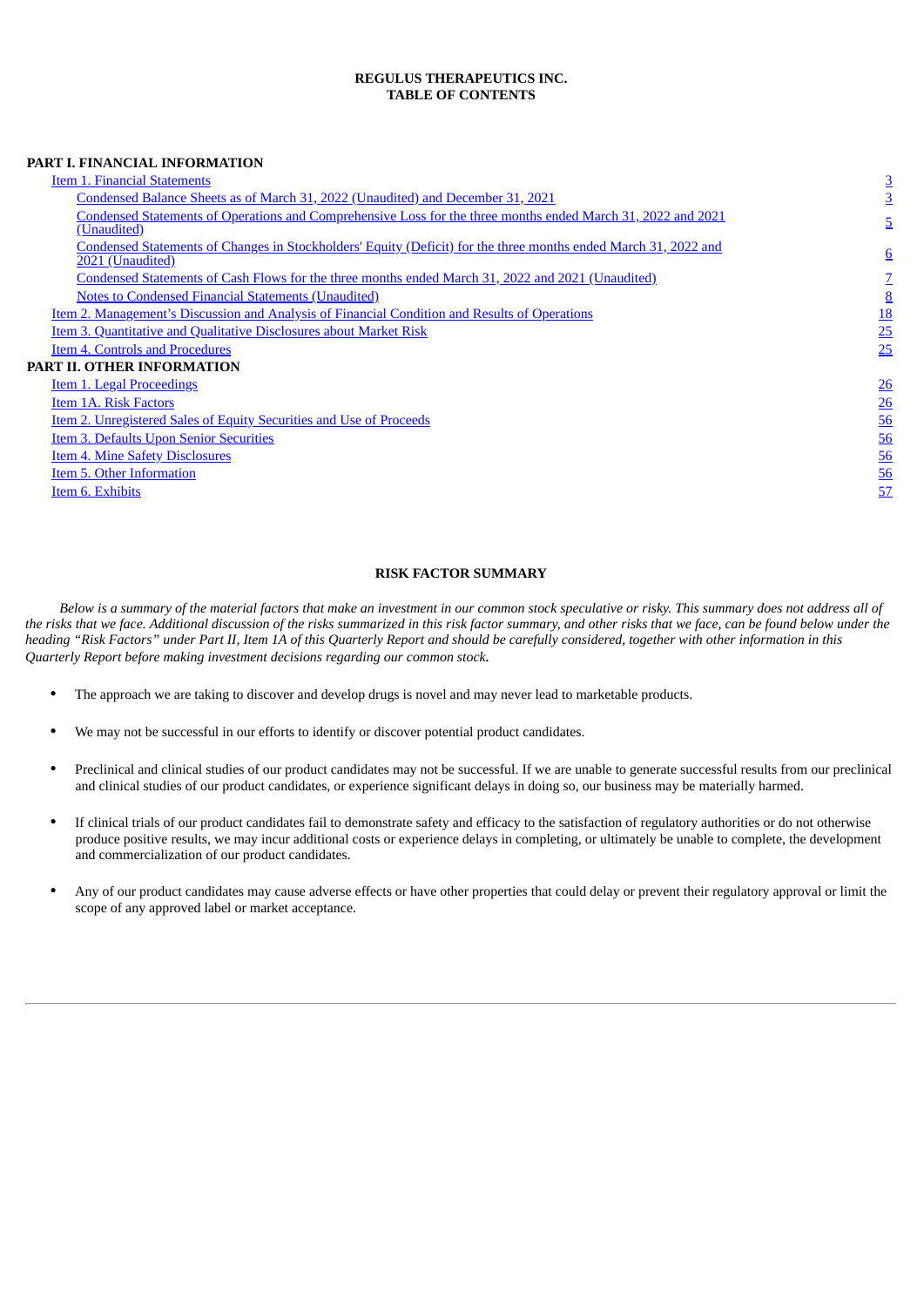**REGULUS THERAPEUTICS INC.**
**TABLE OF CONTENTS**

| | |
|---|---|
| **PART I. FINANCIAL INFORMATION** | |
| Item 1. Financial Statements | 3 |
| Condensed Balance Sheets as of March 31, 2022 (Unaudited) and December 31, 2021 | 3 |
| Condensed Statements of Operations and Comprehensive Loss for the three months ended March 31, 2022 and 2021 (Unaudited) | 5 |
| Condensed Statements of Changes in Stockholders' Equity (Deficit) for the three months ended March 31, 2022 and 2021 (Unaudited) | 6 |
| Condensed Statements of Cash Flows for the three months ended March 31, 2022 and 2021 (Unaudited) | 7 |
| Notes to Condensed Financial Statements (Unaudited) | 8 |
| Item 2. Management's Discussion and Analysis of Financial Condition and Results of Operations | 18 |
| Item 3. Quantitative and Qualitative Disclosures about Market Risk | 25 |
| Item 4. Controls and Procedures | 25 |
| **PART II. OTHER INFORMATION** | |
| Item 1. Legal Proceedings | 26 |
| Item 1A. Risk Factors | 26 |
| Item 2. Unregistered Sales of Equity Securities and Use of Proceeds | 56 |
| Item 3. Defaults Upon Senior Securities | 56 |
| Item 4. Mine Safety Disclosures | 56 |
| Item 5. Other Information | 56 |
| Item 6. Exhibits | 57 |

**RISK FACTOR SUMMARY**

*Below is a summary of the material factors that make an investment in our common stock speculative or risky. This summary does not address all of the risks that we face. Additional discussion of the risks summarized in this risk factor summary, and other risks that we face, can be found below under the heading "Risk Factors" under Part II, Item 1A of this Quarterly Report and should be carefully considered, together with other information in this Quarterly Report before making investment decisions regarding our common stock.*

- The approach we are taking to discover and develop drugs is novel and may never lead to marketable products.
- We may not be successful in our efforts to identify or discover potential product candidates.
- Preclinical and clinical studies of our product candidates may not be successful. If we are unable to generate successful results from our preclinical and clinical studies of our product candidates, or experience significant delays in doing so, our business may be materially harmed.
- If clinical trials of our product candidates fail to demonstrate safety and efficacy to the satisfaction of regulatory authorities or do not otherwise produce positive results, we may incur additional costs or experience delays in completing, or ultimately be unable to complete, the development and commercialization of our product candidates.
- Any of our product candidates may cause adverse effects or have other properties that could delay or prevent their regulatory approval or limit the scope of any approved label or market acceptance.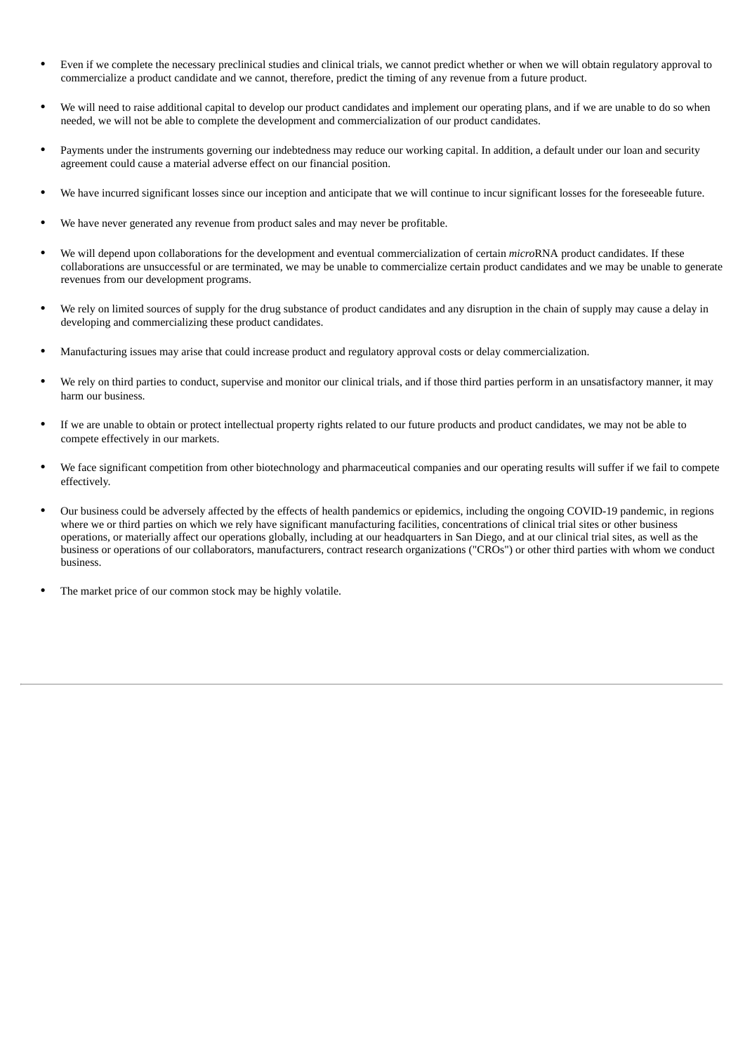- Even if we complete the necessary preclinical studies and clinical trials, we cannot predict whether or when we will obtain regulatory approval to commercialize a product candidate and we cannot, therefore, predict the timing of any revenue from a future product.
- We will need to raise additional capital to develop our product candidates and implement our operating plans, and if we are unable to do so when needed, we will not be able to complete the development and commercialization of our product candidates.
- Payments under the instruments governing our indebtedness may reduce our working capital. In addition, a default under our loan and security agreement could cause a material adverse effect on our financial position.
- We have incurred significant losses since our inception and anticipate that we will continue to incur significant losses for the foreseeable future.
- We have never generated any revenue from product sales and may never be profitable.
- We will depend upon collaborations for the development and eventual commercialization of certain *micro*RNA product candidates. If these collaborations are unsuccessful or are terminated, we may be unable to commercialize certain product candidates and we may be unable to generate revenues from our development programs.
- We rely on limited sources of supply for the drug substance of product candidates and any disruption in the chain of supply may cause a delay in developing and commercializing these product candidates.
- Manufacturing issues may arise that could increase product and regulatory approval costs or delay commercialization.
- We rely on third parties to conduct, supervise and monitor our clinical trials, and if those third parties perform in an unsatisfactory manner, it may harm our business.
- If we are unable to obtain or protect intellectual property rights related to our future products and product candidates, we may not be able to compete effectively in our markets.
- We face significant competition from other biotechnology and pharmaceutical companies and our operating results will suffer if we fail to compete effectively.
- Our business could be adversely affected by the effects of health pandemics or epidemics, including the ongoing COVID-19 pandemic, in regions where we or third parties on which we rely have significant manufacturing facilities, concentrations of clinical trial sites or other business operations, or materially affect our operations globally, including at our headquarters in San Diego, and at our clinical trial sites, as well as the business or operations of our collaborators, manufacturers, contract research organizations ("CROs") or other third parties with whom we conduct business.
- The market price of our common stock may be highly volatile.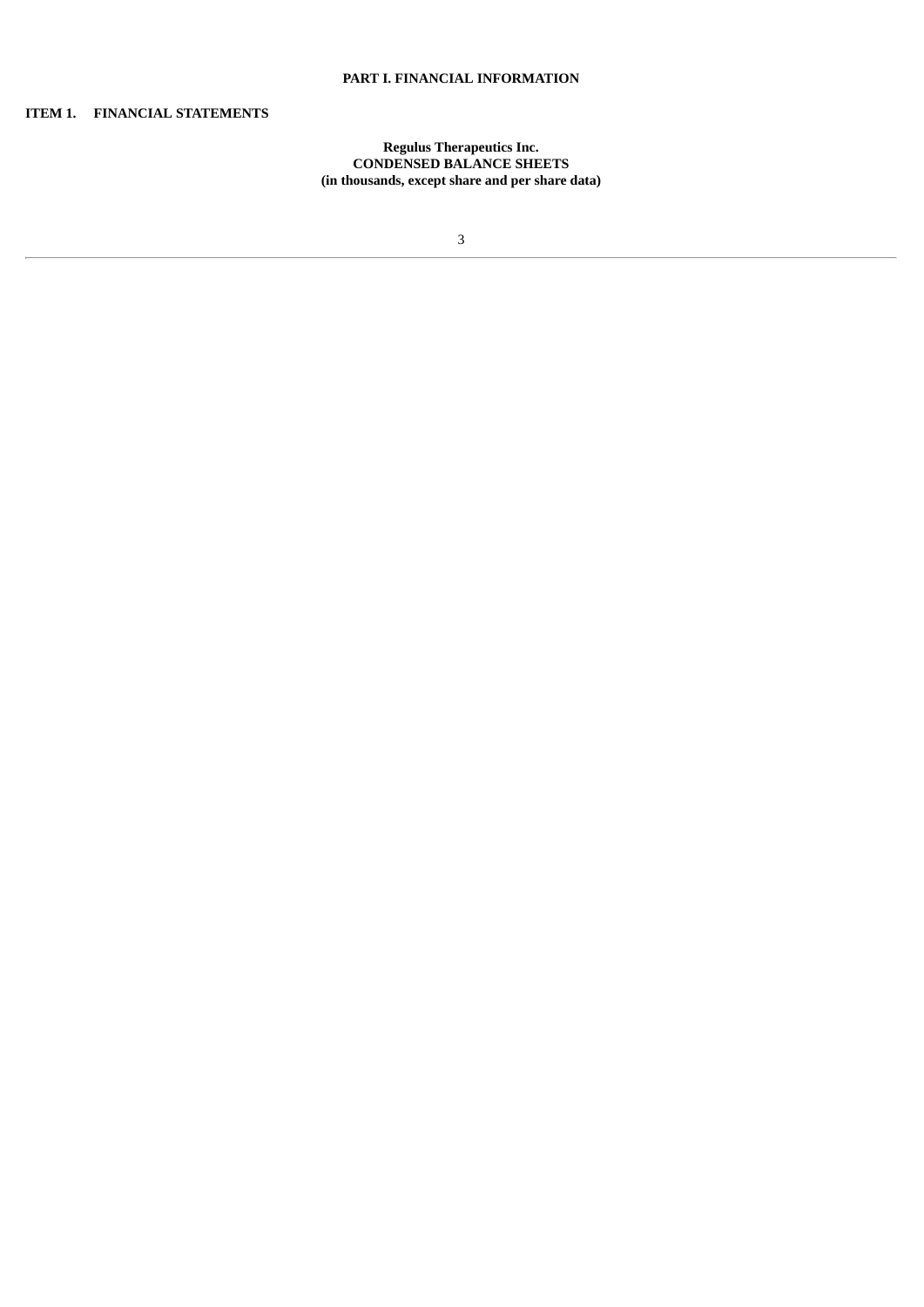# PART I. FINANCIAL INFORMATION

## ITEM 1. FINANCIAL STATEMENTS

**Regulus Therapeutics Inc.**
**CONDENSED BALANCE SHEETS**
**(in thousands, except share and per share data)**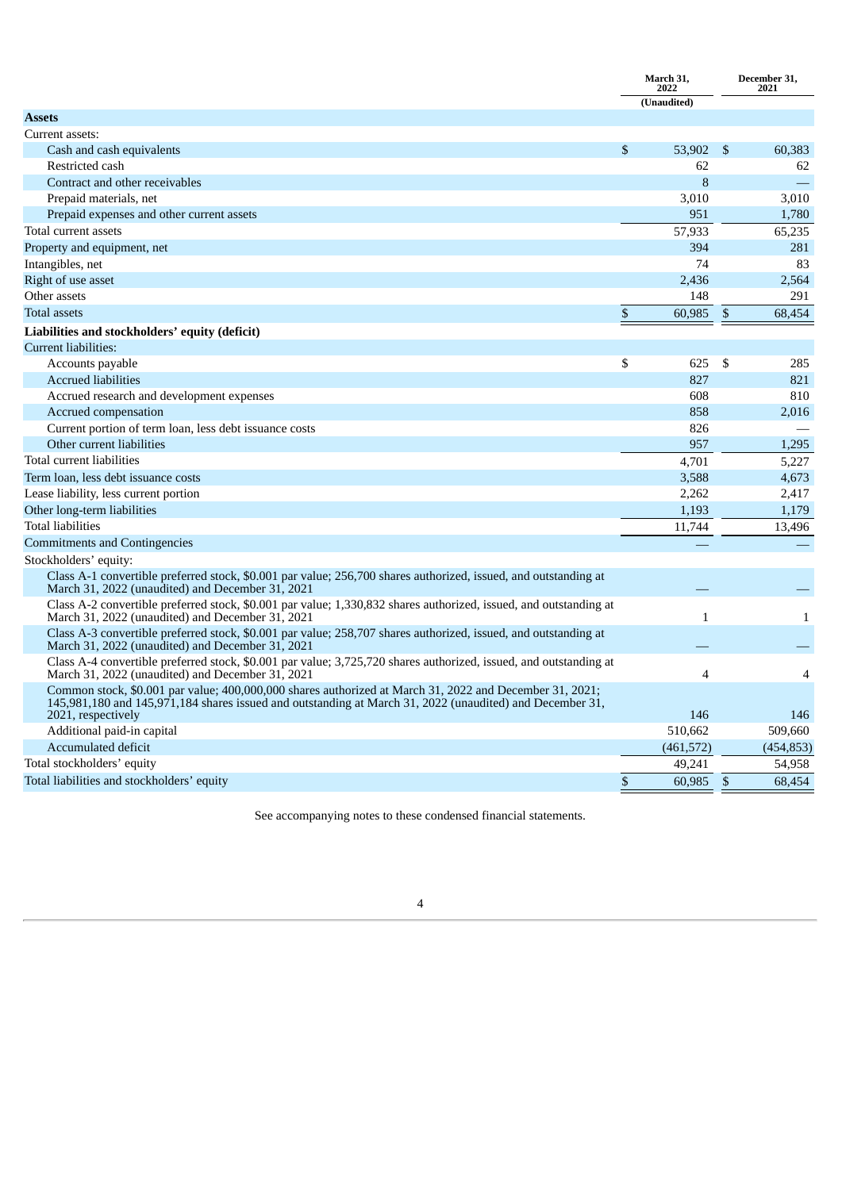| | March 31, 2022 | December 31, 2021 |
|---|---|---|
| | (Unaudited) | |
| **Assets** | | |
| Current assets: | | |
| Cash and cash equivalents | $ 53,902 | $ 60,383 |
| Restricted cash | 62 | 62 |
| Contract and other receivables | 8 | — |
| Prepaid materials, net | 3,010 | 3,010 |
| Prepaid expenses and other current assets | 951 | 1,780 |
| Total current assets | 57,933 | 65,235 |
| Property and equipment, net | 394 | 281 |
| Intangibles, net | 74 | 83 |
| Right of use asset | 2,436 | 2,564 |
| Other assets | 148 | 291 |
| Total assets | $ 60,985 | $ 68,454 |
| **Liabilities and stockholders' equity (deficit)** | | |
| Current liabilities: | | |
| Accounts payable | $ 625 | $ 285 |
| Accrued liabilities | 827 | 821 |
| Accrued research and development expenses | 608 | 810 |
| Accrued compensation | 858 | 2,016 |
| Current portion of term loan, less debt issuance costs | 826 | — |
| Other current liabilities | 957 | 1,295 |
| Total current liabilities | 4,701 | 5,227 |
| Term loan, less debt issuance costs | 3,588 | 4,673 |
| Lease liability, less current portion | 2,262 | 2,417 |
| Other long-term liabilities | 1,193 | 1,179 |
| Total liabilities | 11,744 | 13,496 |
| Commitments and Contingencies | — | — |
| Stockholders' equity: | | |
| Class A-1 convertible preferred stock, $0.001 par value; 256,700 shares authorized, issued, and outstanding at March 31, 2022 (unaudited) and December 31, 2021 | — | — |
| Class A-2 convertible preferred stock, $0.001 par value; 1,330,832 shares authorized, issued, and outstanding at March 31, 2022 (unaudited) and December 31, 2021 | 1 | 1 |
| Class A-3 convertible preferred stock, $0.001 par value; 258,707 shares authorized, issued, and outstanding at March 31, 2022 (unaudited) and December 31, 2021 | — | — |
| Class A-4 convertible preferred stock, $0.001 par value; 3,725,720 shares authorized, issued, and outstanding at March 31, 2022 (unaudited) and December 31, 2021 | 4 | 4 |
| Common stock, $0.001 par value; 400,000,000 shares authorized at March 31, 2022 and December 31, 2021; 145,981,180 and 145,971,184 shares issued and outstanding at March 31, 2022 (unaudited) and December 31, 2021, respectively | 146 | 146 |
| Additional paid-in capital | 510,662 | 509,660 |
| Accumulated deficit | (461,572) | (454,853) |
| Total stockholders' equity | 49,241 | 54,958 |
| Total liabilities and stockholders' equity | $ 60,985 | $ 68,454 |

See accompanying notes to these condensed financial statements.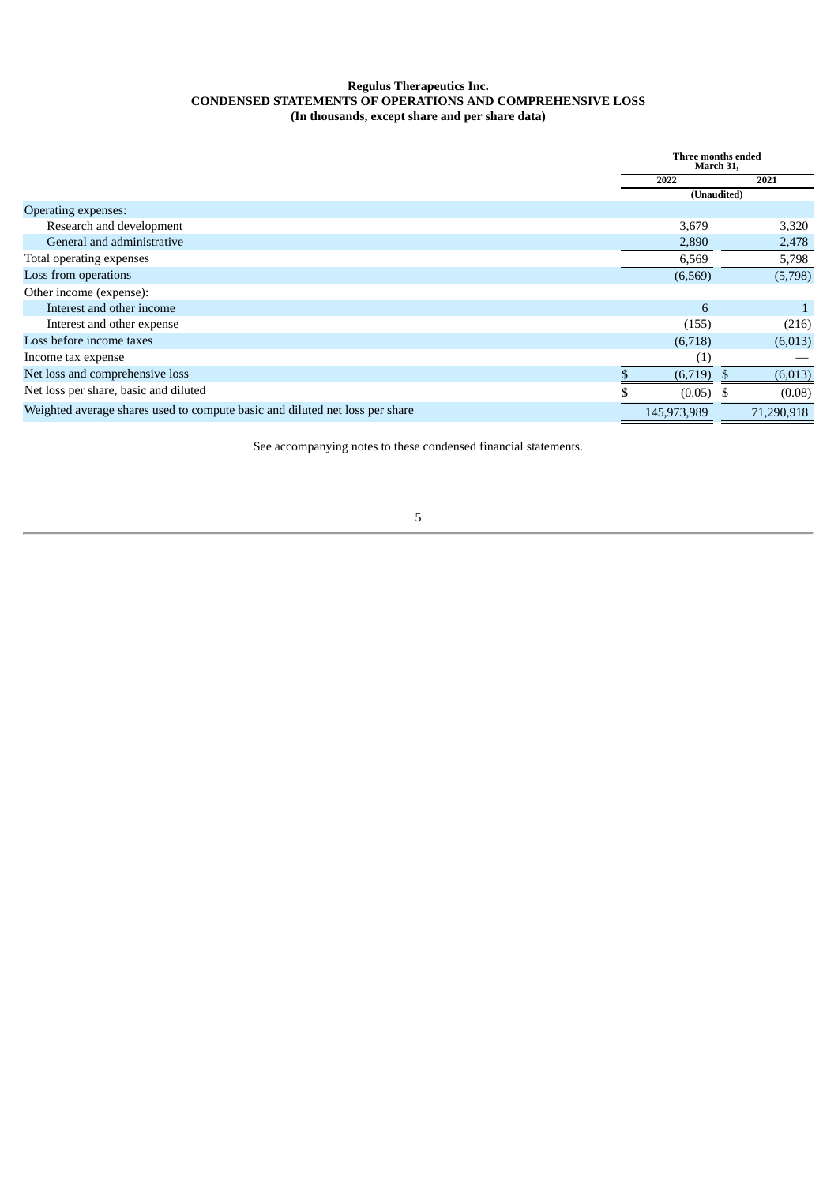**Regulus Therapeutics Inc.**
**CONDENSED STATEMENTS OF OPERATIONS AND COMPREHENSIVE LOSS**
**(In thousands, except share and per share data)**

| | Three months ended March 31, | |
|---|---|---|
| | 2022 | 2021 |
| | (Unaudited) | |
| Operating expenses: | | |
| Research and development | 3,679 | 3,320 |
| General and administrative | 2,890 | 2,478 |
| Total operating expenses | 6,569 | 5,798 |
| Loss from operations | (6,569) | (5,798) |
| Other income (expense): | | |
| Interest and other income | 6 | 1 |
| Interest and other expense | (155) | (216) |
| Loss before income taxes | (6,718) | (6,013) |
| Income tax expense | (1) | — |
| Net loss and comprehensive loss | $ (6,719) | $ (6,013) |
| Net loss per share, basic and diluted | $ (0.05) | $ (0.08) |
| Weighted average shares used to compute basic and diluted net loss per share | 145,973,989 | 71,290,918 |

See accompanying notes to these condensed financial statements.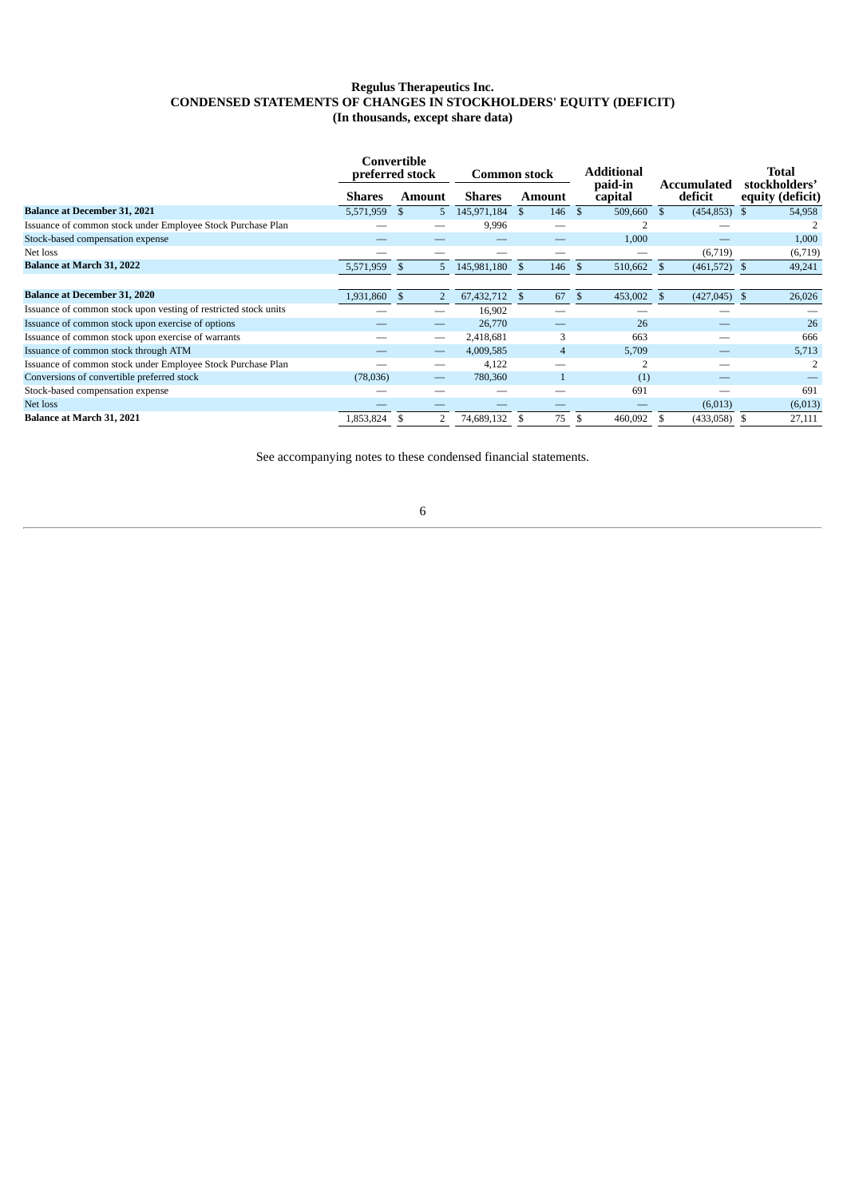**Regulus Therapeutics Inc.**
**CONDENSED STATEMENTS OF CHANGES IN STOCKHOLDERS' EQUITY (DEFICIT)**
**(In thousands, except share data)**

| | Convertible preferred stock | | Common stock | | Additional paid-in capital | Accumulated deficit | Total stockholders' equity (deficit) |
|---|---|---|---|---|---|---|---|
| | Shares | Amount | Shares | Amount | | | |
| **Balance at December 31, 2021** | 5,571,959 | $ 5 | 145,971,184 | $ 146 | $ 509,660 | $ (454,853) | $ 54,958 |
| Issuance of common stock under Employee Stock Purchase Plan | — | — | 9,996 | — | 2 | — | 2 |
| Stock-based compensation expense | — | — | — | — | 1,000 | — | 1,000 |
| Net loss | — | — | — | — | — | (6,719) | (6,719) |
| **Balance at March 31, 2022** | 5,571,959 | $ 5 | 145,981,180 | $ 146 | $ 510,662 | $ (461,572) | $ 49,241 |
| | | | | | | | |
| **Balance at December 31, 2020** | 1,931,860 | $ 2 | 67,432,712 | $ 67 | $ 453,002 | $ (427,045) | $ 26,026 |
| Issuance of common stock upon vesting of restricted stock units | — | — | 16,902 | — | — | — | — |
| Issuance of common stock upon exercise of options | — | — | 26,770 | — | 26 | — | 26 |
| Issuance of common stock upon exercise of warrants | — | — | 2,418,681 | 3 | 663 | — | 666 |
| Issuance of common stock through ATM | — | — | 4,009,585 | 4 | 5,709 | — | 5,713 |
| Issuance of common stock under Employee Stock Purchase Plan | — | — | 4,122 | — | 2 | — | 2 |
| Conversions of convertible preferred stock | (78,036) | — | 780,360 | 1 | (1) | — | — |
| Stock-based compensation expense | — | — | — | — | 691 | — | 691 |
| Net loss | — | — | — | — | — | (6,013) | (6,013) |
| **Balance at March 31, 2021** | 1,853,824 | $ 2 | 74,689,132 | $ 75 | $ 460,092 | $ (433,058) | $ 27,111 |

See accompanying notes to these condensed financial statements.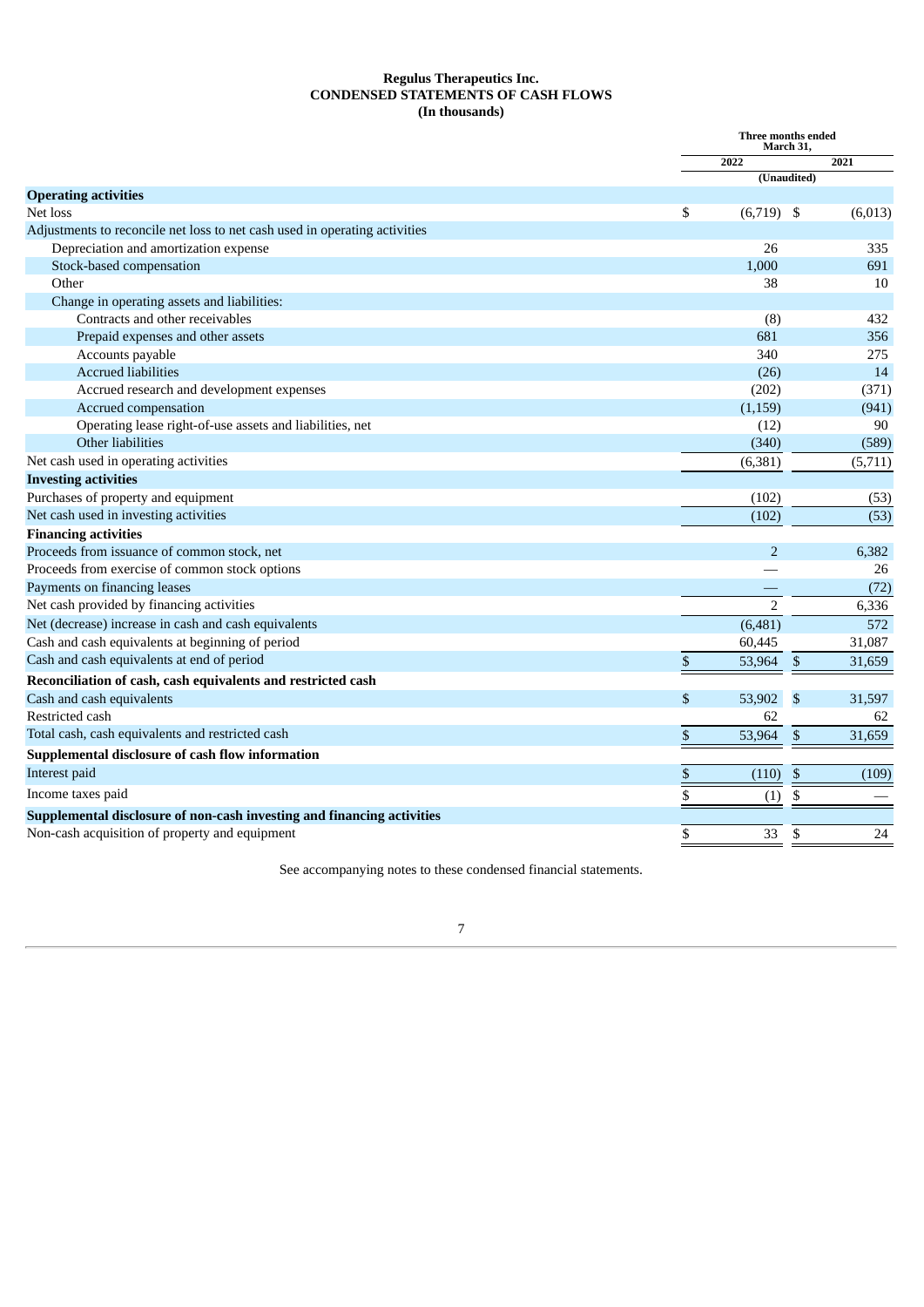**Regulus Therapeutics Inc.**
**CONDENSED STATEMENTS OF CASH FLOWS**
**(In thousands)**

| | Three months ended March 31, | |
|---|---|---|
| | 2022 | 2021 |
| | (Unaudited) | |
| **Operating activities** | | |
| Net loss | $ (6,719) | $ (6,013) |
| Adjustments to reconcile net loss to net cash used in operating activities | | |
| Depreciation and amortization expense | 26 | 335 |
| Stock-based compensation | 1,000 | 691 |
| Other | 38 | 10 |
| Change in operating assets and liabilities: | | |
| Contracts and other receivables | (8) | 432 |
| Prepaid expenses and other assets | 681 | 356 |
| Accounts payable | 340 | 275 |
| Accrued liabilities | (26) | 14 |
| Accrued research and development expenses | (202) | (371) |
| Accrued compensation | (1,159) | (941) |
| Operating lease right-of-use assets and liabilities, net | (12) | 90 |
| Other liabilities | (340) | (589) |
| Net cash used in operating activities | (6,381) | (5,711) |
| **Investing activities** | | |
| Purchases of property and equipment | (102) | (53) |
| Net cash used in investing activities | (102) | (53) |
| **Financing activities** | | |
| Proceeds from issuance of common stock, net | 2 | 6,382 |
| Proceeds from exercise of common stock options | — | 26 |
| Payments on financing leases | — | (72) |
| Net cash provided by financing activities | 2 | 6,336 |
| Net (decrease) increase in cash and cash equivalents | (6,481) | 572 |
| Cash and cash equivalents at beginning of period | 60,445 | 31,087 |
| Cash and cash equivalents at end of period | $ 53,964 | $ 31,659 |
| **Reconciliation of cash, cash equivalents and restricted cash** | | |
| Cash and cash equivalents | $ 53,902 | $ 31,597 |
| Restricted cash | 62 | 62 |
| Total cash, cash equivalents and restricted cash | $ 53,964 | $ 31,659 |
| **Supplemental disclosure of cash flow information** | | |
| Interest paid | $ (110) | $ (109) |
| Income taxes paid | $ (1) | $ — |
| **Supplemental disclosure of non-cash investing and financing activities** | | |
| Non-cash acquisition of property and equipment | $ 33 | $ 24 |

See accompanying notes to these condensed financial statements.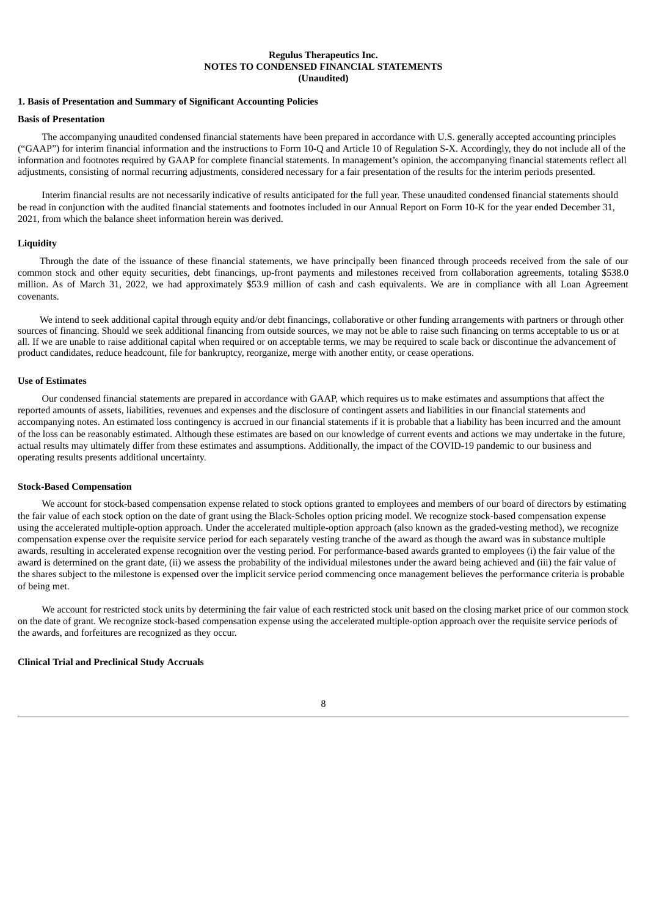**Regulus Therapeutics Inc.**
**NOTES TO CONDENSED FINANCIAL STATEMENTS**
**(Unaudited)**

**1. Basis of Presentation and Summary of Significant Accounting Policies**

**Basis of Presentation**

The accompanying unaudited condensed financial statements have been prepared in accordance with U.S. generally accepted accounting principles ("GAAP") for interim financial information and the instructions to Form 10-Q and Article 10 of Regulation S-X. Accordingly, they do not include all of the information and footnotes required by GAAP for complete financial statements. In management's opinion, the accompanying financial statements reflect all adjustments, consisting of normal recurring adjustments, considered necessary for a fair presentation of the results for the interim periods presented.

Interim financial results are not necessarily indicative of results anticipated for the full year. These unaudited condensed financial statements should be read in conjunction with the audited financial statements and footnotes included in our Annual Report on Form 10-K for the year ended December 31, 2021, from which the balance sheet information herein was derived.

**Liquidity**

Through the date of the issuance of these financial statements, we have principally been financed through proceeds received from the sale of our common stock and other equity securities, debt financings, up-front payments and milestones received from collaboration agreements, totaling $538.0 million. As of March 31, 2022, we had approximately $53.9 million of cash and cash equivalents. We are in compliance with all Loan Agreement covenants.

We intend to seek additional capital through equity and/or debt financings, collaborative or other funding arrangements with partners or through other sources of financing. Should we seek additional financing from outside sources, we may not be able to raise such financing on terms acceptable to us or at all. If we are unable to raise additional capital when required or on acceptable terms, we may be required to scale back or discontinue the advancement of product candidates, reduce headcount, file for bankruptcy, reorganize, merge with another entity, or cease operations.

**Use of Estimates**

Our condensed financial statements are prepared in accordance with GAAP, which requires us to make estimates and assumptions that affect the reported amounts of assets, liabilities, revenues and expenses and the disclosure of contingent assets and liabilities in our financial statements and accompanying notes. An estimated loss contingency is accrued in our financial statements if it is probable that a liability has been incurred and the amount of the loss can be reasonably estimated. Although these estimates are based on our knowledge of current events and actions we may undertake in the future, actual results may ultimately differ from these estimates and assumptions. Additionally, the impact of the COVID-19 pandemic to our business and operating results presents additional uncertainty.

**Stock-Based Compensation**

We account for stock-based compensation expense related to stock options granted to employees and members of our board of directors by estimating the fair value of each stock option on the date of grant using the Black-Scholes option pricing model. We recognize stock-based compensation expense using the accelerated multiple-option approach. Under the accelerated multiple-option approach (also known as the graded-vesting method), we recognize compensation expense over the requisite service period for each separately vesting tranche of the award as though the award was in substance multiple awards, resulting in accelerated expense recognition over the vesting period. For performance-based awards granted to employees (i) the fair value of the award is determined on the grant date, (ii) we assess the probability of the individual milestones under the award being achieved and (iii) the fair value of the shares subject to the milestone is expensed over the implicit service period commencing once management believes the performance criteria is probable of being met.

We account for restricted stock units by determining the fair value of each restricted stock unit based on the closing market price of our common stock on the date of grant. We recognize stock-based compensation expense using the accelerated multiple-option approach over the requisite service periods of the awards, and forfeitures are recognized as they occur.

**Clinical Trial and Preclinical Study Accruals**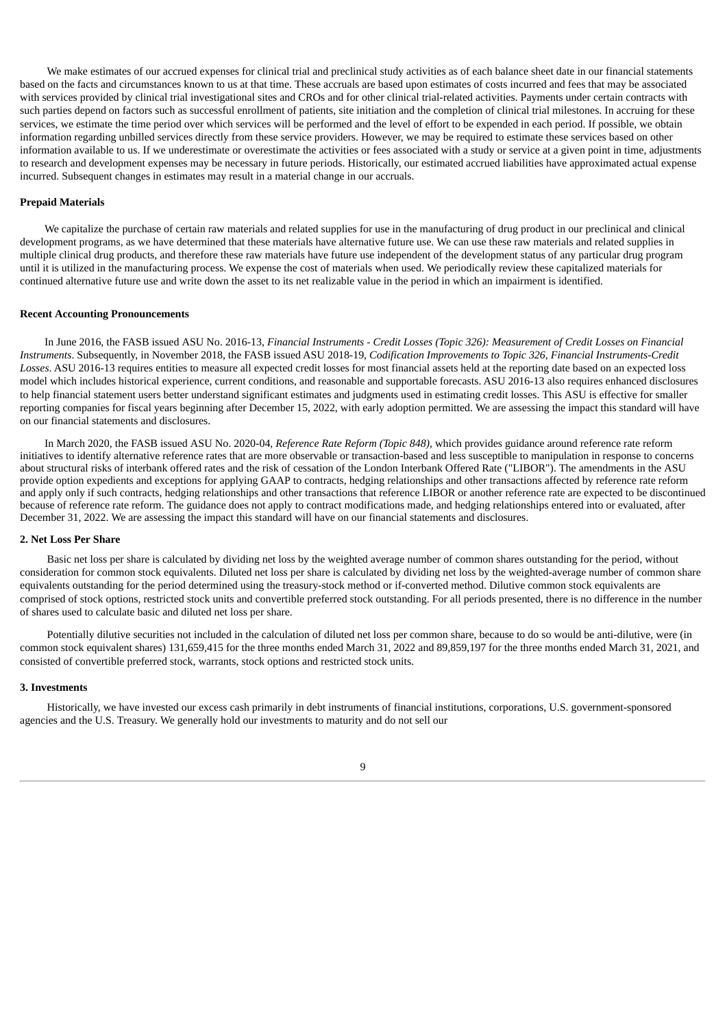We make estimates of our accrued expenses for clinical trial and preclinical study activities as of each balance sheet date in our financial statements based on the facts and circumstances known to us at that time. These accruals are based upon estimates of costs incurred and fees that may be associated with services provided by clinical trial investigational sites and CROs and for other clinical trial-related activities. Payments under certain contracts with such parties depend on factors such as successful enrollment of patients, site initiation and the completion of clinical trial milestones. In accruing for these services, we estimate the time period over which services will be performed and the level of effort to be expended in each period. If possible, we obtain information regarding unbilled services directly from these service providers. However, we may be required to estimate these services based on other information available to us. If we underestimate or overestimate the activities or fees associated with a study or service at a given point in time, adjustments to research and development expenses may be necessary in future periods. Historically, our estimated accrued liabilities have approximated actual expense incurred. Subsequent changes in estimates may result in a material change in our accruals.

**Prepaid Materials**

We capitalize the purchase of certain raw materials and related supplies for use in the manufacturing of drug product in our preclinical and clinical development programs, as we have determined that these materials have alternative future use. We can use these raw materials and related supplies in multiple clinical drug products, and therefore these raw materials have future use independent of the development status of any particular drug program until it is utilized in the manufacturing process. We expense the cost of materials when used. We periodically review these capitalized materials for continued alternative future use and write down the asset to its net realizable value in the period in which an impairment is identified.

**Recent Accounting Pronouncements**

In June 2016, the FASB issued ASU No. 2016-13, *Financial Instruments - Credit Losses (Topic 326): Measurement of Credit Losses on Financial Instruments*. Subsequently, in November 2018, the FASB issued ASU 2018-19, *Codification Improvements to Topic 326, Financial Instruments-Credit Losses*. ASU 2016-13 requires entities to measure all expected credit losses for most financial assets held at the reporting date based on an expected loss model which includes historical experience, current conditions, and reasonable and supportable forecasts. ASU 2016-13 also requires enhanced disclosures to help financial statement users better understand significant estimates and judgments used in estimating credit losses. This ASU is effective for smaller reporting companies for fiscal years beginning after December 15, 2022, with early adoption permitted. We are assessing the impact this standard will have on our financial statements and disclosures.

In March 2020, the FASB issued ASU No. 2020-04, *Reference Rate Reform (Topic 848)*, which provides guidance around reference rate reform initiatives to identify alternative reference rates that are more observable or transaction-based and less susceptible to manipulation in response to concerns about structural risks of interbank offered rates and the risk of cessation of the London Interbank Offered Rate ("LIBOR"). The amendments in the ASU provide option expedients and exceptions for applying GAAP to contracts, hedging relationships and other transactions affected by reference rate reform and apply only if such contracts, hedging relationships and other transactions that reference LIBOR or another reference rate are expected to be discontinued because of reference rate reform. The guidance does not apply to contract modifications made, and hedging relationships entered into or evaluated, after December 31, 2022. We are assessing the impact this standard will have on our financial statements and disclosures.

**2. Net Loss Per Share**

Basic net loss per share is calculated by dividing net loss by the weighted average number of common shares outstanding for the period, without consideration for common stock equivalents. Diluted net loss per share is calculated by dividing net loss by the weighted-average number of common share equivalents outstanding for the period determined using the treasury-stock method or if-converted method. Dilutive common stock equivalents are comprised of stock options, restricted stock units and convertible preferred stock outstanding. For all periods presented, there is no difference in the number of shares used to calculate basic and diluted net loss per share.

Potentially dilutive securities not included in the calculation of diluted net loss per common share, because to do so would be anti-dilutive, were (in common stock equivalent shares) 131,659,415 for the three months ended March 31, 2022 and 89,859,197 for the three months ended March 31, 2021, and consisted of convertible preferred stock, warrants, stock options and restricted stock units.

**3. Investments**

Historically, we have invested our excess cash primarily in debt instruments of financial institutions, corporations, U.S. government-sponsored agencies and the U.S. Treasury. We generally hold our investments to maturity and do not sell our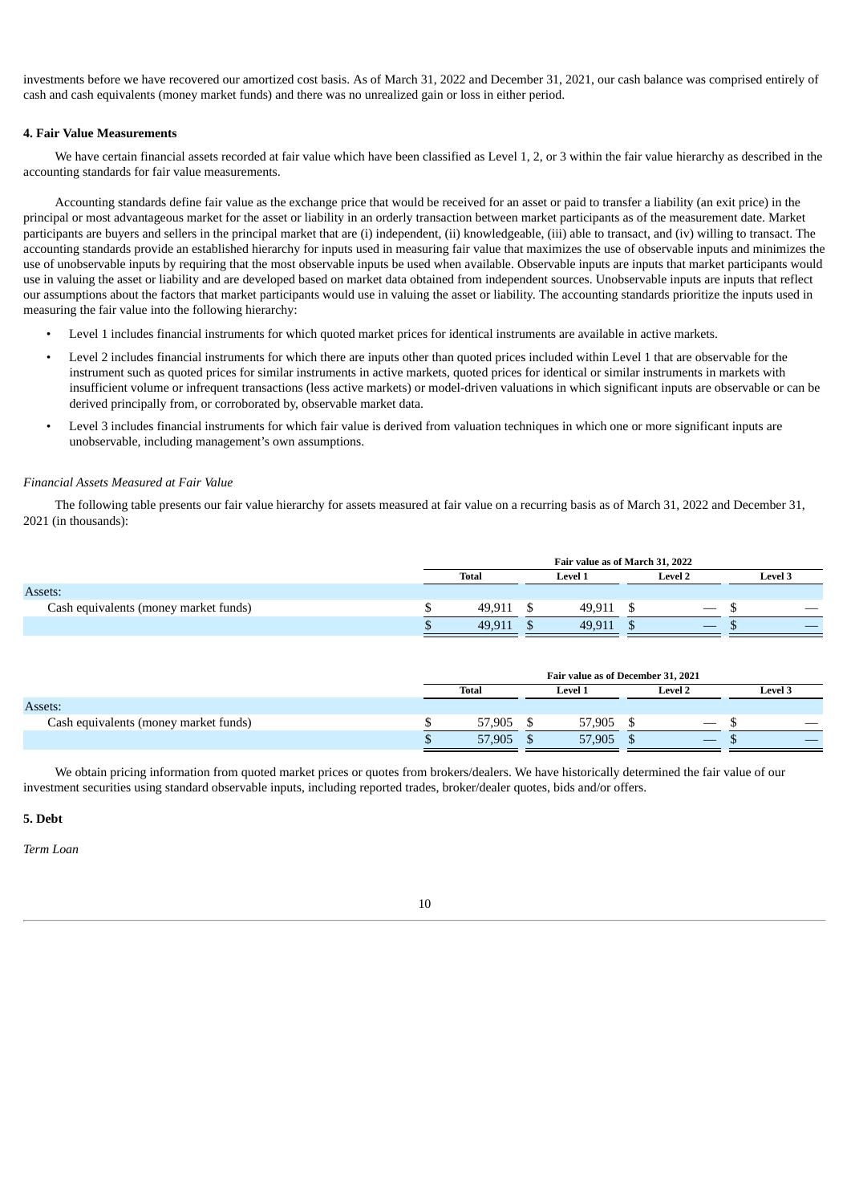investments before we have recovered our amortized cost basis. As of March 31, 2022 and December 31, 2021, our cash balance was comprised entirely of cash and cash equivalents (money market funds) and there was no unrealized gain or loss in either period.

**4. Fair Value Measurements**

We have certain financial assets recorded at fair value which have been classified as Level 1, 2, or 3 within the fair value hierarchy as described in the accounting standards for fair value measurements.

Accounting standards define fair value as the exchange price that would be received for an asset or paid to transfer a liability (an exit price) in the principal or most advantageous market for the asset or liability in an orderly transaction between market participants as of the measurement date. Market participants are buyers and sellers in the principal market that are (i) independent, (ii) knowledgeable, (iii) able to transact, and (iv) willing to transact. The accounting standards provide an established hierarchy for inputs used in measuring fair value that maximizes the use of observable inputs and minimizes the use of unobservable inputs by requiring that the most observable inputs be used when available. Observable inputs are inputs that market participants would use in valuing the asset or liability and are developed based on market data obtained from independent sources. Unobservable inputs are inputs that reflect our assumptions about the factors that market participants would use in valuing the asset or liability. The accounting standards prioritize the inputs used in measuring the fair value into the following hierarchy:

- Level 1 includes financial instruments for which quoted market prices for identical instruments are available in active markets.
- Level 2 includes financial instruments for which there are inputs other than quoted prices included within Level 1 that are observable for the instrument such as quoted prices for similar instruments in active markets, quoted prices for identical or similar instruments in markets with insufficient volume or infrequent transactions (less active markets) or model-driven valuations in which significant inputs are observable or can be derived principally from, or corroborated by, observable market data.
- Level 3 includes financial instruments for which fair value is derived from valuation techniques in which one or more significant inputs are unobservable, including management's own assumptions.

*Financial Assets Measured at Fair Value*

The following table presents our fair value hierarchy for assets measured at fair value on a recurring basis as of March 31, 2022 and December 31, 2021 (in thousands):

| | Fair value as of March 31, 2022 | | | |
|---|---|---|---|---|
| | Total | Level 1 | Level 2 | Level 3 |
| Assets: | | | | |
| Cash equivalents (money market funds) | $ 49,911 | $ 49,911 | $ — | $ — |
| | $ 49,911 | $ 49,911 | $ — | $ — |

| | Fair value as of December 31, 2021 | | | |
|---|---|---|---|---|
| | Total | Level 1 | Level 2 | Level 3 |
| Assets: | | | | |
| Cash equivalents (money market funds) | $ 57,905 | $ 57,905 | $ — | $ — |
| | $ 57,905 | $ 57,905 | $ — | $ — |

We obtain pricing information from quoted market prices or quotes from brokers/dealers. We have historically determined the fair value of our investment securities using standard observable inputs, including reported trades, broker/dealer quotes, bids and/or offers.

**5. Debt**

*Term Loan*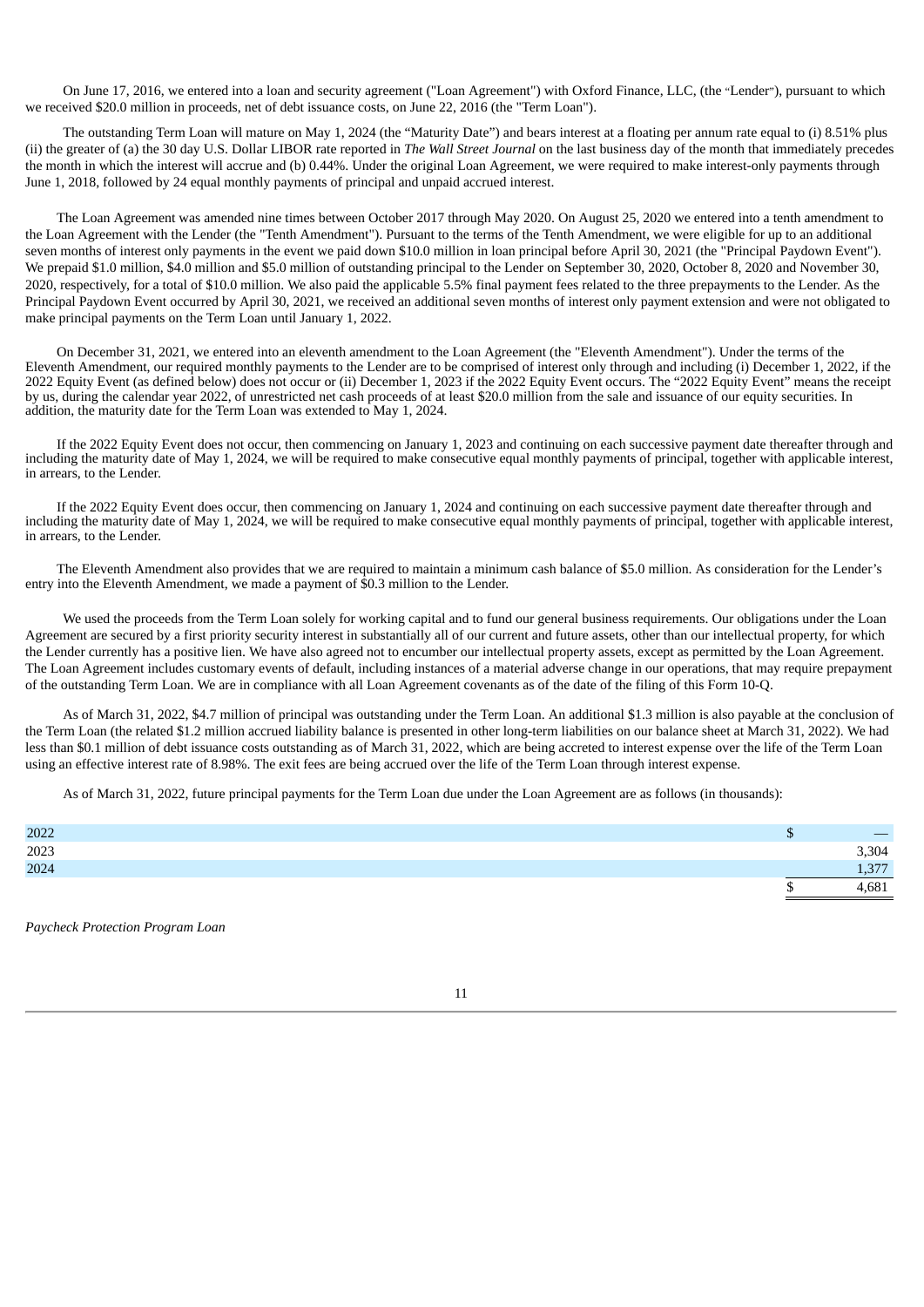On June 17, 2016, we entered into a loan and security agreement ("Loan Agreement") with Oxford Finance, LLC, (the "Lender"), pursuant to which we received $20.0 million in proceeds, net of debt issuance costs, on June 22, 2016 (the "Term Loan").

The outstanding Term Loan will mature on May 1, 2024 (the "Maturity Date") and bears interest at a floating per annum rate equal to (i) 8.51% plus (ii) the greater of (a) the 30 day U.S. Dollar LIBOR rate reported in *The Wall Street Journal* on the last business day of the month that immediately precedes the month in which the interest will accrue and (b) 0.44%. Under the original Loan Agreement, we were required to make interest-only payments through June 1, 2018, followed by 24 equal monthly payments of principal and unpaid accrued interest.

The Loan Agreement was amended nine times between October 2017 through May 2020. On August 25, 2020 we entered into a tenth amendment to the Loan Agreement with the Lender (the "Tenth Amendment"). Pursuant to the terms of the Tenth Amendment, we were eligible for up to an additional seven months of interest only payments in the event we paid down $10.0 million in loan principal before April 30, 2021 (the "Principal Paydown Event"). We prepaid $1.0 million, $4.0 million and $5.0 million of outstanding principal to the Lender on September 30, 2020, October 8, 2020 and November 30, 2020, respectively, for a total of $10.0 million. We also paid the applicable 5.5% final payment fees related to the three prepayments to the Lender. As the Principal Paydown Event occurred by April 30, 2021, we received an additional seven months of interest only payment extension and were not obligated to make principal payments on the Term Loan until January 1, 2022.

On December 31, 2021, we entered into an eleventh amendment to the Loan Agreement (the "Eleventh Amendment"). Under the terms of the Eleventh Amendment, our required monthly payments to the Lender are to be comprised of interest only through and including (i) December 1, 2022, if the 2022 Equity Event (as defined below) does not occur or (ii) December 1, 2023 if the 2022 Equity Event occurs. The "2022 Equity Event" means the receipt by us, during the calendar year 2022, of unrestricted net cash proceeds of at least $20.0 million from the sale and issuance of our equity securities. In addition, the maturity date for the Term Loan was extended to May 1, 2024.

If the 2022 Equity Event does not occur, then commencing on January 1, 2023 and continuing on each successive payment date thereafter through and including the maturity date of May 1, 2024, we will be required to make consecutive equal monthly payments of principal, together with applicable interest, in arrears, to the Lender.

If the 2022 Equity Event does occur, then commencing on January 1, 2024 and continuing on each successive payment date thereafter through and including the maturity date of May 1, 2024, we will be required to make consecutive equal monthly payments of principal, together with applicable interest, in arrears, to the Lender.

The Eleventh Amendment also provides that we are required to maintain a minimum cash balance of $5.0 million. As consideration for the Lender's entry into the Eleventh Amendment, we made a payment of $0.3 million to the Lender.

We used the proceeds from the Term Loan solely for working capital and to fund our general business requirements. Our obligations under the Loan Agreement are secured by a first priority security interest in substantially all of our current and future assets, other than our intellectual property, for which the Lender currently has a positive lien. We have also agreed not to encumber our intellectual property assets, except as permitted by the Loan Agreement. The Loan Agreement includes customary events of default, including instances of a material adverse change in our operations, that may require prepayment of the outstanding Term Loan. We are in compliance with all Loan Agreement covenants as of the date of the filing of this Form 10-Q.

As of March 31, 2022, $4.7 million of principal was outstanding under the Term Loan. An additional $1.3 million is also payable at the conclusion of the Term Loan (the related $1.2 million accrued liability balance is presented in other long-term liabilities on our balance sheet at March 31, 2022). We had less than $0.1 million of debt issuance costs outstanding as of March 31, 2022, which are being accreted to interest expense over the life of the Term Loan using an effective interest rate of 8.98%. The exit fees are being accrued over the life of the Term Loan through interest expense.

As of March 31, 2022, future principal payments for the Term Loan due under the Loan Agreement are as follows (in thousands):

| | |
|---|---|
| 2022 | $ — |
| 2023 | 3,304 |
| 2024 | 1,377 |
| | $ 4,681 |

*Paycheck Protection Program Loan*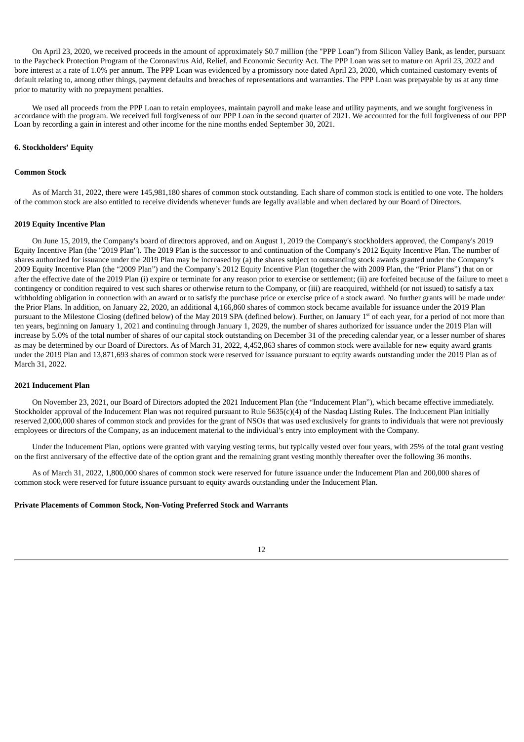On April 23, 2020, we received proceeds in the amount of approximately $0.7 million (the "PPP Loan") from Silicon Valley Bank, as lender, pursuant to the Paycheck Protection Program of the Coronavirus Aid, Relief, and Economic Security Act. The PPP Loan was set to mature on April 23, 2022 and bore interest at a rate of 1.0% per annum. The PPP Loan was evidenced by a promissory note dated April 23, 2020, which contained customary events of default relating to, among other things, payment defaults and breaches of representations and warranties. The PPP Loan was prepayable by us at any time prior to maturity with no prepayment penalties.

We used all proceeds from the PPP Loan to retain employees, maintain payroll and make lease and utility payments, and we sought forgiveness in accordance with the program. We received full forgiveness of our PPP Loan in the second quarter of 2021. We accounted for the full forgiveness of our PPP Loan by recording a gain in interest and other income for the nine months ended September 30, 2021.

## 6. Stockholders' Equity

### Common Stock

As of March 31, 2022, there were 145,981,180 shares of common stock outstanding. Each share of common stock is entitled to one vote. The holders of the common stock are also entitled to receive dividends whenever funds are legally available and when declared by our Board of Directors.

### 2019 Equity Incentive Plan

On June 15, 2019, the Company's board of directors approved, and on August 1, 2019 the Company's stockholders approved, the Company's 2019 Equity Incentive Plan (the "2019 Plan"). The 2019 Plan is the successor to and continuation of the Company's 2012 Equity Incentive Plan. The number of shares authorized for issuance under the 2019 Plan may be increased by (a) the shares subject to outstanding stock awards granted under the Company's 2009 Equity Incentive Plan (the "2009 Plan") and the Company's 2012 Equity Incentive Plan (together the with 2009 Plan, the "Prior Plans") that on or after the effective date of the 2019 Plan (i) expire or terminate for any reason prior to exercise or settlement; (ii) are forfeited because of the failure to meet a contingency or condition required to vest such shares or otherwise return to the Company, or (iii) are reacquired, withheld (or not issued) to satisfy a tax withholding obligation in connection with an award or to satisfy the purchase price or exercise price of a stock award. No further grants will be made under the Prior Plans. In addition, on January 22, 2020, an additional 4,166,860 shares of common stock became available for issuance under the 2019 Plan pursuant to the Milestone Closing (defined below) of the May 2019 SPA (defined below). Further, on January 1st of each year, for a period of not more than ten years, beginning on January 1, 2021 and continuing through January 1, 2029, the number of shares authorized for issuance under the 2019 Plan will increase by 5.0% of the total number of shares of our capital stock outstanding on December 31 of the preceding calendar year, or a lesser number of shares as may be determined by our Board of Directors. As of March 31, 2022, 4,452,863 shares of common stock were available for new equity award grants under the 2019 Plan and 13,871,693 shares of common stock were reserved for issuance pursuant to equity awards outstanding under the 2019 Plan as of March 31, 2022.

### 2021 Inducement Plan

On November 23, 2021, our Board of Directors adopted the 2021 Inducement Plan (the "Inducement Plan"), which became effective immediately. Stockholder approval of the Inducement Plan was not required pursuant to Rule 5635(c)(4) of the Nasdaq Listing Rules. The Inducement Plan initially reserved 2,000,000 shares of common stock and provides for the grant of NSOs that was used exclusively for grants to individuals that were not previously employees or directors of the Company, as an inducement material to the individual's entry into employment with the Company.

Under the Inducement Plan, options were granted with varying vesting terms, but typically vested over four years, with 25% of the total grant vesting on the first anniversary of the effective date of the option grant and the remaining grant vesting monthly thereafter over the following 36 months.

As of March 31, 2022, 1,800,000 shares of common stock were reserved for future issuance under the Inducement Plan and 200,000 shares of common stock were reserved for future issuance pursuant to equity awards outstanding under the Inducement Plan.

### Private Placements of Common Stock, Non-Voting Preferred Stock and Warrants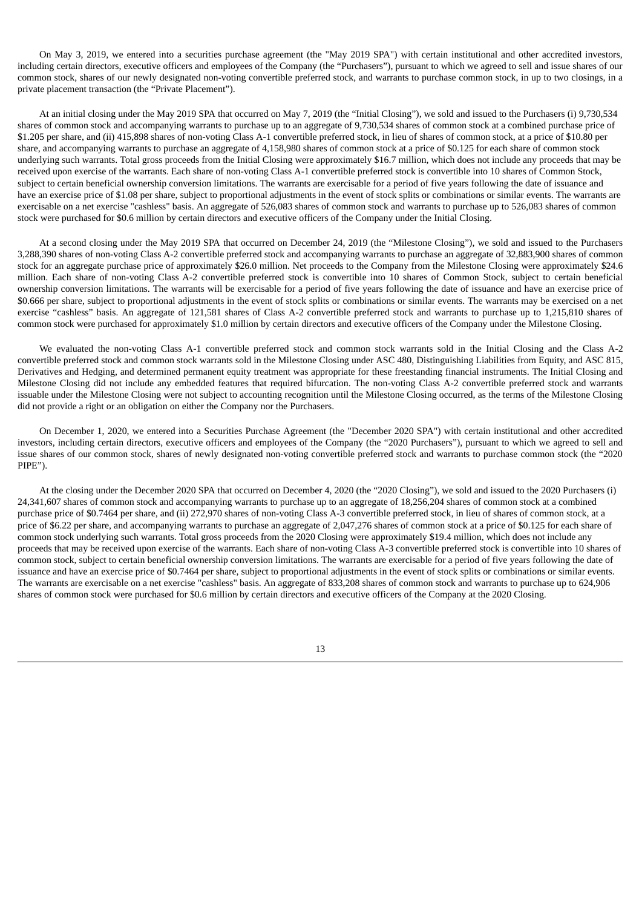On May 3, 2019, we entered into a securities purchase agreement (the "May 2019 SPA") with certain institutional and other accredited investors, including certain directors, executive officers and employees of the Company (the "Purchasers"), pursuant to which we agreed to sell and issue shares of our common stock, shares of our newly designated non-voting convertible preferred stock, and warrants to purchase common stock, in up to two closings, in a private placement transaction (the "Private Placement").

At an initial closing under the May 2019 SPA that occurred on May 7, 2019 (the "Initial Closing"), we sold and issued to the Purchasers (i) 9,730,534 shares of common stock and accompanying warrants to purchase up to an aggregate of 9,730,534 shares of common stock at a combined purchase price of $1.205 per share, and (ii) 415,898 shares of non-voting Class A-1 convertible preferred stock, in lieu of shares of common stock, at a price of $10.80 per share, and accompanying warrants to purchase an aggregate of 4,158,980 shares of common stock at a price of $0.125 for each share of common stock underlying such warrants. Total gross proceeds from the Initial Closing were approximately $16.7 million, which does not include any proceeds that may be received upon exercise of the warrants. Each share of non-voting Class A-1 convertible preferred stock is convertible into 10 shares of Common Stock, subject to certain beneficial ownership conversion limitations. The warrants are exercisable for a period of five years following the date of issuance and have an exercise price of $1.08 per share, subject to proportional adjustments in the event of stock splits or combinations or similar events. The warrants are exercisable on a net exercise "cashless" basis. An aggregate of 526,083 shares of common stock and warrants to purchase up to 526,083 shares of common stock were purchased for $0.6 million by certain directors and executive officers of the Company under the Initial Closing.

At a second closing under the May 2019 SPA that occurred on December 24, 2019 (the "Milestone Closing"), we sold and issued to the Purchasers 3,288,390 shares of non-voting Class A-2 convertible preferred stock and accompanying warrants to purchase an aggregate of 32,883,900 shares of common stock for an aggregate purchase price of approximately $26.0 million. Net proceeds to the Company from the Milestone Closing were approximately $24.6 million. Each share of non-voting Class A-2 convertible preferred stock is convertible into 10 shares of Common Stock, subject to certain beneficial ownership conversion limitations. The warrants will be exercisable for a period of five years following the date of issuance and have an exercise price of $0.666 per share, subject to proportional adjustments in the event of stock splits or combinations or similar events. The warrants may be exercised on a net exercise "cashless" basis. An aggregate of 121,581 shares of Class A-2 convertible preferred stock and warrants to purchase up to 1,215,810 shares of common stock were purchased for approximately $1.0 million by certain directors and executive officers of the Company under the Milestone Closing.

We evaluated the non-voting Class A-1 convertible preferred stock and common stock warrants sold in the Initial Closing and the Class A-2 convertible preferred stock and common stock warrants sold in the Milestone Closing under ASC 480, Distinguishing Liabilities from Equity, and ASC 815, Derivatives and Hedging, and determined permanent equity treatment was appropriate for these freestanding financial instruments. The Initial Closing and Milestone Closing did not include any embedded features that required bifurcation. The non-voting Class A-2 convertible preferred stock and warrants issuable under the Milestone Closing were not subject to accounting recognition until the Milestone Closing occurred, as the terms of the Milestone Closing did not provide a right or an obligation on either the Company nor the Purchasers.

On December 1, 2020, we entered into a Securities Purchase Agreement (the "December 2020 SPA") with certain institutional and other accredited investors, including certain directors, executive officers and employees of the Company (the "2020 Purchasers"), pursuant to which we agreed to sell and issue shares of our common stock, shares of newly designated non-voting convertible preferred stock and warrants to purchase common stock (the "2020 PIPE").

At the closing under the December 2020 SPA that occurred on December 4, 2020 (the "2020 Closing"), we sold and issued to the 2020 Purchasers (i) 24,341,607 shares of common stock and accompanying warrants to purchase up to an aggregate of 18,256,204 shares of common stock at a combined purchase price of $0.7464 per share, and (ii) 272,970 shares of non-voting Class A-3 convertible preferred stock, in lieu of shares of common stock, at a price of $6.22 per share, and accompanying warrants to purchase an aggregate of 2,047,276 shares of common stock at a price of $0.125 for each share of common stock underlying such warrants. Total gross proceeds from the 2020 Closing were approximately $19.4 million, which does not include any proceeds that may be received upon exercise of the warrants. Each share of non-voting Class A-3 convertible preferred stock is convertible into 10 shares of common stock, subject to certain beneficial ownership conversion limitations. The warrants are exercisable for a period of five years following the date of issuance and have an exercise price of $0.7464 per share, subject to proportional adjustments in the event of stock splits or combinations or similar events. The warrants are exercisable on a net exercise "cashless" basis. An aggregate of 833,208 shares of common stock and warrants to purchase up to 624,906 shares of common stock were purchased for $0.6 million by certain directors and executive officers of the Company at the 2020 Closing.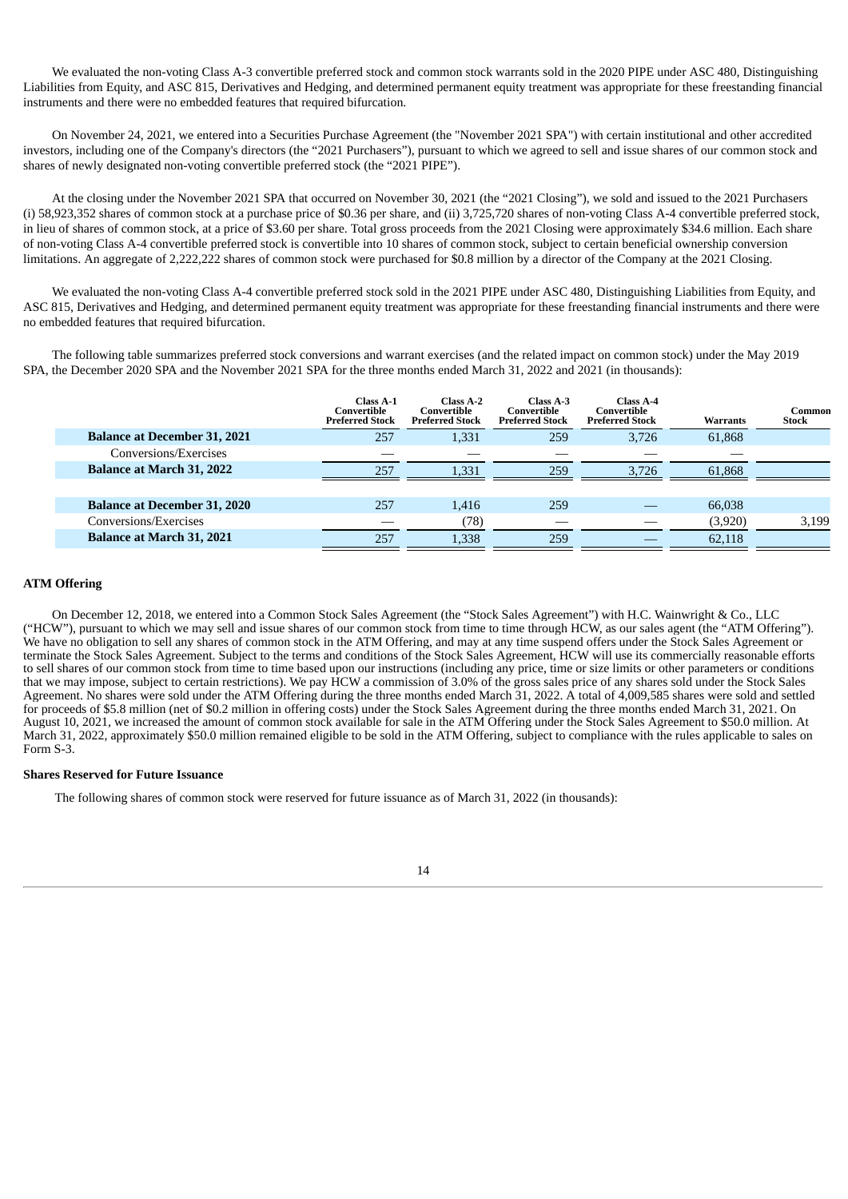We evaluated the non-voting Class A-3 convertible preferred stock and common stock warrants sold in the 2020 PIPE under ASC 480, Distinguishing Liabilities from Equity, and ASC 815, Derivatives and Hedging, and determined permanent equity treatment was appropriate for these freestanding financial instruments and there were no embedded features that required bifurcation.

On November 24, 2021, we entered into a Securities Purchase Agreement (the "November 2021 SPA") with certain institutional and other accredited investors, including one of the Company's directors (the “2021 Purchasers”), pursuant to which we agreed to sell and issue shares of our common stock and shares of newly designated non-voting convertible preferred stock (the “2021 PIPE”).

At the closing under the November 2021 SPA that occurred on November 30, 2021 (the “2021 Closing”), we sold and issued to the 2021 Purchasers (i) 58,923,352 shares of common stock at a purchase price of $0.36 per share, and (ii) 3,725,720 shares of non-voting Class A-4 convertible preferred stock, in lieu of shares of common stock, at a price of $3.60 per share. Total gross proceeds from the 2021 Closing were approximately $34.6 million. Each share of non-voting Class A-4 convertible preferred stock is convertible into 10 shares of common stock, subject to certain beneficial ownership conversion limitations. An aggregate of 2,222,222 shares of common stock were purchased for $0.8 million by a director of the Company at the 2021 Closing.

We evaluated the non-voting Class A-4 convertible preferred stock sold in the 2021 PIPE under ASC 480, Distinguishing Liabilities from Equity, and ASC 815, Derivatives and Hedging, and determined permanent equity treatment was appropriate for these freestanding financial instruments and there were no embedded features that required bifurcation.

The following table summarizes preferred stock conversions and warrant exercises (and the related impact on common stock) under the May 2019 SPA, the December 2020 SPA and the November 2021 SPA for the three months ended March 31, 2022 and 2021 (in thousands):

| | Class A-1 Convertible Preferred Stock | Class A-2 Convertible Preferred Stock | Class A-3 Convertible Preferred Stock | Class A-4 Convertible Preferred Stock | Warrants | Common Stock |
|---|---|---|---|---|---|---|
| **Balance at December 31, 2021** | 257 | 1,331 | 259 | 3,726 | 61,868 | |
| Conversions/Exercises | — | — | — | — | — | |
| **Balance at March 31, 2022** | 257 | 1,331 | 259 | 3,726 | 61,868 | |
| | | | | | | |
| **Balance at December 31, 2020** | 257 | 1,416 | 259 | — | 66,038 | |
| Conversions/Exercises | — | (78) | — | — | (3,920) | 3,199 |
| **Balance at March 31, 2021** | 257 | 1,338 | 259 | — | 62,118 | |

**ATM Offering**

On December 12, 2018, we entered into a Common Stock Sales Agreement (the “Stock Sales Agreement”) with H.C. Wainwright & Co., LLC (“HCW”), pursuant to which we may sell and issue shares of our common stock from time to time through HCW, as our sales agent (the “ATM Offering”). We have no obligation to sell any shares of common stock in the ATM Offering, and may at any time suspend offers under the Stock Sales Agreement or terminate the Stock Sales Agreement. Subject to the terms and conditions of the Stock Sales Agreement, HCW will use its commercially reasonable efforts to sell shares of our common stock from time to time based upon our instructions (including any price, time or size limits or other parameters or conditions that we may impose, subject to certain restrictions). We pay HCW a commission of 3.0% of the gross sales price of any shares sold under the Stock Sales Agreement. No shares were sold under the ATM Offering during the three months ended March 31, 2022. A total of 4,009,585 shares were sold and settled for proceeds of $5.8 million (net of $0.2 million in offering costs) under the Stock Sales Agreement during the three months ended March 31, 2021. On August 10, 2021, we increased the amount of common stock available for sale in the ATM Offering under the Stock Sales Agreement to $50.0 million. At March 31, 2022, approximately $50.0 million remained eligible to be sold in the ATM Offering, subject to compliance with the rules applicable to sales on Form S-3.

**Shares Reserved for Future Issuance**

The following shares of common stock were reserved for future issuance as of March 31, 2022 (in thousands):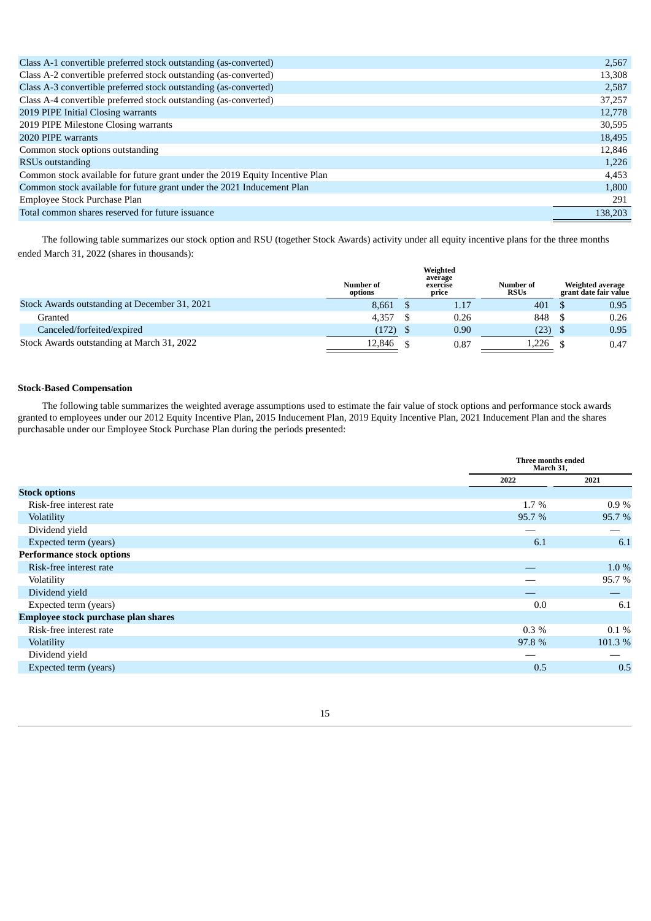| | |
|---|---|
| Class A-1 convertible preferred stock outstanding (as-converted) | 2,567 |
| Class A-2 convertible preferred stock outstanding (as-converted) | 13,308 |
| Class A-3 convertible preferred stock outstanding (as-converted) | 2,587 |
| Class A-4 convertible preferred stock outstanding (as-converted) | 37,257 |
| 2019 PIPE Initial Closing warrants | 12,778 |
| 2019 PIPE Milestone Closing warrants | 30,595 |
| 2020 PIPE warrants | 18,495 |
| Common stock options outstanding | 12,846 |
| RSUs outstanding | 1,226 |
| Common stock available for future grant under the 2019 Equity Incentive Plan | 4,453 |
| Common stock available for future grant under the 2021 Inducement Plan | 1,800 |
| Employee Stock Purchase Plan | 291 |
| Total common shares reserved for future issuance | 138,203 |

The following table summarizes our stock option and RSU (together Stock Awards) activity under all equity incentive plans for the three months ended March 31, 2022 (shares in thousands):

| | Number of options | Weighted average exercise price | Number of RSUs | Weighted average grant date fair value |
|---|---|---|---|---|
| Stock Awards outstanding at December 31, 2021 | 8,661 | $ 1.17 | 401 | $ 0.95 |
| Granted | 4,357 | $ 0.26 | 848 | $ 0.26 |
| Canceled/forfeited/expired | (172) | $ 0.90 | (23) | $ 0.95 |
| Stock Awards outstanding at March 31, 2022 | 12,846 | $ 0.87 | 1,226 | $ 0.47 |

**Stock-Based Compensation**

The following table summarizes the weighted average assumptions used to estimate the fair value of stock options and performance stock awards granted to employees under our 2012 Equity Incentive Plan, 2015 Inducement Plan, 2019 Equity Incentive Plan, 2021 Inducement Plan and the shares purchasable under our Employee Stock Purchase Plan during the periods presented:

| | Three months ended March 31, | |
|---|---|---|
| | 2022 | 2021 |
| **Stock options** | | |
| Risk-free interest rate | 1.7 % | 0.9 % |
| Volatility | 95.7 % | 95.7 % |
| Dividend yield | — | — |
| Expected term (years) | 6.1 | 6.1 |
| **Performance stock options** | | |
| Risk-free interest rate | — | 1.0 % |
| Volatility | — | 95.7 % |
| Dividend yield | — | — |
| Expected term (years) | 0.0 | 6.1 |
| **Employee stock purchase plan shares** | | |
| Risk-free interest rate | 0.3 % | 0.1 % |
| Volatility | 97.8 % | 101.3 % |
| Dividend yield | — | — |
| Expected term (years) | 0.5 | 0.5 |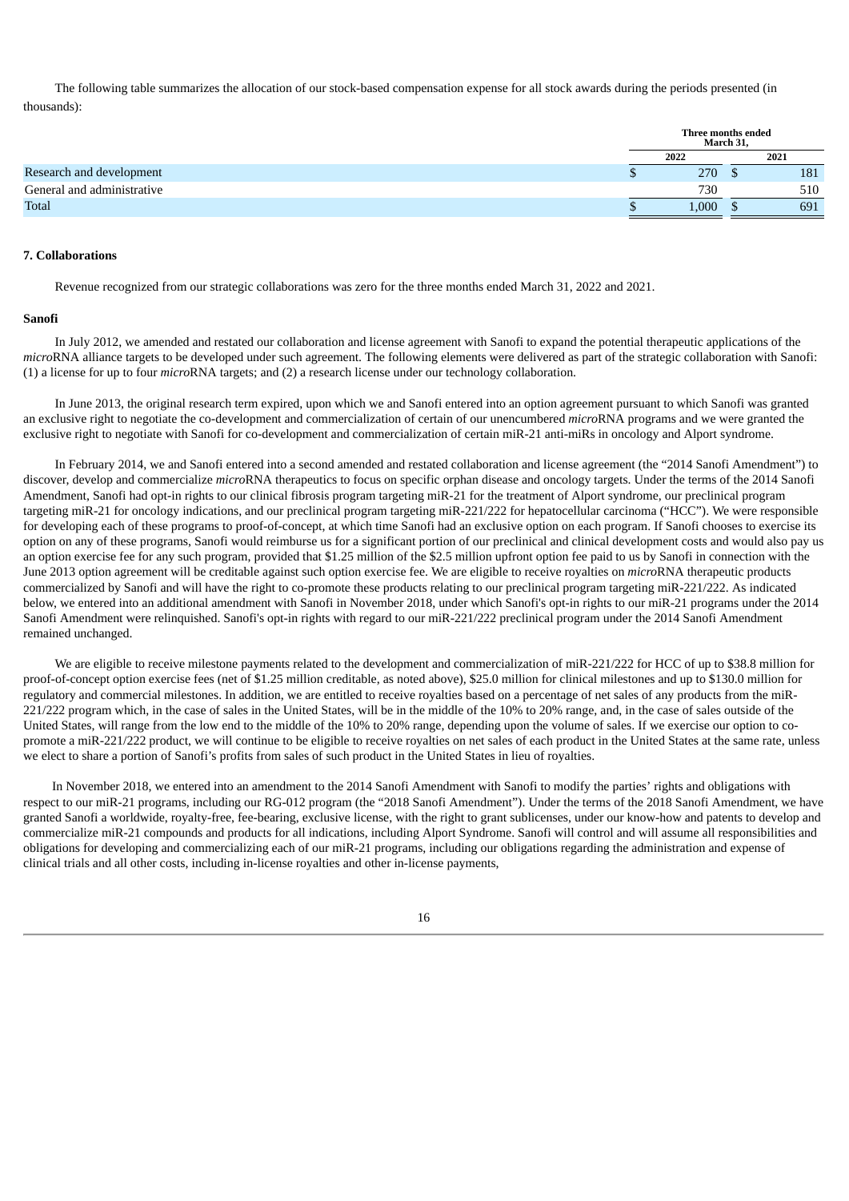The following table summarizes the allocation of our stock-based compensation expense for all stock awards during the periods presented (in thousands):

| | Three months ended March 31, | |
|---|---|---|
| | 2022 | 2021 |
| Research and development | $ 270 | $ 181 |
| General and administrative | 730 | 510 |
| Total | $ 1,000 | $ 691 |

**7. Collaborations**

Revenue recognized from our strategic collaborations was zero for the three months ended March 31, 2022 and 2021.

**Sanofi**

In July 2012, we amended and restated our collaboration and license agreement with Sanofi to expand the potential therapeutic applications of the *micro*RNA alliance targets to be developed under such agreement. The following elements were delivered as part of the strategic collaboration with Sanofi: (1) a license for up to four *micro*RNA targets; and (2) a research license under our technology collaboration.

In June 2013, the original research term expired, upon which we and Sanofi entered into an option agreement pursuant to which Sanofi was granted an exclusive right to negotiate the co-development and commercialization of certain of our unencumbered *micro*RNA programs and we were granted the exclusive right to negotiate with Sanofi for co-development and commercialization of certain miR-21 anti-miRs in oncology and Alport syndrome.

In February 2014, we and Sanofi entered into a second amended and restated collaboration and license agreement (the "2014 Sanofi Amendment") to discover, develop and commercialize *micro*RNA therapeutics to focus on specific orphan disease and oncology targets. Under the terms of the 2014 Sanofi Amendment, Sanofi had opt-in rights to our clinical fibrosis program targeting miR-21 for the treatment of Alport syndrome, our preclinical program targeting miR-21 for oncology indications, and our preclinical program targeting miR-221/222 for hepatocellular carcinoma ("HCC"). We were responsible for developing each of these programs to proof-of-concept, at which time Sanofi had an exclusive option on each program. If Sanofi chooses to exercise its option on any of these programs, Sanofi would reimburse us for a significant portion of our preclinical and clinical development costs and would also pay us an option exercise fee for any such program, provided that $1.25 million of the $2.5 million upfront option fee paid to us by Sanofi in connection with the June 2013 option agreement will be creditable against such option exercise fee. We are eligible to receive royalties on *micro*RNA therapeutic products commercialized by Sanofi and will have the right to co-promote these products relating to our preclinical program targeting miR-221/222. As indicated below, we entered into an additional amendment with Sanofi in November 2018, under which Sanofi's opt-in rights to our miR-21 programs under the 2014 Sanofi Amendment were relinquished. Sanofi's opt-in rights with regard to our miR-221/222 preclinical program under the 2014 Sanofi Amendment remained unchanged.

We are eligible to receive milestone payments related to the development and commercialization of miR-221/222 for HCC of up to $38.8 million for proof-of-concept option exercise fees (net of $1.25 million creditable, as noted above), $25.0 million for clinical milestones and up to $130.0 million for regulatory and commercial milestones. In addition, we are entitled to receive royalties based on a percentage of net sales of any products from the miR-221/222 program which, in the case of sales in the United States, will be in the middle of the 10% to 20% range, and, in the case of sales outside of the United States, will range from the low end to the middle of the 10% to 20% range, depending upon the volume of sales. If we exercise our option to co-promote a miR-221/222 product, we will continue to be eligible to receive royalties on net sales of each product in the United States at the same rate, unless we elect to share a portion of Sanofi's profits from sales of such product in the United States in lieu of royalties.

In November 2018, we entered into an amendment to the 2014 Sanofi Amendment with Sanofi to modify the parties' rights and obligations with respect to our miR-21 programs, including our RG-012 program (the "2018 Sanofi Amendment"). Under the terms of the 2018 Sanofi Amendment, we have granted Sanofi a worldwide, royalty-free, fee-bearing, exclusive license, with the right to grant sublicenses, under our know-how and patents to develop and commercialize miR-21 compounds and products for all indications, including Alport Syndrome. Sanofi will control and will assume all responsibilities and obligations for developing and commercializing each of our miR-21 programs, including our obligations regarding the administration and expense of clinical trials and all other costs, including in-license royalties and other in-license payments,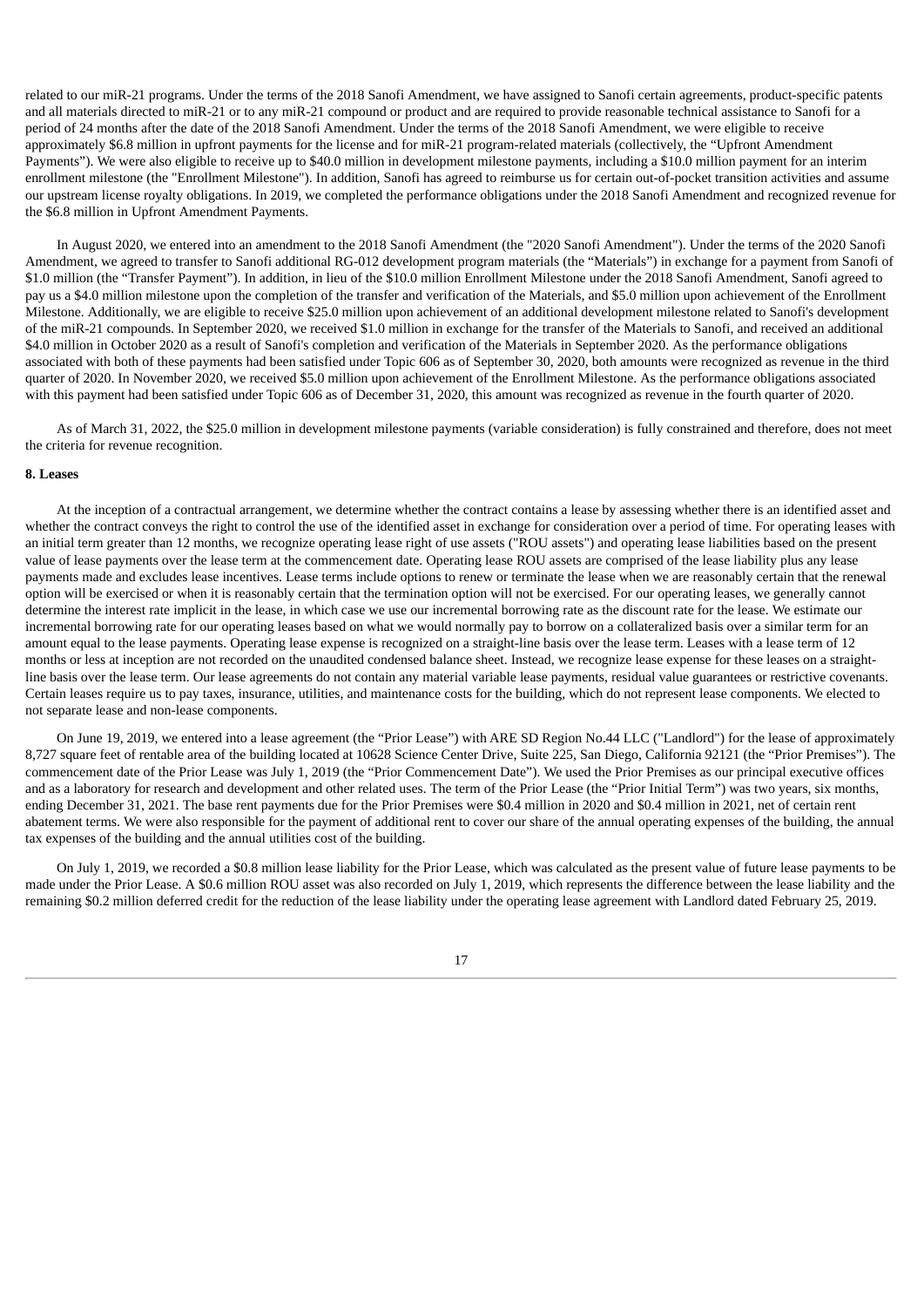related to our miR-21 programs. Under the terms of the 2018 Sanofi Amendment, we have assigned to Sanofi certain agreements, product-specific patents and all materials directed to miR-21 or to any miR-21 compound or product and are required to provide reasonable technical assistance to Sanofi for a period of 24 months after the date of the 2018 Sanofi Amendment. Under the terms of the 2018 Sanofi Amendment, we were eligible to receive approximately $6.8 million in upfront payments for the license and for miR-21 program-related materials (collectively, the "Upfront Amendment Payments"). We were also eligible to receive up to $40.0 million in development milestone payments, including a $10.0 million payment for an interim enrollment milestone (the "Enrollment Milestone"). In addition, Sanofi has agreed to reimburse us for certain out-of-pocket transition activities and assume our upstream license royalty obligations. In 2019, we completed the performance obligations under the 2018 Sanofi Amendment and recognized revenue for the $6.8 million in Upfront Amendment Payments.

In August 2020, we entered into an amendment to the 2018 Sanofi Amendment (the "2020 Sanofi Amendment"). Under the terms of the 2020 Sanofi Amendment, we agreed to transfer to Sanofi additional RG-012 development program materials (the "Materials") in exchange for a payment from Sanofi of $1.0 million (the "Transfer Payment"). In addition, in lieu of the $10.0 million Enrollment Milestone under the 2018 Sanofi Amendment, Sanofi agreed to pay us a $4.0 million milestone upon the completion of the transfer and verification of the Materials, and $5.0 million upon achievement of the Enrollment Milestone. Additionally, we are eligible to receive $25.0 million upon achievement of an additional development milestone related to Sanofi's development of the miR-21 compounds. In September 2020, we received $1.0 million in exchange for the transfer of the Materials to Sanofi, and received an additional $4.0 million in October 2020 as a result of Sanofi's completion and verification of the Materials in September 2020. As the performance obligations associated with both of these payments had been satisfied under Topic 606 as of September 30, 2020, both amounts were recognized as revenue in the third quarter of 2020. In November 2020, we received $5.0 million upon achievement of the Enrollment Milestone. As the performance obligations associated with this payment had been satisfied under Topic 606 as of December 31, 2020, this amount was recognized as revenue in the fourth quarter of 2020.

As of March 31, 2022, the $25.0 million in development milestone payments (variable consideration) is fully constrained and therefore, does not meet the criteria for revenue recognition.

**8. Leases**

At the inception of a contractual arrangement, we determine whether the contract contains a lease by assessing whether there is an identified asset and whether the contract conveys the right to control the use of the identified asset in exchange for consideration over a period of time. For operating leases with an initial term greater than 12 months, we recognize operating lease right of use assets ("ROU assets") and operating lease liabilities based on the present value of lease payments over the lease term at the commencement date. Operating lease ROU assets are comprised of the lease liability plus any lease payments made and excludes lease incentives. Lease terms include options to renew or terminate the lease when we are reasonably certain that the renewal option will be exercised or when it is reasonably certain that the termination option will not be exercised. For our operating leases, we generally cannot determine the interest rate implicit in the lease, in which case we use our incremental borrowing rate as the discount rate for the lease. We estimate our incremental borrowing rate for our operating leases based on what we would normally pay to borrow on a collateralized basis over a similar term for an amount equal to the lease payments. Operating lease expense is recognized on a straight-line basis over the lease term. Leases with a lease term of 12 months or less at inception are not recorded on the unaudited condensed balance sheet. Instead, we recognize lease expense for these leases on a straight-line basis over the lease term. Our lease agreements do not contain any material variable lease payments, residual value guarantees or restrictive covenants. Certain leases require us to pay taxes, insurance, utilities, and maintenance costs for the building, which do not represent lease components. We elected to not separate lease and non-lease components.

On June 19, 2019, we entered into a lease agreement (the "Prior Lease") with ARE SD Region No.44 LLC ("Landlord") for the lease of approximately 8,727 square feet of rentable area of the building located at 10628 Science Center Drive, Suite 225, San Diego, California 92121 (the "Prior Premises"). The commencement date of the Prior Lease was July 1, 2019 (the "Prior Commencement Date"). We used the Prior Premises as our principal executive offices and as a laboratory for research and development and other related uses. The term of the Prior Lease (the "Prior Initial Term") was two years, six months, ending December 31, 2021. The base rent payments due for the Prior Premises were $0.4 million in 2020 and $0.4 million in 2021, net of certain rent abatement terms. We were also responsible for the payment of additional rent to cover our share of the annual operating expenses of the building, the annual tax expenses of the building and the annual utilities cost of the building.

On July 1, 2019, we recorded a $0.8 million lease liability for the Prior Lease, which was calculated as the present value of future lease payments to be made under the Prior Lease. A $0.6 million ROU asset was also recorded on July 1, 2019, which represents the difference between the lease liability and the remaining $0.2 million deferred credit for the reduction of the lease liability under the operating lease agreement with Landlord dated February 25, 2019.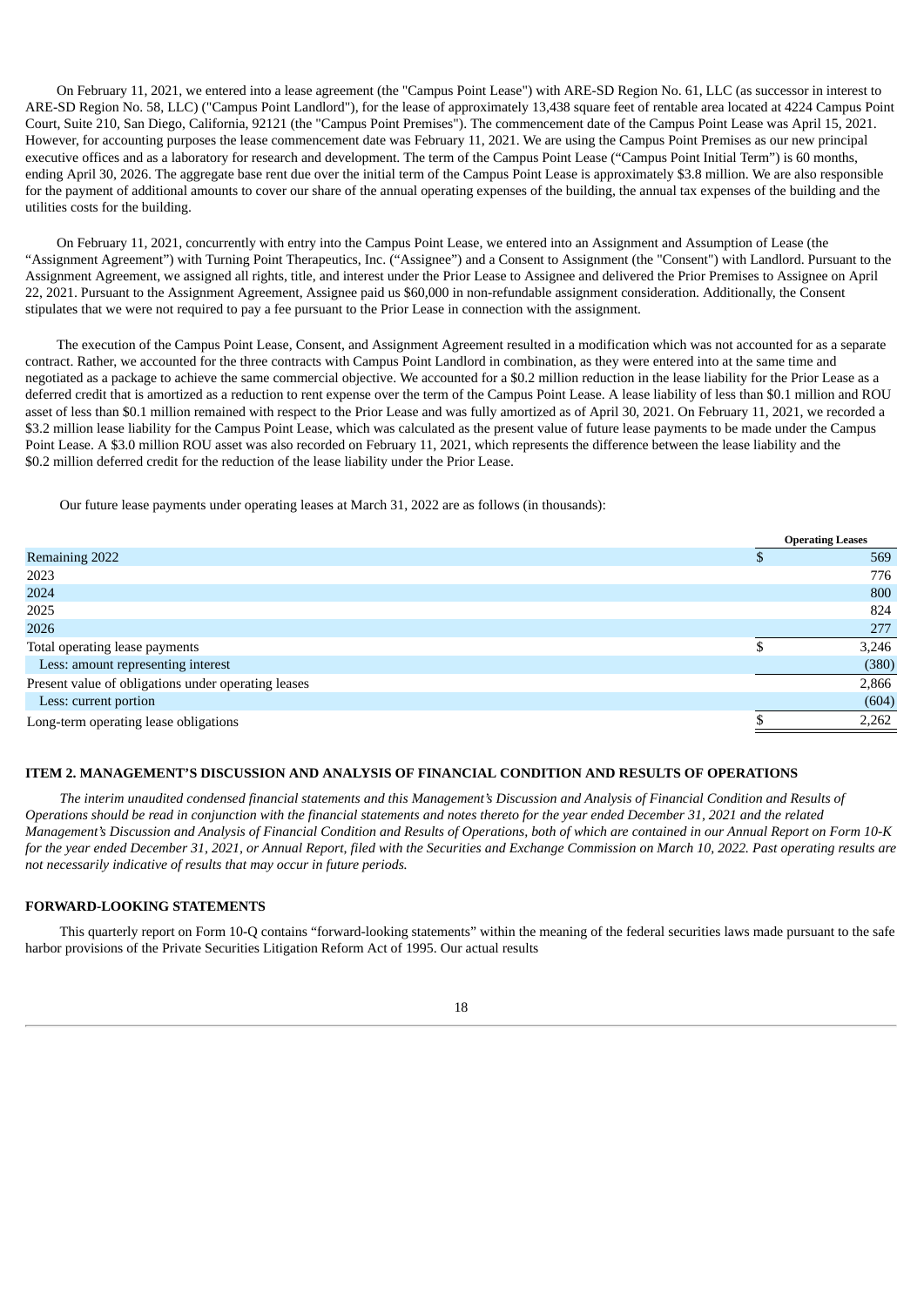On February 11, 2021, we entered into a lease agreement (the "Campus Point Lease") with ARE-SD Region No. 61, LLC (as successor in interest to ARE-SD Region No. 58, LLC) ("Campus Point Landlord"), for the lease of approximately 13,438 square feet of rentable area located at 4224 Campus Point Court, Suite 210, San Diego, California, 92121 (the "Campus Point Premises"). The commencement date of the Campus Point Lease was April 15, 2021. However, for accounting purposes the lease commencement date was February 11, 2021. We are using the Campus Point Premises as our new principal executive offices and as a laboratory for research and development. The term of the Campus Point Lease ("Campus Point Initial Term") is 60 months, ending April 30, 2026. The aggregate base rent due over the initial term of the Campus Point Lease is approximately $3.8 million. We are also responsible for the payment of additional amounts to cover our share of the annual operating expenses of the building, the annual tax expenses of the building and the utilities costs for the building.

On February 11, 2021, concurrently with entry into the Campus Point Lease, we entered into an Assignment and Assumption of Lease (the "Assignment Agreement") with Turning Point Therapeutics, Inc. ("Assignee") and a Consent to Assignment (the "Consent") with Landlord. Pursuant to the Assignment Agreement, we assigned all rights, title, and interest under the Prior Lease to Assignee and delivered the Prior Premises to Assignee on April 22, 2021. Pursuant to the Assignment Agreement, Assignee paid us $60,000 in non-refundable assignment consideration. Additionally, the Consent stipulates that we were not required to pay a fee pursuant to the Prior Lease in connection with the assignment.

The execution of the Campus Point Lease, Consent, and Assignment Agreement resulted in a modification which was not accounted for as a separate contract. Rather, we accounted for the three contracts with Campus Point Landlord in combination, as they were entered into at the same time and negotiated as a package to achieve the same commercial objective. We accounted for a $0.2 million reduction in the lease liability for the Prior Lease as a deferred credit that is amortized as a reduction to rent expense over the term of the Campus Point Lease. A lease liability of less than $0.1 million and ROU asset of less than $0.1 million remained with respect to the Prior Lease and was fully amortized as of April 30, 2021. On February 11, 2021, we recorded a $3.2 million lease liability for the Campus Point Lease, which was calculated as the present value of future lease payments to be made under the Campus Point Lease. A $3.0 million ROU asset was also recorded on February 11, 2021, which represents the difference between the lease liability and the $0.2 million deferred credit for the reduction of the lease liability under the Prior Lease.

Our future lease payments under operating leases at March 31, 2022 are as follows (in thousands):

| | Operating Leases |
|---|---|
| Remaining 2022 | $ 569 |
| 2023 | 776 |
| 2024 | 800 |
| 2025 | 824 |
| 2026 | 277 |
| Total operating lease payments | $ 3,246 |
| Less: amount representing interest | (380) |
| Present value of obligations under operating leases | 2,866 |
| Less: current portion | (604) |
| Long-term operating lease obligations | $ 2,262 |

## ITEM 2. MANAGEMENT'S DISCUSSION AND ANALYSIS OF FINANCIAL CONDITION AND RESULTS OF OPERATIONS

*The interim unaudited condensed financial statements and this Management's Discussion and Analysis of Financial Condition and Results of Operations should be read in conjunction with the financial statements and notes thereto for the year ended December 31, 2021 and the related Management's Discussion and Analysis of Financial Condition and Results of Operations, both of which are contained in our Annual Report on Form 10-K for the year ended December 31, 2021, or Annual Report, filed with the Securities and Exchange Commission on March 10, 2022. Past operating results are not necessarily indicative of results that may occur in future periods.*

## FORWARD-LOOKING STATEMENTS

This quarterly report on Form 10-Q contains "forward-looking statements" within the meaning of the federal securities laws made pursuant to the safe harbor provisions of the Private Securities Litigation Reform Act of 1995. Our actual results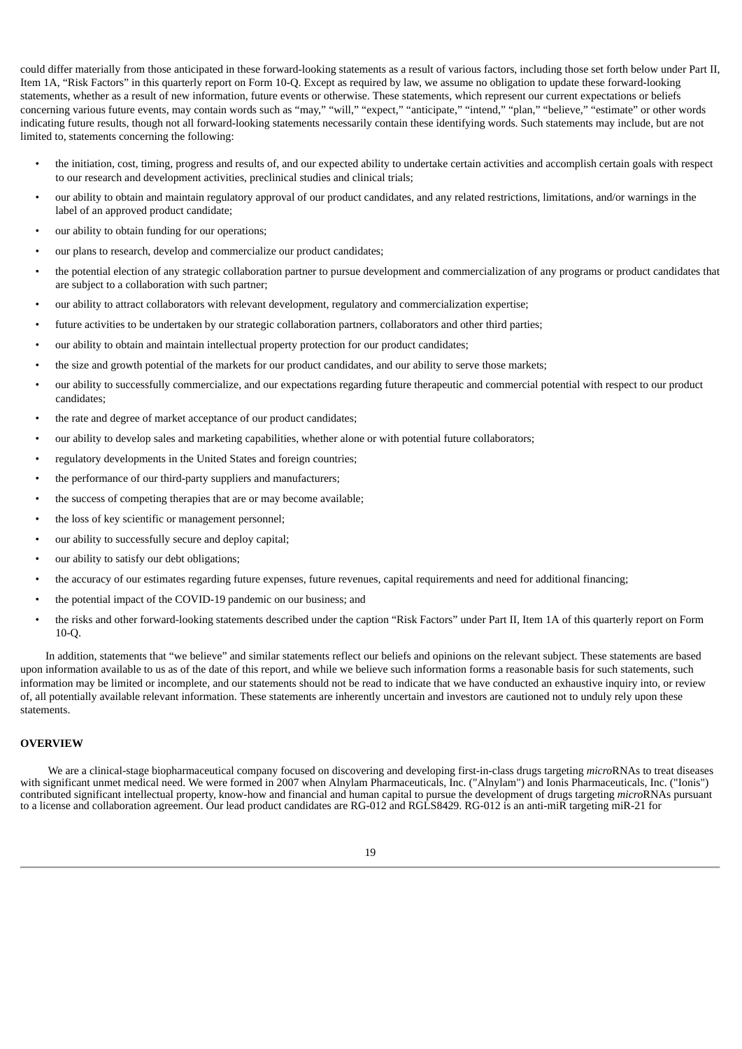could differ materially from those anticipated in these forward-looking statements as a result of various factors, including those set forth below under Part II, Item 1A, "Risk Factors" in this quarterly report on Form 10-Q. Except as required by law, we assume no obligation to update these forward-looking statements, whether as a result of new information, future events or otherwise. These statements, which represent our current expectations or beliefs concerning various future events, may contain words such as "may," "will," "expect," "anticipate," "intend," "plan," "believe," "estimate" or other words indicating future results, though not all forward-looking statements necessarily contain these identifying words. Such statements may include, but are not limited to, statements concerning the following:

- the initiation, cost, timing, progress and results of, and our expected ability to undertake certain activities and accomplish certain goals with respect to our research and development activities, preclinical studies and clinical trials;
- our ability to obtain and maintain regulatory approval of our product candidates, and any related restrictions, limitations, and/or warnings in the label of an approved product candidate;
- our ability to obtain funding for our operations;
- our plans to research, develop and commercialize our product candidates;
- the potential election of any strategic collaboration partner to pursue development and commercialization of any programs or product candidates that are subject to a collaboration with such partner;
- our ability to attract collaborators with relevant development, regulatory and commercialization expertise;
- future activities to be undertaken by our strategic collaboration partners, collaborators and other third parties;
- our ability to obtain and maintain intellectual property protection for our product candidates;
- the size and growth potential of the markets for our product candidates, and our ability to serve those markets;
- our ability to successfully commercialize, and our expectations regarding future therapeutic and commercial potential with respect to our product candidates;
- the rate and degree of market acceptance of our product candidates;
- our ability to develop sales and marketing capabilities, whether alone or with potential future collaborators;
- regulatory developments in the United States and foreign countries;
- the performance of our third-party suppliers and manufacturers;
- the success of competing therapies that are or may become available;
- the loss of key scientific or management personnel;
- our ability to successfully secure and deploy capital;
- our ability to satisfy our debt obligations;
- the accuracy of our estimates regarding future expenses, future revenues, capital requirements and need for additional financing;
- the potential impact of the COVID-19 pandemic on our business; and
- the risks and other forward-looking statements described under the caption "Risk Factors" under Part II, Item 1A of this quarterly report on Form 10-Q.

In addition, statements that "we believe" and similar statements reflect our beliefs and opinions on the relevant subject. These statements are based upon information available to us as of the date of this report, and while we believe such information forms a reasonable basis for such statements, such information may be limited or incomplete, and our statements should not be read to indicate that we have conducted an exhaustive inquiry into, or review of, all potentially available relevant information. These statements are inherently uncertain and investors are cautioned not to unduly rely upon these statements.

## OVERVIEW

We are a clinical-stage biopharmaceutical company focused on discovering and developing first-in-class drugs targeting *micro*RNAs to treat diseases with significant unmet medical need. We were formed in 2007 when Alnylam Pharmaceuticals, Inc. ("Alnylam") and Ionis Pharmaceuticals, Inc. ("Ionis") contributed significant intellectual property, know-how and financial and human capital to pursue the development of drugs targeting *micro*RNAs pursuant to a license and collaboration agreement. Our lead product candidates are RG-012 and RGLS8429. RG-012 is an anti-miR targeting miR-21 for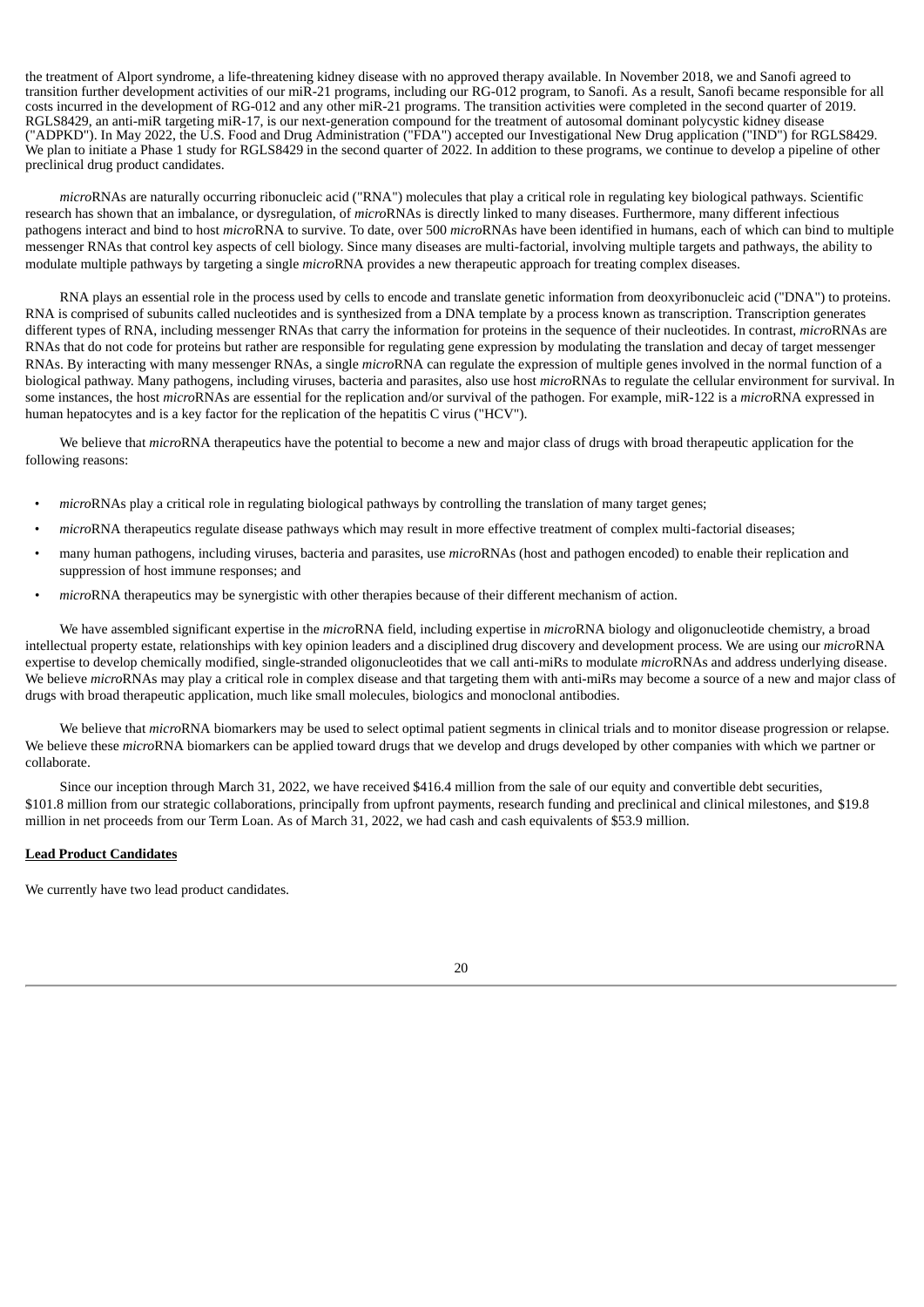the treatment of Alport syndrome, a life-threatening kidney disease with no approved therapy available. In November 2018, we and Sanofi agreed to transition further development activities of our miR-21 programs, including our RG-012 program, to Sanofi. As a result, Sanofi became responsible for all costs incurred in the development of RG-012 and any other miR-21 programs. The transition activities were completed in the second quarter of 2019. RGLS8429, an anti-miR targeting miR-17, is our next-generation compound for the treatment of autosomal dominant polycystic kidney disease ("ADPKD"). In May 2022, the U.S. Food and Drug Administration ("FDA") accepted our Investigational New Drug application ("IND") for RGLS8429. We plan to initiate a Phase 1 study for RGLS8429 in the second quarter of 2022. In addition to these programs, we continue to develop a pipeline of other preclinical drug product candidates.

*micro*RNAs are naturally occurring ribonucleic acid ("RNA") molecules that play a critical role in regulating key biological pathways. Scientific research has shown that an imbalance, or dysregulation, of *micro*RNAs is directly linked to many diseases. Furthermore, many different infectious pathogens interact and bind to host *micro*RNA to survive. To date, over 500 *micro*RNAs have been identified in humans, each of which can bind to multiple messenger RNAs that control key aspects of cell biology. Since many diseases are multi-factorial, involving multiple targets and pathways, the ability to modulate multiple pathways by targeting a single *micro*RNA provides a new therapeutic approach for treating complex diseases.

RNA plays an essential role in the process used by cells to encode and translate genetic information from deoxyribonucleic acid ("DNA") to proteins. RNA is comprised of subunits called nucleotides and is synthesized from a DNA template by a process known as transcription. Transcription generates different types of RNA, including messenger RNAs that carry the information for proteins in the sequence of their nucleotides. In contrast, *micro*RNAs are RNAs that do not code for proteins but rather are responsible for regulating gene expression by modulating the translation and decay of target messenger RNAs. By interacting with many messenger RNAs, a single *micro*RNA can regulate the expression of multiple genes involved in the normal function of a biological pathway. Many pathogens, including viruses, bacteria and parasites, also use host *micro*RNAs to regulate the cellular environment for survival. In some instances, the host *micro*RNAs are essential for the replication and/or survival of the pathogen. For example, miR-122 is a *micro*RNA expressed in human hepatocytes and is a key factor for the replication of the hepatitis C virus ("HCV").

We believe that *micro*RNA therapeutics have the potential to become a new and major class of drugs with broad therapeutic application for the following reasons:

- *micro*RNAs play a critical role in regulating biological pathways by controlling the translation of many target genes;
- *micro*RNA therapeutics regulate disease pathways which may result in more effective treatment of complex multi-factorial diseases;
- many human pathogens, including viruses, bacteria and parasites, use *micro*RNAs (host and pathogen encoded) to enable their replication and suppression of host immune responses; and
- *micro*RNA therapeutics may be synergistic with other therapies because of their different mechanism of action.

We have assembled significant expertise in the *micro*RNA field, including expertise in *micro*RNA biology and oligonucleotide chemistry, a broad intellectual property estate, relationships with key opinion leaders and a disciplined drug discovery and development process. We are using our *micro*RNA expertise to develop chemically modified, single-stranded oligonucleotides that we call anti-miRs to modulate *micro*RNAs and address underlying disease. We believe *micro*RNAs may play a critical role in complex disease and that targeting them with anti-miRs may become a source of a new and major class of drugs with broad therapeutic application, much like small molecules, biologics and monoclonal antibodies.

We believe that *micro*RNA biomarkers may be used to select optimal patient segments in clinical trials and to monitor disease progression or relapse. We believe these *micro*RNA biomarkers can be applied toward drugs that we develop and drugs developed by other companies with which we partner or collaborate.

Since our inception through March 31, 2022, we have received $416.4 million from the sale of our equity and convertible debt securities, $101.8 million from our strategic collaborations, principally from upfront payments, research funding and preclinical and clinical milestones, and $19.8 million in net proceeds from our Term Loan. As of March 31, 2022, we had cash and cash equivalents of $53.9 million.

**Lead Product Candidates**

We currently have two lead product candidates.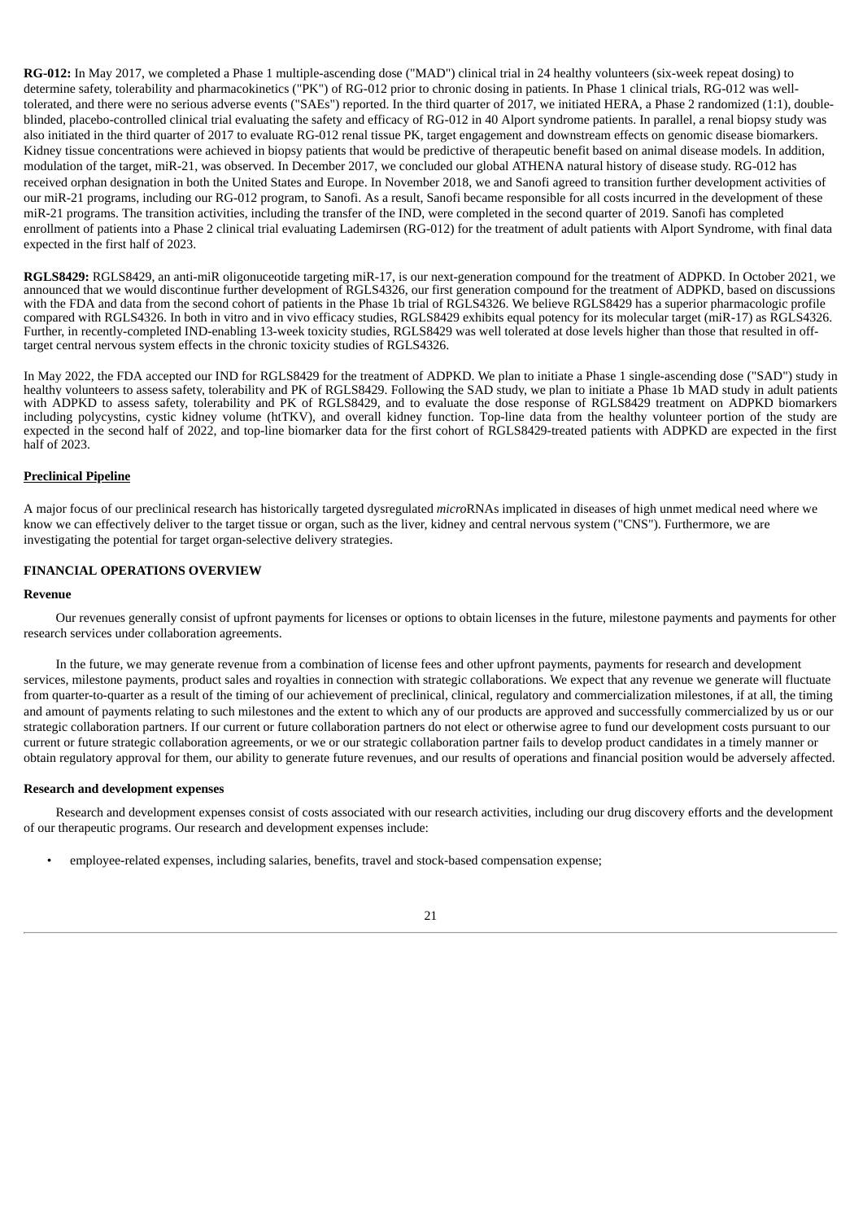**RG-012:** In May 2017, we completed a Phase 1 multiple-ascending dose ("MAD") clinical trial in 24 healthy volunteers (six-week repeat dosing) to determine safety, tolerability and pharmacokinetics ("PK") of RG-012 prior to chronic dosing in patients. In Phase 1 clinical trials, RG-012 was well-tolerated, and there were no serious adverse events ("SAEs") reported. In the third quarter of 2017, we initiated HERA, a Phase 2 randomized (1:1), double-blinded, placebo-controlled clinical trial evaluating the safety and efficacy of RG-012 in 40 Alport syndrome patients. In parallel, a renal biopsy study was also initiated in the third quarter of 2017 to evaluate RG-012 renal tissue PK, target engagement and downstream effects on genomic disease biomarkers. Kidney tissue concentrations were achieved in biopsy patients that would be predictive of therapeutic benefit based on animal disease models. In addition, modulation of the target, miR-21, was observed. In December 2017, we concluded our global ATHENA natural history of disease study. RG-012 has received orphan designation in both the United States and Europe. In November 2018, we and Sanofi agreed to transition further development activities of our miR-21 programs, including our RG-012 program, to Sanofi. As a result, Sanofi became responsible for all costs incurred in the development of these miR-21 programs. The transition activities, including the transfer of the IND, were completed in the second quarter of 2019. Sanofi has completed enrollment of patients into a Phase 2 clinical trial evaluating Lademirsen (RG-012) for the treatment of adult patients with Alport Syndrome, with final data expected in the first half of 2023.

**RGLS8429:** RGLS8429, an anti-miR oligonuceotide targeting miR-17, is our next-generation compound for the treatment of ADPKD. In October 2021, we announced that we would discontinue further development of RGLS4326, our first generation compound for the treatment of ADPKD, based on discussions with the FDA and data from the second cohort of patients in the Phase 1b trial of RGLS4326. We believe RGLS8429 has a superior pharmacologic profile compared with RGLS4326. In both in vitro and in vivo efficacy studies, RGLS8429 exhibits equal potency for its molecular target (miR-17) as RGLS4326. Further, in recently-completed IND-enabling 13-week toxicity studies, RGLS8429 was well tolerated at dose levels higher than those that resulted in off-target central nervous system effects in the chronic toxicity studies of RGLS4326.

In May 2022, the FDA accepted our IND for RGLS8429 for the treatment of ADPKD. We plan to initiate a Phase 1 single-ascending dose ("SAD") study in healthy volunteers to assess safety, tolerability and PK of RGLS8429. Following the SAD study, we plan to initiate a Phase 1b MAD study in adult patients with ADPKD to assess safety, tolerability and PK of RGLS8429, and to evaluate the dose response of RGLS8429 treatment on ADPKD biomarkers including polycystins, cystic kidney volume (htTKV), and overall kidney function. Top-line data from the healthy volunteer portion of the study are expected in the second half of 2022, and top-line biomarker data for the first cohort of RGLS8429-treated patients with ADPKD are expected in the first half of 2023.

**Preclinical Pipeline**

A major focus of our preclinical research has historically targeted dysregulated *micro*RNAs implicated in diseases of high unmet medical need where we know we can effectively deliver to the target tissue or organ, such as the liver, kidney and central nervous system ("CNS"). Furthermore, we are investigating the potential for target organ-selective delivery strategies.

## FINANCIAL OPERATIONS OVERVIEW

### Revenue

Our revenues generally consist of upfront payments for licenses or options to obtain licenses in the future, milestone payments and payments for other research services under collaboration agreements.

In the future, we may generate revenue from a combination of license fees and other upfront payments, payments for research and development services, milestone payments, product sales and royalties in connection with strategic collaborations. We expect that any revenue we generate will fluctuate from quarter-to-quarter as a result of the timing of our achievement of preclinical, clinical, regulatory and commercialization milestones, if at all, the timing and amount of payments relating to such milestones and the extent to which any of our products are approved and successfully commercialized by us or our strategic collaboration partners. If our current or future collaboration partners do not elect or otherwise agree to fund our development costs pursuant to our current or future strategic collaboration agreements, or we or our strategic collaboration partner fails to develop product candidates in a timely manner or obtain regulatory approval for them, our ability to generate future revenues, and our results of operations and financial position would be adversely affected.

### Research and development expenses

Research and development expenses consist of costs associated with our research activities, including our drug discovery efforts and the development of our therapeutic programs. Our research and development expenses include:

- employee-related expenses, including salaries, benefits, travel and stock-based compensation expense;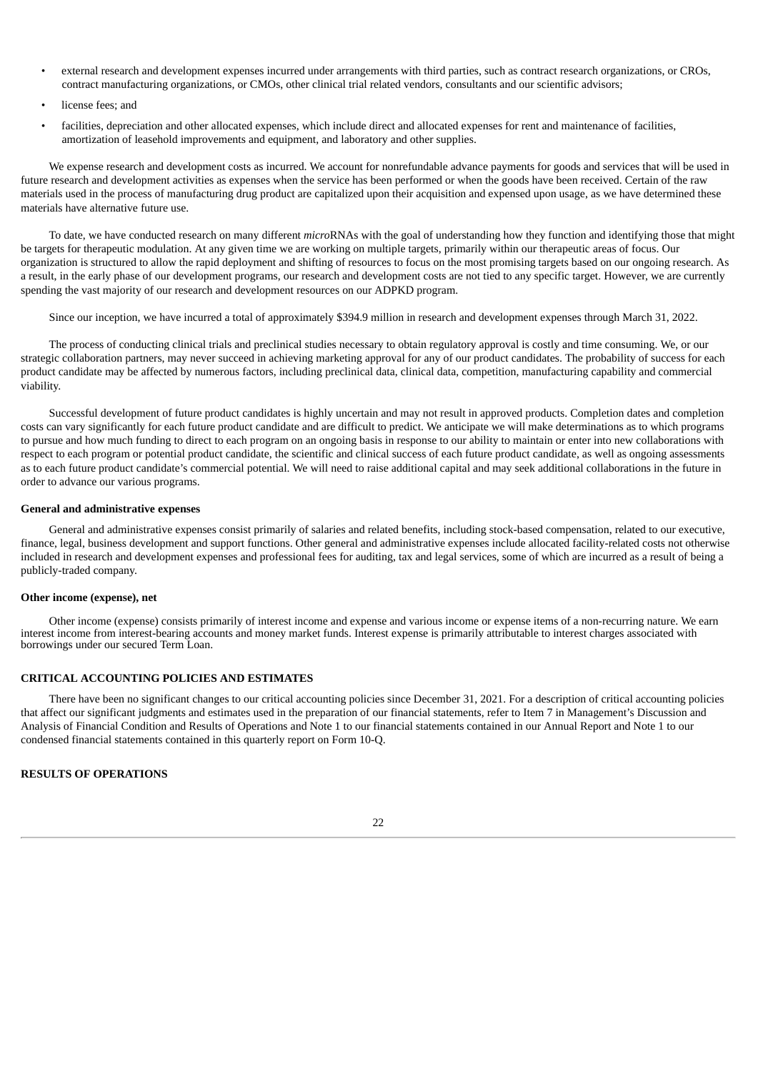- external research and development expenses incurred under arrangements with third parties, such as contract research organizations, or CROs, contract manufacturing organizations, or CMOs, other clinical trial related vendors, consultants and our scientific advisors;
- license fees; and
- facilities, depreciation and other allocated expenses, which include direct and allocated expenses for rent and maintenance of facilities, amortization of leasehold improvements and equipment, and laboratory and other supplies.

We expense research and development costs as incurred. We account for nonrefundable advance payments for goods and services that will be used in future research and development activities as expenses when the service has been performed or when the goods have been received. Certain of the raw materials used in the process of manufacturing drug product are capitalized upon their acquisition and expensed upon usage, as we have determined these materials have alternative future use.

To date, we have conducted research on many different *micro*RNAs with the goal of understanding how they function and identifying those that might be targets for therapeutic modulation. At any given time we are working on multiple targets, primarily within our therapeutic areas of focus. Our organization is structured to allow the rapid deployment and shifting of resources to focus on the most promising targets based on our ongoing research. As a result, in the early phase of our development programs, our research and development costs are not tied to any specific target. However, we are currently spending the vast majority of our research and development resources on our ADPKD program.

Since our inception, we have incurred a total of approximately $394.9 million in research and development expenses through March 31, 2022.

The process of conducting clinical trials and preclinical studies necessary to obtain regulatory approval is costly and time consuming. We, or our strategic collaboration partners, may never succeed in achieving marketing approval for any of our product candidates. The probability of success for each product candidate may be affected by numerous factors, including preclinical data, clinical data, competition, manufacturing capability and commercial viability.

Successful development of future product candidates is highly uncertain and may not result in approved products. Completion dates and completion costs can vary significantly for each future product candidate and are difficult to predict. We anticipate we will make determinations as to which programs to pursue and how much funding to direct to each program on an ongoing basis in response to our ability to maintain or enter into new collaborations with respect to each program or potential product candidate, the scientific and clinical success of each future product candidate, as well as ongoing assessments as to each future product candidate's commercial potential. We will need to raise additional capital and may seek additional collaborations in the future in order to advance our various programs.

**General and administrative expenses**

General and administrative expenses consist primarily of salaries and related benefits, including stock-based compensation, related to our executive, finance, legal, business development and support functions. Other general and administrative expenses include allocated facility-related costs not otherwise included in research and development expenses and professional fees for auditing, tax and legal services, some of which are incurred as a result of being a publicly-traded company.

**Other income (expense), net**

Other income (expense) consists primarily of interest income and expense and various income or expense items of a non-recurring nature. We earn interest income from interest-bearing accounts and money market funds. Interest expense is primarily attributable to interest charges associated with borrowings under our secured Term Loan.

## CRITICAL ACCOUNTING POLICIES AND ESTIMATES

There have been no significant changes to our critical accounting policies since December 31, 2021. For a description of critical accounting policies that affect our significant judgments and estimates used in the preparation of our financial statements, refer to Item 7 in Management's Discussion and Analysis of Financial Condition and Results of Operations and Note 1 to our financial statements contained in our Annual Report and Note 1 to our condensed financial statements contained in this quarterly report on Form 10-Q.

## RESULTS OF OPERATIONS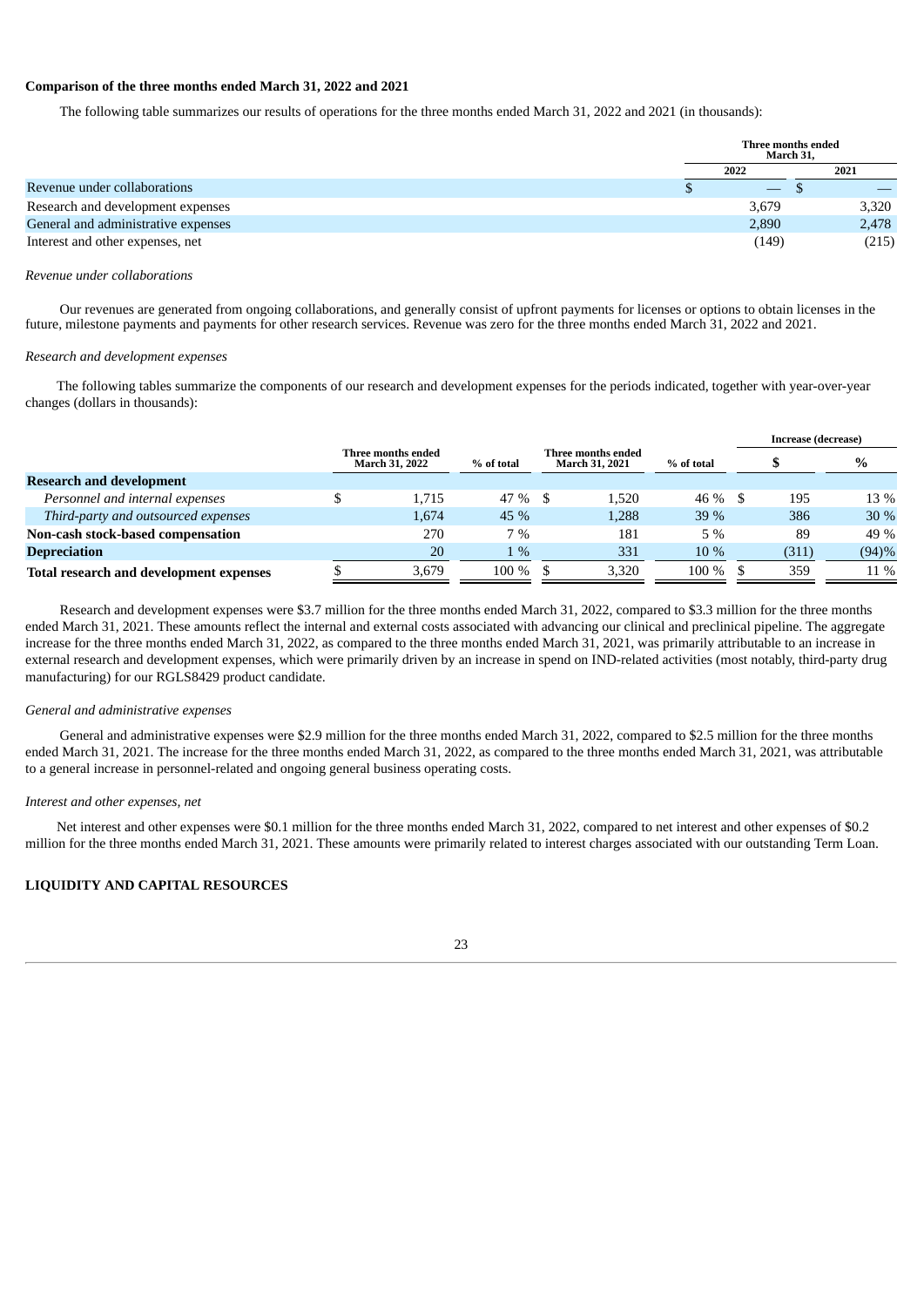**Comparison of the three months ended March 31, 2022 and 2021**

The following table summarizes our results of operations for the three months ended March 31, 2022 and 2021 (in thousands):

| | Three months ended March 31, | |
|---|---|---|
| | 2022 | 2021 |
| Revenue under collaborations | $ — | $ — |
| Research and development expenses | 3,679 | 3,320 |
| General and administrative expenses | 2,890 | 2,478 |
| Interest and other expenses, net | (149) | (215) |

*Revenue under collaborations*

Our revenues are generated from ongoing collaborations, and generally consist of upfront payments for licenses or options to obtain licenses in the future, milestone payments and payments for other research services. Revenue was zero for the three months ended March 31, 2022 and 2021.

*Research and development expenses*

The following tables summarize the components of our research and development expenses for the periods indicated, together with year-over-year changes (dollars in thousands):

| | Three months ended March 31, 2022 | % of total | Three months ended March 31, 2021 | % of total | Increase (decrease) | |
|---|---|---|---|---|---|---|
| | | | | | $ | % |
| **Research and development** | | | | | | |
| *Personnel and internal expenses* | $ 1,715 | 47 % | $ 1,520 | 46 % | $ 195 | 13 % |
| *Third-party and outsourced expenses* | 1,674 | 45 % | 1,288 | 39 % | 386 | 30 % |
| **Non-cash stock-based compensation** | 270 | 7 % | 181 | 5 % | 89 | 49 % |
| **Depreciation** | 20 | 1 % | 331 | 10 % | (311) | (94)% |
| **Total research and development expenses** | $ 3,679 | 100 % | $ 3,320 | 100 % | $ 359 | 11 % |

Research and development expenses were $3.7 million for the three months ended March 31, 2022, compared to $3.3 million for the three months ended March 31, 2021. These amounts reflect the internal and external costs associated with advancing our clinical and preclinical pipeline. The aggregate increase for the three months ended March 31, 2022, as compared to the three months ended March 31, 2021, was primarily attributable to an increase in external research and development expenses, which were primarily driven by an increase in spend on IND-related activities (most notably, third-party drug manufacturing) for our RGLS8429 product candidate.

*General and administrative expenses*

General and administrative expenses were $2.9 million for the three months ended March 31, 2022, compared to $2.5 million for the three months ended March 31, 2021. The increase for the three months ended March 31, 2022, as compared to the three months ended March 31, 2021, was attributable to a general increase in personnel-related and ongoing general business operating costs.

*Interest and other expenses, net*

Net interest and other expenses were $0.1 million for the three months ended March 31, 2022, compared to net interest and other expenses of $0.2 million for the three months ended March 31, 2021. These amounts were primarily related to interest charges associated with our outstanding Term Loan.

**LIQUIDITY AND CAPITAL RESOURCES**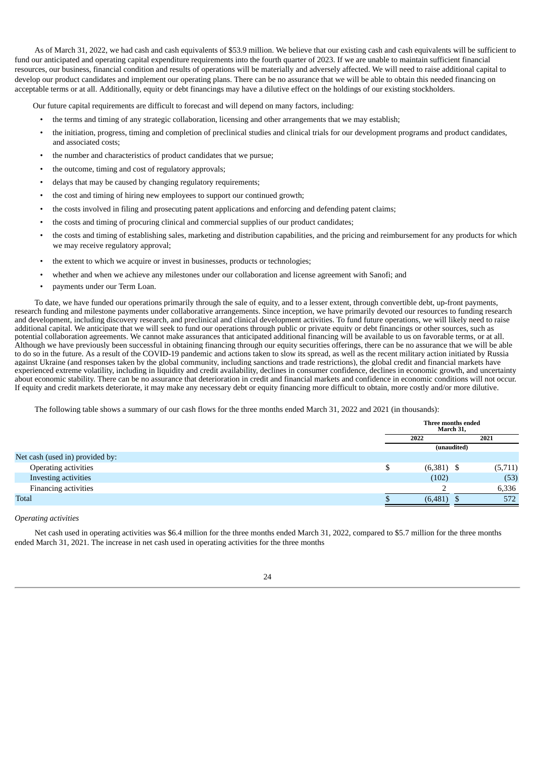As of March 31, 2022, we had cash and cash equivalents of $53.9 million. We believe that our existing cash and cash equivalents will be sufficient to fund our anticipated and operating capital expenditure requirements into the fourth quarter of 2023. If we are unable to maintain sufficient financial resources, our business, financial condition and results of operations will be materially and adversely affected. We will need to raise additional capital to develop our product candidates and implement our operating plans. There can be no assurance that we will be able to obtain this needed financing on acceptable terms or at all. Additionally, equity or debt financings may have a dilutive effect on the holdings of our existing stockholders.

Our future capital requirements are difficult to forecast and will depend on many factors, including:

- the terms and timing of any strategic collaboration, licensing and other arrangements that we may establish;
- the initiation, progress, timing and completion of preclinical studies and clinical trials for our development programs and product candidates, and associated costs;
- the number and characteristics of product candidates that we pursue;
- the outcome, timing and cost of regulatory approvals;
- delays that may be caused by changing regulatory requirements;
- the cost and timing of hiring new employees to support our continued growth;
- the costs involved in filing and prosecuting patent applications and enforcing and defending patent claims;
- the costs and timing of procuring clinical and commercial supplies of our product candidates;
- the costs and timing of establishing sales, marketing and distribution capabilities, and the pricing and reimbursement for any products for which we may receive regulatory approval;
- the extent to which we acquire or invest in businesses, products or technologies;
- whether and when we achieve any milestones under our collaboration and license agreement with Sanofi; and
- payments under our Term Loan.

To date, we have funded our operations primarily through the sale of equity, and to a lesser extent, through convertible debt, up-front payments, research funding and milestone payments under collaborative arrangements. Since inception, we have primarily devoted our resources to funding research and development, including discovery research, and preclinical and clinical development activities. To fund future operations, we will likely need to raise additional capital. We anticipate that we will seek to fund our operations through public or private equity or debt financings or other sources, such as potential collaboration agreements. We cannot make assurances that anticipated additional financing will be available to us on favorable terms, or at all. Although we have previously been successful in obtaining financing through our equity securities offerings, there can be no assurance that we will be able to do so in the future. As a result of the COVID-19 pandemic and actions taken to slow its spread, as well as the recent military action initiated by Russia against Ukraine (and responses taken by the global community, including sanctions and trade restrictions), the global credit and financial markets have experienced extreme volatility, including in liquidity and credit availability, declines in consumer confidence, declines in economic growth, and uncertainty about economic stability. There can be no assurance that deterioration in credit and financial markets and confidence in economic conditions will not occur. If equity and credit markets deteriorate, it may make any necessary debt or equity financing more difficult to obtain, more costly and/or more dilutive.

The following table shows a summary of our cash flows for the three months ended March 31, 2022 and 2021 (in thousands):

| | Three months ended March 31, | |
|---|---|---|
| | 2022 | 2021 |
| | (unaudited) | |
| Net cash (used in) provided by: | | |
| Operating activities | $ (6,381) | $ (5,711) |
| Investing activities | (102) | (53) |
| Financing activities | 2 | 6,336 |
| Total | $ (6,481) | $ 572 |

*Operating activities*

Net cash used in operating activities was $6.4 million for the three months ended March 31, 2022, compared to $5.7 million for the three months ended March 31, 2021. The increase in net cash used in operating activities for the three months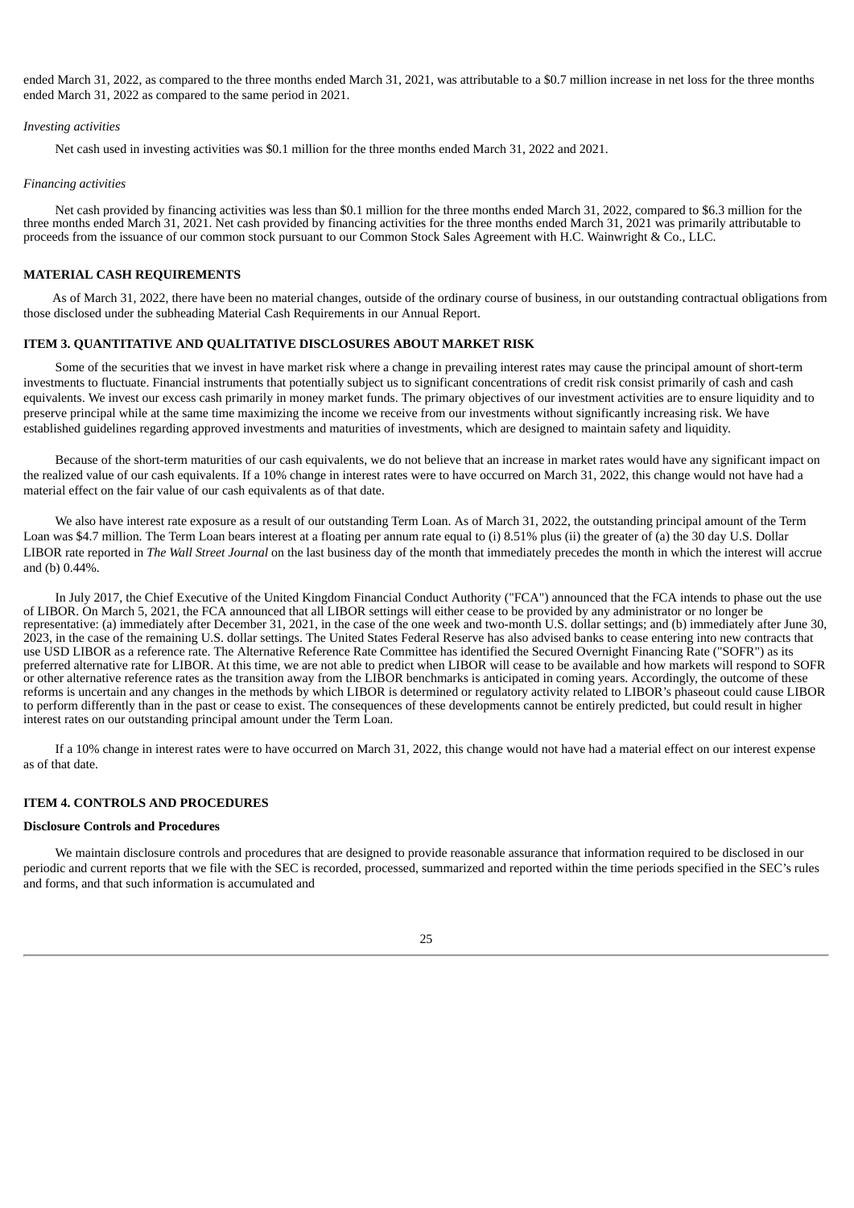ended March 31, 2022, as compared to the three months ended March 31, 2021, was attributable to a $0.7 million increase in net loss for the three months ended March 31, 2022 as compared to the same period in 2021.

*Investing activities*

Net cash used in investing activities was $0.1 million for the three months ended March 31, 2022 and 2021.

*Financing activities*

Net cash provided by financing activities was less than $0.1 million for the three months ended March 31, 2022, compared to $6.3 million for the three months ended March 31, 2021. Net cash provided by financing activities for the three months ended March 31, 2021 was primarily attributable to proceeds from the issuance of our common stock pursuant to our Common Stock Sales Agreement with H.C. Wainwright & Co., LLC.

## MATERIAL CASH REQUIREMENTS

As of March 31, 2022, there have been no material changes, outside of the ordinary course of business, in our outstanding contractual obligations from those disclosed under the subheading Material Cash Requirements in our Annual Report.

## ITEM 3. QUANTITATIVE AND QUALITATIVE DISCLOSURES ABOUT MARKET RISK

Some of the securities that we invest in have market risk where a change in prevailing interest rates may cause the principal amount of short-term investments to fluctuate. Financial instruments that potentially subject us to significant concentrations of credit risk consist primarily of cash and cash equivalents. We invest our excess cash primarily in money market funds. The primary objectives of our investment activities are to ensure liquidity and to preserve principal while at the same time maximizing the income we receive from our investments without significantly increasing risk. We have established guidelines regarding approved investments and maturities of investments, which are designed to maintain safety and liquidity.

Because of the short-term maturities of our cash equivalents, we do not believe that an increase in market rates would have any significant impact on the realized value of our cash equivalents. If a 10% change in interest rates were to have occurred on March 31, 2022, this change would not have had a material effect on the fair value of our cash equivalents as of that date.

We also have interest rate exposure as a result of our outstanding Term Loan. As of March 31, 2022, the outstanding principal amount of the Term Loan was $4.7 million. The Term Loan bears interest at a floating per annum rate equal to (i) 8.51% plus (ii) the greater of (a) the 30 day U.S. Dollar LIBOR rate reported in *The Wall Street Journal* on the last business day of the month that immediately precedes the month in which the interest will accrue and (b) 0.44%.

In July 2017, the Chief Executive of the United Kingdom Financial Conduct Authority ("FCA") announced that the FCA intends to phase out the use of LIBOR. On March 5, 2021, the FCA announced that all LIBOR settings will either cease to be provided by any administrator or no longer be representative: (a) immediately after December 31, 2021, in the case of the one week and two-month U.S. dollar settings; and (b) immediately after June 30, 2023, in the case of the remaining U.S. dollar settings. The United States Federal Reserve has also advised banks to cease entering into new contracts that use USD LIBOR as a reference rate. The Alternative Reference Rate Committee has identified the Secured Overnight Financing Rate ("SOFR") as its preferred alternative rate for LIBOR. At this time, we are not able to predict when LIBOR will cease to be available and how markets will respond to SOFR or other alternative reference rates as the transition away from the LIBOR benchmarks is anticipated in coming years. Accordingly, the outcome of these reforms is uncertain and any changes in the methods by which LIBOR is determined or regulatory activity related to LIBOR's phaseout could cause LIBOR to perform differently than in the past or cease to exist. The consequences of these developments cannot be entirely predicted, but could result in higher interest rates on our outstanding principal amount under the Term Loan.

If a 10% change in interest rates were to have occurred on March 31, 2022, this change would not have had a material effect on our interest expense as of that date.

## ITEM 4. CONTROLS AND PROCEDURES

### Disclosure Controls and Procedures

We maintain disclosure controls and procedures that are designed to provide reasonable assurance that information required to be disclosed in our periodic and current reports that we file with the SEC is recorded, processed, summarized and reported within the time periods specified in the SEC's rules and forms, and that such information is accumulated and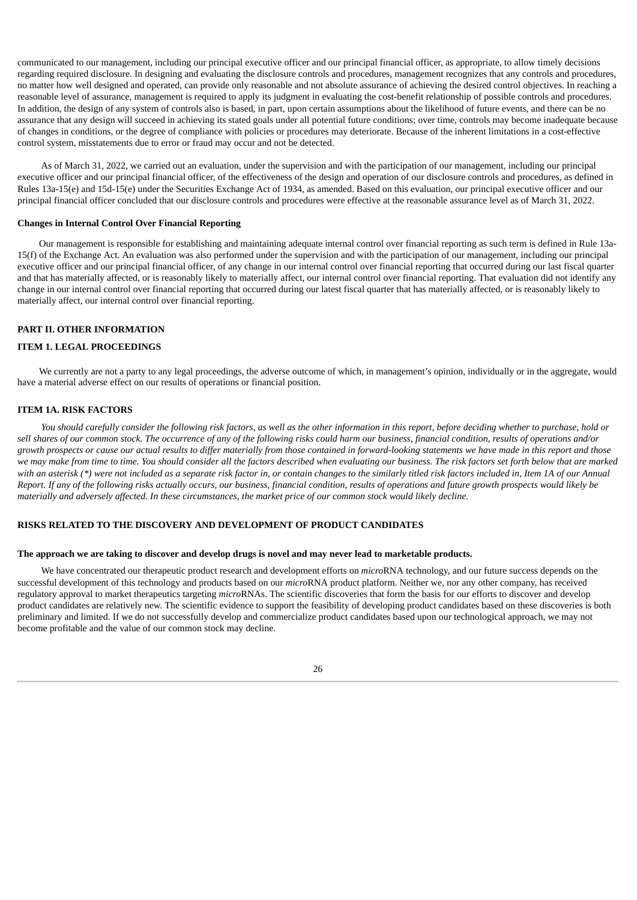communicated to our management, including our principal executive officer and our principal financial officer, as appropriate, to allow timely decisions regarding required disclosure. In designing and evaluating the disclosure controls and procedures, management recognizes that any controls and procedures, no matter how well designed and operated, can provide only reasonable and not absolute assurance of achieving the desired control objectives. In reaching a reasonable level of assurance, management is required to apply its judgment in evaluating the cost-benefit relationship of possible controls and procedures. In addition, the design of any system of controls also is based, in part, upon certain assumptions about the likelihood of future events, and there can be no assurance that any design will succeed in achieving its stated goals under all potential future conditions; over time, controls may become inadequate because of changes in conditions, or the degree of compliance with policies or procedures may deteriorate. Because of the inherent limitations in a cost-effective control system, misstatements due to error or fraud may occur and not be detected.

As of March 31, 2022, we carried out an evaluation, under the supervision and with the participation of our management, including our principal executive officer and our principal financial officer, of the effectiveness of the design and operation of our disclosure controls and procedures, as defined in Rules 13a-15(e) and 15d-15(e) under the Securities Exchange Act of 1934, as amended. Based on this evaluation, our principal executive officer and our principal financial officer concluded that our disclosure controls and procedures were effective at the reasonable assurance level as of March 31, 2022.

**Changes in Internal Control Over Financial Reporting**

Our management is responsible for establishing and maintaining adequate internal control over financial reporting as such term is defined in Rule 13a-15(f) of the Exchange Act. An evaluation was also performed under the supervision and with the participation of our management, including our principal executive officer and our principal financial officer, of any change in our internal control over financial reporting that occurred during our last fiscal quarter and that has materially affected, or is reasonably likely to materially affect, our internal control over financial reporting. That evaluation did not identify any change in our internal control over financial reporting that occurred during our latest fiscal quarter that has materially affected, or is reasonably likely to materially affect, our internal control over financial reporting.

## PART II. OTHER INFORMATION

### ITEM 1. LEGAL PROCEEDINGS

We currently are not a party to any legal proceedings, the adverse outcome of which, in management's opinion, individually or in the aggregate, would have a material adverse effect on our results of operations or financial position.

### ITEM 1A. RISK FACTORS

*You should carefully consider the following risk factors, as well as the other information in this report, before deciding whether to purchase, hold or sell shares of our common stock. The occurrence of any of the following risks could harm our business, financial condition, results of operations and/or growth prospects or cause our actual results to differ materially from those contained in forward-looking statements we have made in this report and those we may make from time to time. You should consider all the factors described when evaluating our business. The risk factors set forth below that are marked with an asterisk (*) were not included as a separate risk factor in, or contain changes to the similarly titled risk factors included in, Item 1A of our Annual Report. If any of the following risks actually occurs, our business, financial condition, results of operations and future growth prospects would likely be materially and adversely affected. In these circumstances, the market price of our common stock would likely decline.*

### RISKS RELATED TO THE DISCOVERY AND DEVELOPMENT OF PRODUCT CANDIDATES

**The approach we are taking to discover and develop drugs is novel and may never lead to marketable products.**

We have concentrated our therapeutic product research and development efforts on *micro*RNA technology, and our future success depends on the successful development of this technology and products based on our *micro*RNA product platform. Neither we, nor any other company, has received regulatory approval to market therapeutics targeting *micro*RNAs. The scientific discoveries that form the basis for our efforts to discover and develop product candidates are relatively new. The scientific evidence to support the feasibility of developing product candidates based on these discoveries is both preliminary and limited. If we do not successfully develop and commercialize product candidates based upon our technological approach, we may not become profitable and the value of our common stock may decline.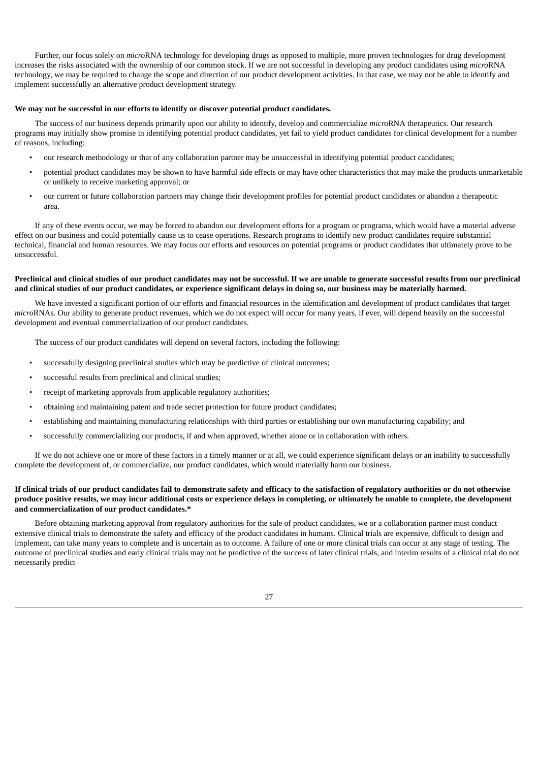Further, our focus solely on *micro*RNA technology for developing drugs as opposed to multiple, more proven technologies for drug development increases the risks associated with the ownership of our common stock. If we are not successful in developing any product candidates using *micro*RNA technology, we may be required to change the scope and direction of our product development activities. In that case, we may not be able to identify and implement successfully an alternative product development strategy.

**We may not be successful in our efforts to identify or discover potential product candidates.**

The success of our business depends primarily upon our ability to identify, develop and commercialize *micro*RNA therapeutics. Our research programs may initially show promise in identifying potential product candidates, yet fail to yield product candidates for clinical development for a number of reasons, including:

- our research methodology or that of any collaboration partner may be unsuccessful in identifying potential product candidates;
- potential product candidates may be shown to have harmful side effects or may have other characteristics that may make the products unmarketable or unlikely to receive marketing approval; or
- our current or future collaboration partners may change their development profiles for potential product candidates or abandon a therapeutic area.

If any of these events occur, we may be forced to abandon our development efforts for a program or programs, which would have a material adverse effect on our business and could potentially cause us to cease operations. Research programs to identify new product candidates require substantial technical, financial and human resources. We may focus our efforts and resources on potential programs or product candidates that ultimately prove to be unsuccessful.

**Preclinical and clinical studies of our product candidates may not be successful. If we are unable to generate successful results from our preclinical and clinical studies of our product candidates, or experience significant delays in doing so, our business may be materially harmed.**

We have invested a significant portion of our efforts and financial resources in the identification and development of product candidates that target *micro*RNAs. Our ability to generate product revenues, which we do not expect will occur for many years, if ever, will depend heavily on the successful development and eventual commercialization of our product candidates.

The success of our product candidates will depend on several factors, including the following:

- successfully designing preclinical studies which may be predictive of clinical outcomes;
- successful results from preclinical and clinical studies;
- receipt of marketing approvals from applicable regulatory authorities;
- obtaining and maintaining patent and trade secret protection for future product candidates;
- establishing and maintaining manufacturing relationships with third parties or establishing our own manufacturing capability; and
- successfully commercializing our products, if and when approved, whether alone or in collaboration with others.

If we do not achieve one or more of these factors in a timely manner or at all, we could experience significant delays or an inability to successfully complete the development of, or commercialize, our product candidates, which would materially harm our business.

**If clinical trials of our product candidates fail to demonstrate safety and efficacy to the satisfaction of regulatory authorities or do not otherwise produce positive results, we may incur additional costs or experience delays in completing, or ultimately be unable to complete, the development and commercialization of our product candidates.***

Before obtaining marketing approval from regulatory authorities for the sale of product candidates, we or a collaboration partner must conduct extensive clinical trials to demonstrate the safety and efficacy of the product candidates in humans. Clinical trials are expensive, difficult to design and implement, can take many years to complete and is uncertain as to outcome. A failure of one or more clinical trials can occur at any stage of testing. The outcome of preclinical studies and early clinical trials may not be predictive of the success of later clinical trials, and interim results of a clinical trial do not necessarily predict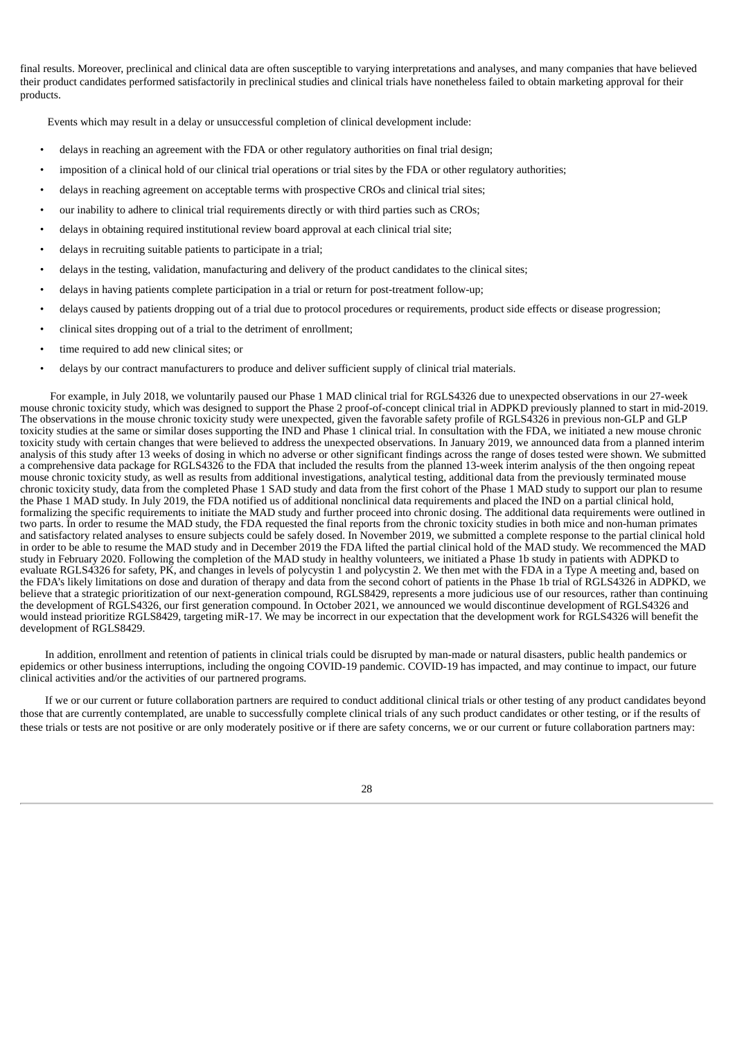final results. Moreover, preclinical and clinical data are often susceptible to varying interpretations and analyses, and many companies that have believed their product candidates performed satisfactorily in preclinical studies and clinical trials have nonetheless failed to obtain marketing approval for their products.

Events which may result in a delay or unsuccessful completion of clinical development include:

- delays in reaching an agreement with the FDA or other regulatory authorities on final trial design;
- imposition of a clinical hold of our clinical trial operations or trial sites by the FDA or other regulatory authorities;
- delays in reaching agreement on acceptable terms with prospective CROs and clinical trial sites;
- our inability to adhere to clinical trial requirements directly or with third parties such as CROs;
- delays in obtaining required institutional review board approval at each clinical trial site;
- delays in recruiting suitable patients to participate in a trial;
- delays in the testing, validation, manufacturing and delivery of the product candidates to the clinical sites;
- delays in having patients complete participation in a trial or return for post-treatment follow-up;
- delays caused by patients dropping out of a trial due to protocol procedures or requirements, product side effects or disease progression;
- clinical sites dropping out of a trial to the detriment of enrollment;
- time required to add new clinical sites; or
- delays by our contract manufacturers to produce and deliver sufficient supply of clinical trial materials.

For example, in July 2018, we voluntarily paused our Phase 1 MAD clinical trial for RGLS4326 due to unexpected observations in our 27-week mouse chronic toxicity study, which was designed to support the Phase 2 proof-of-concept clinical trial in ADPKD previously planned to start in mid-2019. The observations in the mouse chronic toxicity study were unexpected, given the favorable safety profile of RGLS4326 in previous non-GLP and GLP toxicity studies at the same or similar doses supporting the IND and Phase 1 clinical trial. In consultation with the FDA, we initiated a new mouse chronic toxicity study with certain changes that were believed to address the unexpected observations. In January 2019, we announced data from a planned interim analysis of this study after 13 weeks of dosing in which no adverse or other significant findings across the range of doses tested were shown. We submitted a comprehensive data package for RGLS4326 to the FDA that included the results from the planned 13-week interim analysis of the then ongoing repeat mouse chronic toxicity study, as well as results from additional investigations, analytical testing, additional data from the previously terminated mouse chronic toxicity study, data from the completed Phase 1 SAD study and data from the first cohort of the Phase 1 MAD study to support our plan to resume the Phase 1 MAD study. In July 2019, the FDA notified us of additional nonclinical data requirements and placed the IND on a partial clinical hold, formalizing the specific requirements to initiate the MAD study and further proceed into chronic dosing. The additional data requirements were outlined in two parts. In order to resume the MAD study, the FDA requested the final reports from the chronic toxicity studies in both mice and non-human primates and satisfactory related analyses to ensure subjects could be safely dosed. In November 2019, we submitted a complete response to the partial clinical hold in order to be able to resume the MAD study and in December 2019 the FDA lifted the partial clinical hold of the MAD study. We recommenced the MAD study in February 2020. Following the completion of the MAD study in healthy volunteers, we initiated a Phase 1b study in patients with ADPKD to evaluate RGLS4326 for safety, PK, and changes in levels of polycystin 1 and polycystin 2. We then met with the FDA in a Type A meeting and, based on the FDA's likely limitations on dose and duration of therapy and data from the second cohort of patients in the Phase 1b trial of RGLS4326 in ADPKD, we believe that a strategic prioritization of our next-generation compound, RGLS8429, represents a more judicious use of our resources, rather than continuing the development of RGLS4326, our first generation compound. In October 2021, we announced we would discontinue development of RGLS4326 and would instead prioritize RGLS8429, targeting miR-17. We may be incorrect in our expectation that the development work for RGLS4326 will benefit the development of RGLS8429.

In addition, enrollment and retention of patients in clinical trials could be disrupted by man-made or natural disasters, public health pandemics or epidemics or other business interruptions, including the ongoing COVID-19 pandemic. COVID-19 has impacted, and may continue to impact, our future clinical activities and/or the activities of our partnered programs.

If we or our current or future collaboration partners are required to conduct additional clinical trials or other testing of any product candidates beyond those that are currently contemplated, are unable to successfully complete clinical trials of any such product candidates or other testing, or if the results of these trials or tests are not positive or are only moderately positive or if there are safety concerns, we or our current or future collaboration partners may: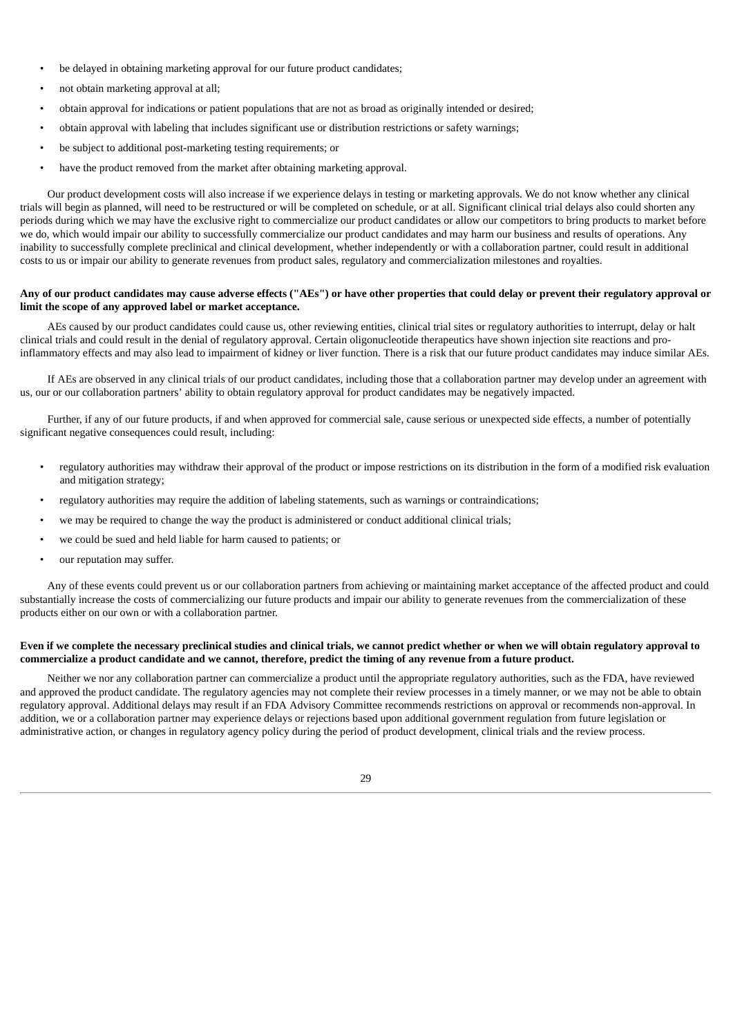- be delayed in obtaining marketing approval for our future product candidates;
- not obtain marketing approval at all;
- obtain approval for indications or patient populations that are not as broad as originally intended or desired;
- obtain approval with labeling that includes significant use or distribution restrictions or safety warnings;
- be subject to additional post-marketing testing requirements; or
- have the product removed from the market after obtaining marketing approval.

Our product development costs will also increase if we experience delays in testing or marketing approvals. We do not know whether any clinical trials will begin as planned, will need to be restructured or will be completed on schedule, or at all. Significant clinical trial delays also could shorten any periods during which we may have the exclusive right to commercialize our product candidates or allow our competitors to bring products to market before we do, which would impair our ability to successfully commercialize our product candidates and may harm our business and results of operations. Any inability to successfully complete preclinical and clinical development, whether independently or with a collaboration partner, could result in additional costs to us or impair our ability to generate revenues from product sales, regulatory and commercialization milestones and royalties.

**Any of our product candidates may cause adverse effects ("AEs") or have other properties that could delay or prevent their regulatory approval or limit the scope of any approved label or market acceptance.**

AEs caused by our product candidates could cause us, other reviewing entities, clinical trial sites or regulatory authorities to interrupt, delay or halt clinical trials and could result in the denial of regulatory approval. Certain oligonucleotide therapeutics have shown injection site reactions and pro-inflammatory effects and may also lead to impairment of kidney or liver function. There is a risk that our future product candidates may induce similar AEs.

If AEs are observed in any clinical trials of our product candidates, including those that a collaboration partner may develop under an agreement with us, our or our collaboration partners' ability to obtain regulatory approval for product candidates may be negatively impacted.

Further, if any of our future products, if and when approved for commercial sale, cause serious or unexpected side effects, a number of potentially significant negative consequences could result, including:

- regulatory authorities may withdraw their approval of the product or impose restrictions on its distribution in the form of a modified risk evaluation and mitigation strategy;
- regulatory authorities may require the addition of labeling statements, such as warnings or contraindications;
- we may be required to change the way the product is administered or conduct additional clinical trials;
- we could be sued and held liable for harm caused to patients; or
- our reputation may suffer.

Any of these events could prevent us or our collaboration partners from achieving or maintaining market acceptance of the affected product and could substantially increase the costs of commercializing our future products and impair our ability to generate revenues from the commercialization of these products either on our own or with a collaboration partner.

**Even if we complete the necessary preclinical studies and clinical trials, we cannot predict whether or when we will obtain regulatory approval to commercialize a product candidate and we cannot, therefore, predict the timing of any revenue from a future product.**

Neither we nor any collaboration partner can commercialize a product until the appropriate regulatory authorities, such as the FDA, have reviewed and approved the product candidate. The regulatory agencies may not complete their review processes in a timely manner, or we may not be able to obtain regulatory approval. Additional delays may result if an FDA Advisory Committee recommends restrictions on approval or recommends non-approval. In addition, we or a collaboration partner may experience delays or rejections based upon additional government regulation from future legislation or administrative action, or changes in regulatory agency policy during the period of product development, clinical trials and the review process.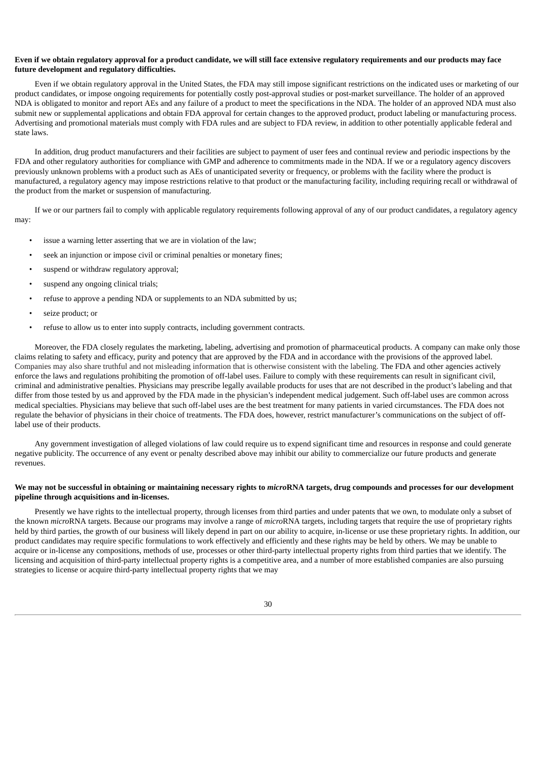**Even if we obtain regulatory approval for a product candidate, we will still face extensive regulatory requirements and our products may face future development and regulatory difficulties.**

Even if we obtain regulatory approval in the United States, the FDA may still impose significant restrictions on the indicated uses or marketing of our product candidates, or impose ongoing requirements for potentially costly post-approval studies or post-market surveillance. The holder of an approved NDA is obligated to monitor and report AEs and any failure of a product to meet the specifications in the NDA. The holder of an approved NDA must also submit new or supplemental applications and obtain FDA approval for certain changes to the approved product, product labeling or manufacturing process. Advertising and promotional materials must comply with FDA rules and are subject to FDA review, in addition to other potentially applicable federal and state laws.

In addition, drug product manufacturers and their facilities are subject to payment of user fees and continual review and periodic inspections by the FDA and other regulatory authorities for compliance with GMP and adherence to commitments made in the NDA. If we or a regulatory agency discovers previously unknown problems with a product such as AEs of unanticipated severity or frequency, or problems with the facility where the product is manufactured, a regulatory agency may impose restrictions relative to that product or the manufacturing facility, including requiring recall or withdrawal of the product from the market or suspension of manufacturing.

If we or our partners fail to comply with applicable regulatory requirements following approval of any of our product candidates, a regulatory agency may:

- issue a warning letter asserting that we are in violation of the law;
- seek an injunction or impose civil or criminal penalties or monetary fines;
- suspend or withdraw regulatory approval;
- suspend any ongoing clinical trials;
- refuse to approve a pending NDA or supplements to an NDA submitted by us;
- seize product; or
- refuse to allow us to enter into supply contracts, including government contracts.

Moreover, the FDA closely regulates the marketing, labeling, advertising and promotion of pharmaceutical products. A company can make only those claims relating to safety and efficacy, purity and potency that are approved by the FDA and in accordance with the provisions of the approved label. Companies may also share truthful and not misleading information that is otherwise consistent with the labeling. The FDA and other agencies actively enforce the laws and regulations prohibiting the promotion of off-label uses. Failure to comply with these requirements can result in significant civil, criminal and administrative penalties. Physicians may prescribe legally available products for uses that are not described in the product's labeling and that differ from those tested by us and approved by the FDA made in the physician's independent medical judgement. Such off-label uses are common across medical specialties. Physicians may believe that such off-label uses are the best treatment for many patients in varied circumstances. The FDA does not regulate the behavior of physicians in their choice of treatments. The FDA does, however, restrict manufacturer's communications on the subject of off-label use of their products.

Any government investigation of alleged violations of law could require us to expend significant time and resources in response and could generate negative publicity. The occurrence of any event or penalty described above may inhibit our ability to commercialize our future products and generate revenues.

**We may not be successful in obtaining or maintaining necessary rights to *micro*RNA targets, drug compounds and processes for our development pipeline through acquisitions and in-licenses.**

Presently we have rights to the intellectual property, through licenses from third parties and under patents that we own, to modulate only a subset of the known *micro*RNA targets. Because our programs may involve a range of *micro*RNA targets, including targets that require the use of proprietary rights held by third parties, the growth of our business will likely depend in part on our ability to acquire, in-license or use these proprietary rights. In addition, our product candidates may require specific formulations to work effectively and efficiently and these rights may be held by others. We may be unable to acquire or in-license any compositions, methods of use, processes or other third-party intellectual property rights from third parties that we identify. The licensing and acquisition of third-party intellectual property rights is a competitive area, and a number of more established companies are also pursuing strategies to license or acquire third-party intellectual property rights that we may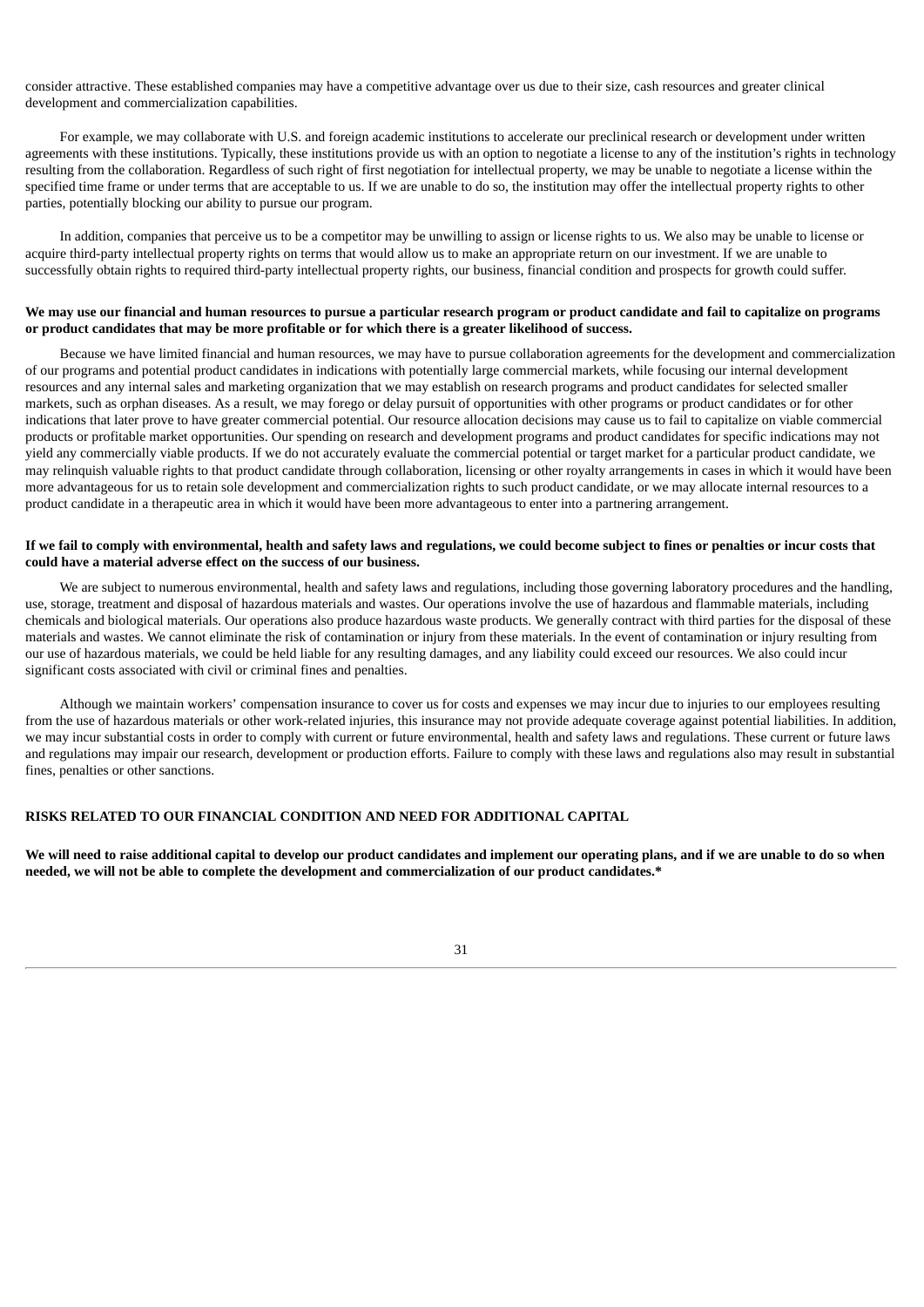consider attractive. These established companies may have a competitive advantage over us due to their size, cash resources and greater clinical development and commercialization capabilities.

For example, we may collaborate with U.S. and foreign academic institutions to accelerate our preclinical research or development under written agreements with these institutions. Typically, these institutions provide us with an option to negotiate a license to any of the institution's rights in technology resulting from the collaboration. Regardless of such right of first negotiation for intellectual property, we may be unable to negotiate a license within the specified time frame or under terms that are acceptable to us. If we are unable to do so, the institution may offer the intellectual property rights to other parties, potentially blocking our ability to pursue our program.

In addition, companies that perceive us to be a competitor may be unwilling to assign or license rights to us. We also may be unable to license or acquire third-party intellectual property rights on terms that would allow us to make an appropriate return on our investment. If we are unable to successfully obtain rights to required third-party intellectual property rights, our business, financial condition and prospects for growth could suffer.

**We may use our financial and human resources to pursue a particular research program or product candidate and fail to capitalize on programs or product candidates that may be more profitable or for which there is a greater likelihood of success.**

Because we have limited financial and human resources, we may have to pursue collaboration agreements for the development and commercialization of our programs and potential product candidates in indications with potentially large commercial markets, while focusing our internal development resources and any internal sales and marketing organization that we may establish on research programs and product candidates for selected smaller markets, such as orphan diseases. As a result, we may forego or delay pursuit of opportunities with other programs or product candidates or for other indications that later prove to have greater commercial potential. Our resource allocation decisions may cause us to fail to capitalize on viable commercial products or profitable market opportunities. Our spending on research and development programs and product candidates for specific indications may not yield any commercially viable products. If we do not accurately evaluate the commercial potential or target market for a particular product candidate, we may relinquish valuable rights to that product candidate through collaboration, licensing or other royalty arrangements in cases in which it would have been more advantageous for us to retain sole development and commercialization rights to such product candidate, or we may allocate internal resources to a product candidate in a therapeutic area in which it would have been more advantageous to enter into a partnering arrangement.

**If we fail to comply with environmental, health and safety laws and regulations, we could become subject to fines or penalties or incur costs that could have a material adverse effect on the success of our business.**

We are subject to numerous environmental, health and safety laws and regulations, including those governing laboratory procedures and the handling, use, storage, treatment and disposal of hazardous materials and wastes. Our operations involve the use of hazardous and flammable materials, including chemicals and biological materials. Our operations also produce hazardous waste products. We generally contract with third parties for the disposal of these materials and wastes. We cannot eliminate the risk of contamination or injury from these materials. In the event of contamination or injury resulting from our use of hazardous materials, we could be held liable for any resulting damages, and any liability could exceed our resources. We also could incur significant costs associated with civil or criminal fines and penalties.

Although we maintain workers' compensation insurance to cover us for costs and expenses we may incur due to injuries to our employees resulting from the use of hazardous materials or other work-related injuries, this insurance may not provide adequate coverage against potential liabilities. In addition, we may incur substantial costs in order to comply with current or future environmental, health and safety laws and regulations. These current or future laws and regulations may impair our research, development or production efforts. Failure to comply with these laws and regulations also may result in substantial fines, penalties or other sanctions.

## RISKS RELATED TO OUR FINANCIAL CONDITION AND NEED FOR ADDITIONAL CAPITAL

**We will need to raise additional capital to develop our product candidates and implement our operating plans, and if we are unable to do so when needed, we will not be able to complete the development and commercialization of our product candidates.***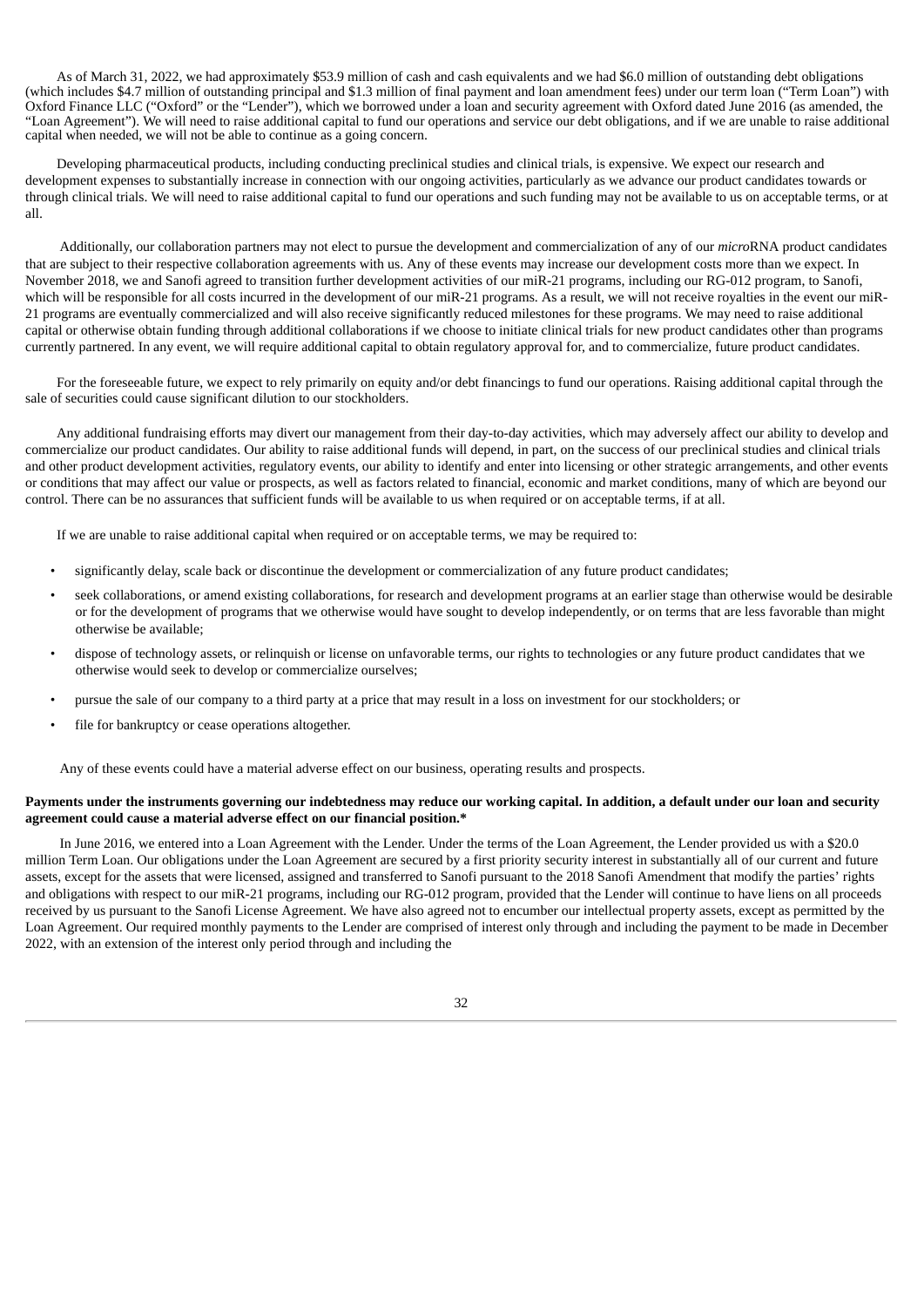As of March 31, 2022, we had approximately $53.9 million of cash and cash equivalents and we had $6.0 million of outstanding debt obligations (which includes $4.7 million of outstanding principal and $1.3 million of final payment and loan amendment fees) under our term loan ("Term Loan") with Oxford Finance LLC ("Oxford" or the "Lender"), which we borrowed under a loan and security agreement with Oxford dated June 2016 (as amended, the "Loan Agreement"). We will need to raise additional capital to fund our operations and service our debt obligations, and if we are unable to raise additional capital when needed, we will not be able to continue as a going concern.

Developing pharmaceutical products, including conducting preclinical studies and clinical trials, is expensive. We expect our research and development expenses to substantially increase in connection with our ongoing activities, particularly as we advance our product candidates towards or through clinical trials. We will need to raise additional capital to fund our operations and such funding may not be available to us on acceptable terms, or at all.

Additionally, our collaboration partners may not elect to pursue the development and commercialization of any of our *micro*RNA product candidates that are subject to their respective collaboration agreements with us. Any of these events may increase our development costs more than we expect. In November 2018, we and Sanofi agreed to transition further development activities of our miR-21 programs, including our RG-012 program, to Sanofi, which will be responsible for all costs incurred in the development of our miR-21 programs. As a result, we will not receive royalties in the event our miR-21 programs are eventually commercialized and will also receive significantly reduced milestones for these programs. We may need to raise additional capital or otherwise obtain funding through additional collaborations if we choose to initiate clinical trials for new product candidates other than programs currently partnered. In any event, we will require additional capital to obtain regulatory approval for, and to commercialize, future product candidates.

For the foreseeable future, we expect to rely primarily on equity and/or debt financings to fund our operations. Raising additional capital through the sale of securities could cause significant dilution to our stockholders.

Any additional fundraising efforts may divert our management from their day-to-day activities, which may adversely affect our ability to develop and commercialize our product candidates. Our ability to raise additional funds will depend, in part, on the success of our preclinical studies and clinical trials and other product development activities, regulatory events, our ability to identify and enter into licensing or other strategic arrangements, and other events or conditions that may affect our value or prospects, as well as factors related to financial, economic and market conditions, many of which are beyond our control. There can be no assurances that sufficient funds will be available to us when required or on acceptable terms, if at all.

If we are unable to raise additional capital when required or on acceptable terms, we may be required to:

- significantly delay, scale back or discontinue the development or commercialization of any future product candidates;
- seek collaborations, or amend existing collaborations, for research and development programs at an earlier stage than otherwise would be desirable or for the development of programs that we otherwise would have sought to develop independently, or on terms that are less favorable than might otherwise be available;
- dispose of technology assets, or relinquish or license on unfavorable terms, our rights to technologies or any future product candidates that we otherwise would seek to develop or commercialize ourselves;
- pursue the sale of our company to a third party at a price that may result in a loss on investment for our stockholders; or
- file for bankruptcy or cease operations altogether.

Any of these events could have a material adverse effect on our business, operating results and prospects.

**Payments under the instruments governing our indebtedness may reduce our working capital. In addition, a default under our loan and security agreement could cause a material adverse effect on our financial position.***

In June 2016, we entered into a Loan Agreement with the Lender. Under the terms of the Loan Agreement, the Lender provided us with a $20.0 million Term Loan. Our obligations under the Loan Agreement are secured by a first priority security interest in substantially all of our current and future assets, except for the assets that were licensed, assigned and transferred to Sanofi pursuant to the 2018 Sanofi Amendment that modify the parties' rights and obligations with respect to our miR-21 programs, including our RG-012 program, provided that the Lender will continue to have liens on all proceeds received by us pursuant to the Sanofi License Agreement. We have also agreed not to encumber our intellectual property assets, except as permitted by the Loan Agreement. Our required monthly payments to the Lender are comprised of interest only through and including the payment to be made in December 2022, with an extension of the interest only period through and including the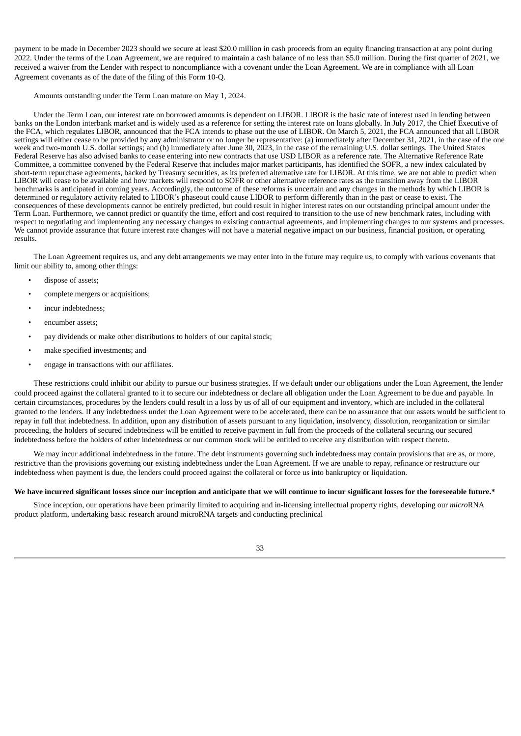payment to be made in December 2023 should we secure at least $20.0 million in cash proceeds from an equity financing transaction at any point during 2022. Under the terms of the Loan Agreement, we are required to maintain a cash balance of no less than $5.0 million. During the first quarter of 2021, we received a waiver from the Lender with respect to noncompliance with a covenant under the Loan Agreement. We are in compliance with all Loan Agreement covenants as of the date of the filing of this Form 10-Q.

Amounts outstanding under the Term Loan mature on May 1, 2024.

Under the Term Loan, our interest rate on borrowed amounts is dependent on LIBOR. LIBOR is the basic rate of interest used in lending between banks on the London interbank market and is widely used as a reference for setting the interest rate on loans globally. In July 2017, the Chief Executive of the FCA, which regulates LIBOR, announced that the FCA intends to phase out the use of LIBOR. On March 5, 2021, the FCA announced that all LIBOR settings will either cease to be provided by any administrator or no longer be representative: (a) immediately after December 31, 2021, in the case of the one week and two-month U.S. dollar settings; and (b) immediately after June 30, 2023, in the case of the remaining U.S. dollar settings. The United States Federal Reserve has also advised banks to cease entering into new contracts that use USD LIBOR as a reference rate. The Alternative Reference Rate Committee, a committee convened by the Federal Reserve that includes major market participants, has identified the SOFR, a new index calculated by short-term repurchase agreements, backed by Treasury securities, as its preferred alternative rate for LIBOR. At this time, we are not able to predict when LIBOR will cease to be available and how markets will respond to SOFR or other alternative reference rates as the transition away from the LIBOR benchmarks is anticipated in coming years. Accordingly, the outcome of these reforms is uncertain and any changes in the methods by which LIBOR is determined or regulatory activity related to LIBOR's phaseout could cause LIBOR to perform differently than in the past or cease to exist. The consequences of these developments cannot be entirely predicted, but could result in higher interest rates on our outstanding principal amount under the Term Loan. Furthermore, we cannot predict or quantify the time, effort and cost required to transition to the use of new benchmark rates, including with respect to negotiating and implementing any necessary changes to existing contractual agreements, and implementing changes to our systems and processes. We cannot provide assurance that future interest rate changes will not have a material negative impact on our business, financial position, or operating results.

The Loan Agreement requires us, and any debt arrangements we may enter into in the future may require us, to comply with various covenants that limit our ability to, among other things:

- dispose of assets;
- complete mergers or acquisitions;
- incur indebtedness;
- encumber assets;
- pay dividends or make other distributions to holders of our capital stock;
- make specified investments; and
- engage in transactions with our affiliates.

These restrictions could inhibit our ability to pursue our business strategies. If we default under our obligations under the Loan Agreement, the lender could proceed against the collateral granted to it to secure our indebtedness or declare all obligation under the Loan Agreement to be due and payable. In certain circumstances, procedures by the lenders could result in a loss by us of all of our equipment and inventory, which are included in the collateral granted to the lenders. If any indebtedness under the Loan Agreement were to be accelerated, there can be no assurance that our assets would be sufficient to repay in full that indebtedness. In addition, upon any distribution of assets pursuant to any liquidation, insolvency, dissolution, reorganization or similar proceeding, the holders of secured indebtedness will be entitled to receive payment in full from the proceeds of the collateral securing our secured indebtedness before the holders of other indebtedness or our common stock will be entitled to receive any distribution with respect thereto.

We may incur additional indebtedness in the future. The debt instruments governing such indebtedness may contain provisions that are as, or more, restrictive than the provisions governing our existing indebtedness under the Loan Agreement. If we are unable to repay, refinance or restructure our indebtedness when payment is due, the lenders could proceed against the collateral or force us into bankruptcy or liquidation.

**We have incurred significant losses since our inception and anticipate that we will continue to incur significant losses for the foreseeable future.***

Since inception, our operations have been primarily limited to acquiring and in-licensing intellectual property rights, developing our *micro*RNA product platform, undertaking basic research around microRNA targets and conducting preclinical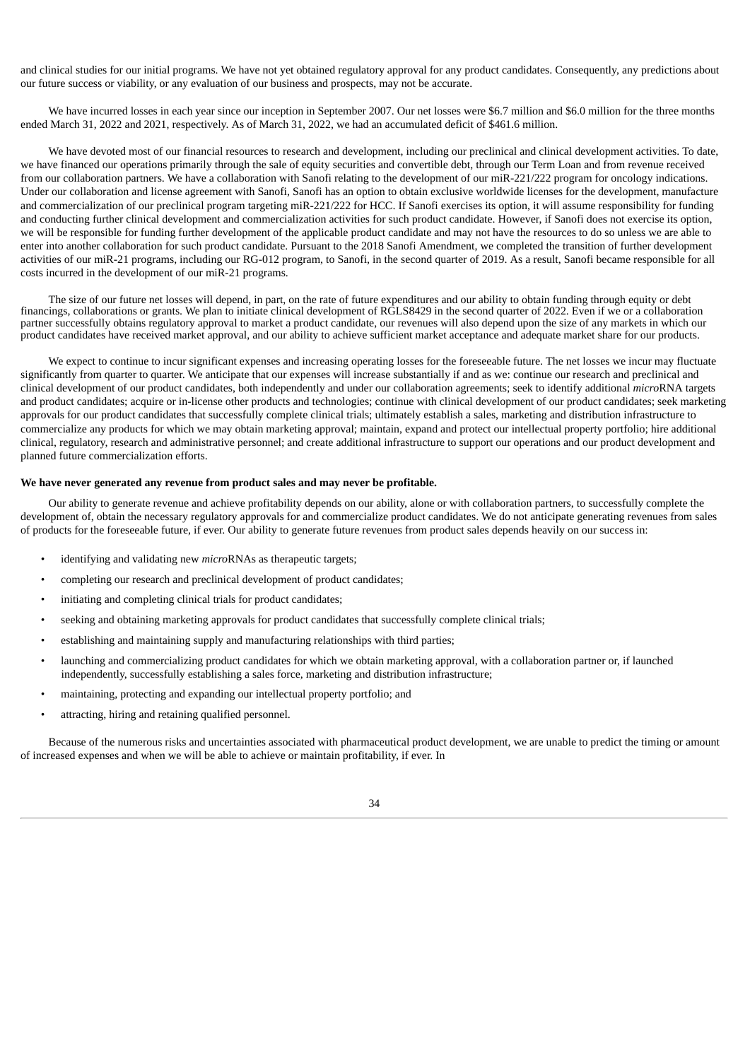and clinical studies for our initial programs. We have not yet obtained regulatory approval for any product candidates. Consequently, any predictions about our future success or viability, or any evaluation of our business and prospects, may not be accurate.

We have incurred losses in each year since our inception in September 2007. Our net losses were $6.7 million and $6.0 million for the three months ended March 31, 2022 and 2021, respectively. As of March 31, 2022, we had an accumulated deficit of $461.6 million.

We have devoted most of our financial resources to research and development, including our preclinical and clinical development activities. To date, we have financed our operations primarily through the sale of equity securities and convertible debt, through our Term Loan and from revenue received from our collaboration partners. We have a collaboration with Sanofi relating to the development of our miR-221/222 program for oncology indications. Under our collaboration and license agreement with Sanofi, Sanofi has an option to obtain exclusive worldwide licenses for the development, manufacture and commercialization of our preclinical program targeting miR-221/222 for HCC. If Sanofi exercises its option, it will assume responsibility for funding and conducting further clinical development and commercialization activities for such product candidate. However, if Sanofi does not exercise its option, we will be responsible for funding further development of the applicable product candidate and may not have the resources to do so unless we are able to enter into another collaboration for such product candidate. Pursuant to the 2018 Sanofi Amendment, we completed the transition of further development activities of our miR-21 programs, including our RG-012 program, to Sanofi, in the second quarter of 2019. As a result, Sanofi became responsible for all costs incurred in the development of our miR-21 programs.

The size of our future net losses will depend, in part, on the rate of future expenditures and our ability to obtain funding through equity or debt financings, collaborations or grants. We plan to initiate clinical development of RGLS8429 in the second quarter of 2022. Even if we or a collaboration partner successfully obtains regulatory approval to market a product candidate, our revenues will also depend upon the size of any markets in which our product candidates have received market approval, and our ability to achieve sufficient market acceptance and adequate market share for our products.

We expect to continue to incur significant expenses and increasing operating losses for the foreseeable future. The net losses we incur may fluctuate significantly from quarter to quarter. We anticipate that our expenses will increase substantially if and as we: continue our research and preclinical and clinical development of our product candidates, both independently and under our collaboration agreements; seek to identify additional *micro*RNA targets and product candidates; acquire or in-license other products and technologies; continue with clinical development of our product candidates; seek marketing approvals for our product candidates that successfully complete clinical trials; ultimately establish a sales, marketing and distribution infrastructure to commercialize any products for which we may obtain marketing approval; maintain, expand and protect our intellectual property portfolio; hire additional clinical, regulatory, research and administrative personnel; and create additional infrastructure to support our operations and our product development and planned future commercialization efforts.

**We have never generated any revenue from product sales and may never be profitable.**

Our ability to generate revenue and achieve profitability depends on our ability, alone or with collaboration partners, to successfully complete the development of, obtain the necessary regulatory approvals for and commercialize product candidates. We do not anticipate generating revenues from sales of products for the foreseeable future, if ever. Our ability to generate future revenues from product sales depends heavily on our success in:

- identifying and validating new *micro*RNAs as therapeutic targets;
- completing our research and preclinical development of product candidates;
- initiating and completing clinical trials for product candidates;
- seeking and obtaining marketing approvals for product candidates that successfully complete clinical trials;
- establishing and maintaining supply and manufacturing relationships with third parties;
- launching and commercializing product candidates for which we obtain marketing approval, with a collaboration partner or, if launched independently, successfully establishing a sales force, marketing and distribution infrastructure;
- maintaining, protecting and expanding our intellectual property portfolio; and
- attracting, hiring and retaining qualified personnel.

Because of the numerous risks and uncertainties associated with pharmaceutical product development, we are unable to predict the timing or amount of increased expenses and when we will be able to achieve or maintain profitability, if ever. In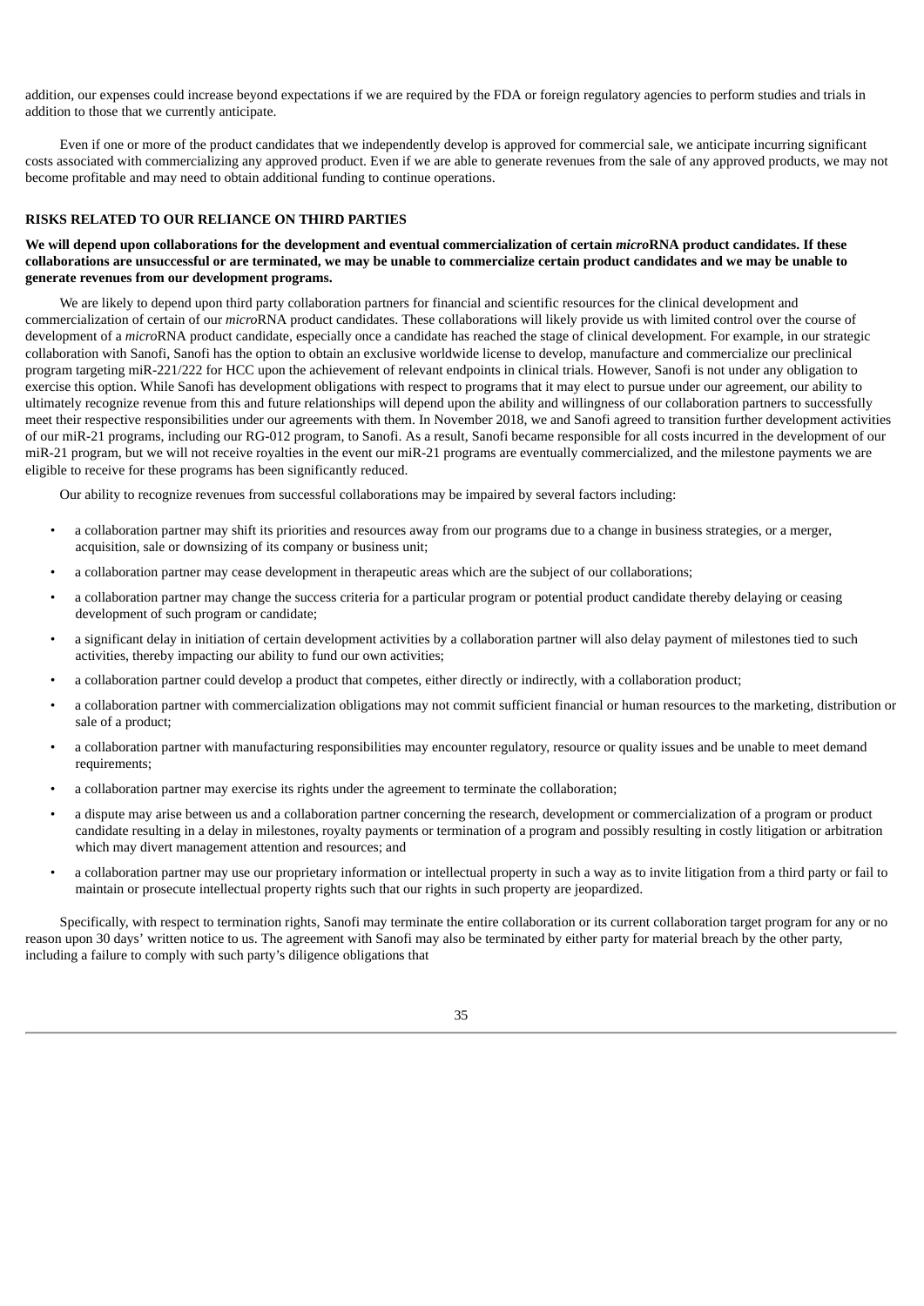addition, our expenses could increase beyond expectations if we are required by the FDA or foreign regulatory agencies to perform studies and trials in addition to those that we currently anticipate.

Even if one or more of the product candidates that we independently develop is approved for commercial sale, we anticipate incurring significant costs associated with commercializing any approved product. Even if we are able to generate revenues from the sale of any approved products, we may not become profitable and may need to obtain additional funding to continue operations.

## RISKS RELATED TO OUR RELIANCE ON THIRD PARTIES

**We will depend upon collaborations for the development and eventual commercialization of certain *micro*RNA product candidates. If these collaborations are unsuccessful or are terminated, we may be unable to commercialize certain product candidates and we may be unable to generate revenues from our development programs.**

We are likely to depend upon third party collaboration partners for financial and scientific resources for the clinical development and commercialization of certain of our *micro*RNA product candidates. These collaborations will likely provide us with limited control over the course of development of a *micro*RNA product candidate, especially once a candidate has reached the stage of clinical development. For example, in our strategic collaboration with Sanofi, Sanofi has the option to obtain an exclusive worldwide license to develop, manufacture and commercialize our preclinical program targeting miR-221/222 for HCC upon the achievement of relevant endpoints in clinical trials. However, Sanofi is not under any obligation to exercise this option. While Sanofi has development obligations with respect to programs that it may elect to pursue under our agreement, our ability to ultimately recognize revenue from this and future relationships will depend upon the ability and willingness of our collaboration partners to successfully meet their respective responsibilities under our agreements with them. In November 2018, we and Sanofi agreed to transition further development activities of our miR-21 programs, including our RG-012 program, to Sanofi. As a result, Sanofi became responsible for all costs incurred in the development of our miR-21 program, but we will not receive royalties in the event our miR-21 programs are eventually commercialized, and the milestone payments we are eligible to receive for these programs has been significantly reduced.

Our ability to recognize revenues from successful collaborations may be impaired by several factors including:

- a collaboration partner may shift its priorities and resources away from our programs due to a change in business strategies, or a merger, acquisition, sale or downsizing of its company or business unit;
- a collaboration partner may cease development in therapeutic areas which are the subject of our collaborations;
- a collaboration partner may change the success criteria for a particular program or potential product candidate thereby delaying or ceasing development of such program or candidate;
- a significant delay in initiation of certain development activities by a collaboration partner will also delay payment of milestones tied to such activities, thereby impacting our ability to fund our own activities;
- a collaboration partner could develop a product that competes, either directly or indirectly, with a collaboration product;
- a collaboration partner with commercialization obligations may not commit sufficient financial or human resources to the marketing, distribution or sale of a product;
- a collaboration partner with manufacturing responsibilities may encounter regulatory, resource or quality issues and be unable to meet demand requirements;
- a collaboration partner may exercise its rights under the agreement to terminate the collaboration;
- a dispute may arise between us and a collaboration partner concerning the research, development or commercialization of a program or product candidate resulting in a delay in milestones, royalty payments or termination of a program and possibly resulting in costly litigation or arbitration which may divert management attention and resources; and
- a collaboration partner may use our proprietary information or intellectual property in such a way as to invite litigation from a third party or fail to maintain or prosecute intellectual property rights such that our rights in such property are jeopardized.

Specifically, with respect to termination rights, Sanofi may terminate the entire collaboration or its current collaboration target program for any or no reason upon 30 days' written notice to us. The agreement with Sanofi may also be terminated by either party for material breach by the other party, including a failure to comply with such party's diligence obligations that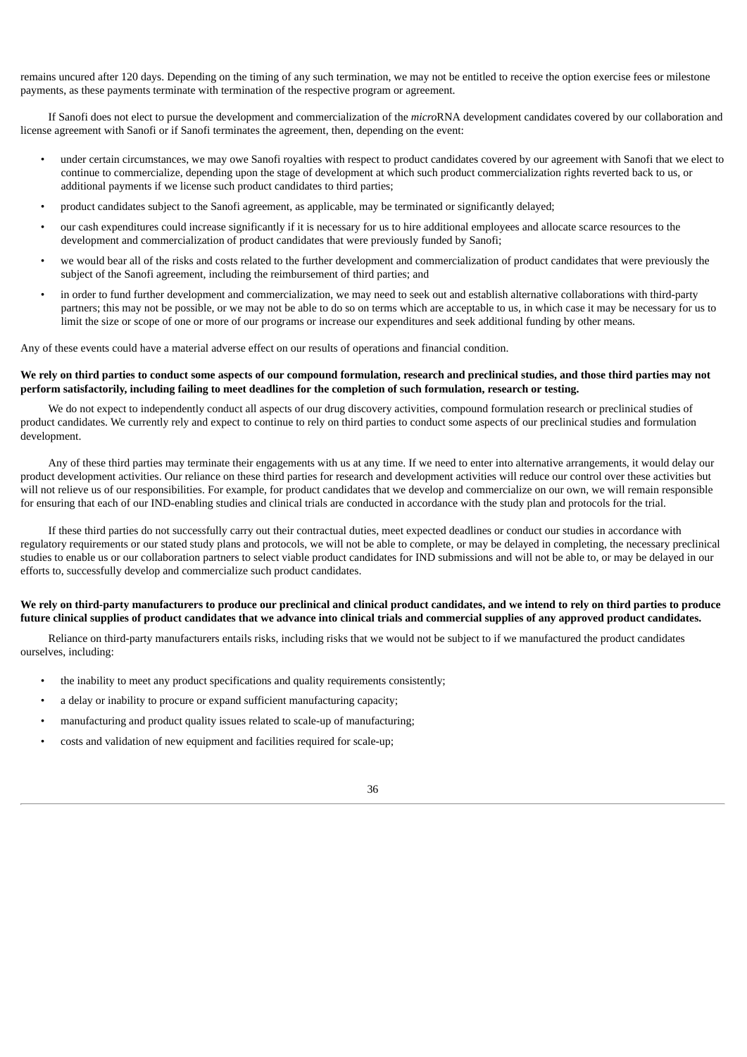remains uncured after 120 days. Depending on the timing of any such termination, we may not be entitled to receive the option exercise fees or milestone payments, as these payments terminate with termination of the respective program or agreement.

If Sanofi does not elect to pursue the development and commercialization of the *micro*RNA development candidates covered by our collaboration and license agreement with Sanofi or if Sanofi terminates the agreement, then, depending on the event:

- under certain circumstances, we may owe Sanofi royalties with respect to product candidates covered by our agreement with Sanofi that we elect to continue to commercialize, depending upon the stage of development at which such product commercialization rights reverted back to us, or additional payments if we license such product candidates to third parties;
- product candidates subject to the Sanofi agreement, as applicable, may be terminated or significantly delayed;
- our cash expenditures could increase significantly if it is necessary for us to hire additional employees and allocate scarce resources to the development and commercialization of product candidates that were previously funded by Sanofi;
- we would bear all of the risks and costs related to the further development and commercialization of product candidates that were previously the subject of the Sanofi agreement, including the reimbursement of third parties; and
- in order to fund further development and commercialization, we may need to seek out and establish alternative collaborations with third-party partners; this may not be possible, or we may not be able to do so on terms which are acceptable to us, in which case it may be necessary for us to limit the size or scope of one or more of our programs or increase our expenditures and seek additional funding by other means.

Any of these events could have a material adverse effect on our results of operations and financial condition.

**We rely on third parties to conduct some aspects of our compound formulation, research and preclinical studies, and those third parties may not perform satisfactorily, including failing to meet deadlines for the completion of such formulation, research or testing.**

We do not expect to independently conduct all aspects of our drug discovery activities, compound formulation research or preclinical studies of product candidates. We currently rely and expect to continue to rely on third parties to conduct some aspects of our preclinical studies and formulation development.

Any of these third parties may terminate their engagements with us at any time. If we need to enter into alternative arrangements, it would delay our product development activities. Our reliance on these third parties for research and development activities will reduce our control over these activities but will not relieve us of our responsibilities. For example, for product candidates that we develop and commercialize on our own, we will remain responsible for ensuring that each of our IND-enabling studies and clinical trials are conducted in accordance with the study plan and protocols for the trial.

If these third parties do not successfully carry out their contractual duties, meet expected deadlines or conduct our studies in accordance with regulatory requirements or our stated study plans and protocols, we will not be able to complete, or may be delayed in completing, the necessary preclinical studies to enable us or our collaboration partners to select viable product candidates for IND submissions and will not be able to, or may be delayed in our efforts to, successfully develop and commercialize such product candidates.

**We rely on third-party manufacturers to produce our preclinical and clinical product candidates, and we intend to rely on third parties to produce future clinical supplies of product candidates that we advance into clinical trials and commercial supplies of any approved product candidates.**

Reliance on third-party manufacturers entails risks, including risks that we would not be subject to if we manufactured the product candidates ourselves, including:

- the inability to meet any product specifications and quality requirements consistently;
- a delay or inability to procure or expand sufficient manufacturing capacity;
- manufacturing and product quality issues related to scale-up of manufacturing;
- costs and validation of new equipment and facilities required for scale-up;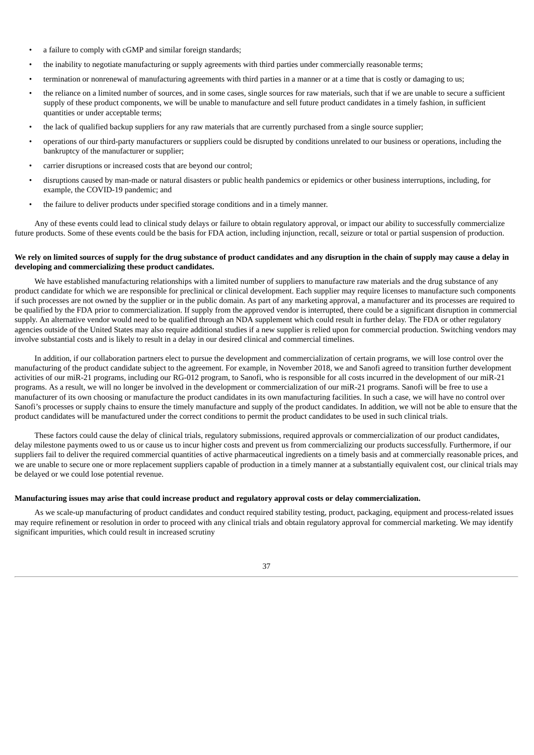- a failure to comply with cGMP and similar foreign standards;
- the inability to negotiate manufacturing or supply agreements with third parties under commercially reasonable terms;
- termination or nonrenewal of manufacturing agreements with third parties in a manner or at a time that is costly or damaging to us;
- the reliance on a limited number of sources, and in some cases, single sources for raw materials, such that if we are unable to secure a sufficient supply of these product components, we will be unable to manufacture and sell future product candidates in a timely fashion, in sufficient quantities or under acceptable terms;
- the lack of qualified backup suppliers for any raw materials that are currently purchased from a single source supplier;
- operations of our third-party manufacturers or suppliers could be disrupted by conditions unrelated to our business or operations, including the bankruptcy of the manufacturer or supplier;
- carrier disruptions or increased costs that are beyond our control;
- disruptions caused by man-made or natural disasters or public health pandemics or epidemics or other business interruptions, including, for example, the COVID-19 pandemic; and
- the failure to deliver products under specified storage conditions and in a timely manner.

Any of these events could lead to clinical study delays or failure to obtain regulatory approval, or impact our ability to successfully commercialize future products. Some of these events could be the basis for FDA action, including injunction, recall, seizure or total or partial suspension of production.

**We rely on limited sources of supply for the drug substance of product candidates and any disruption in the chain of supply may cause a delay in developing and commercializing these product candidates.**

We have established manufacturing relationships with a limited number of suppliers to manufacture raw materials and the drug substance of any product candidate for which we are responsible for preclinical or clinical development. Each supplier may require licenses to manufacture such components if such processes are not owned by the supplier or in the public domain. As part of any marketing approval, a manufacturer and its processes are required to be qualified by the FDA prior to commercialization. If supply from the approved vendor is interrupted, there could be a significant disruption in commercial supply. An alternative vendor would need to be qualified through an NDA supplement which could result in further delay. The FDA or other regulatory agencies outside of the United States may also require additional studies if a new supplier is relied upon for commercial production. Switching vendors may involve substantial costs and is likely to result in a delay in our desired clinical and commercial timelines.

In addition, if our collaboration partners elect to pursue the development and commercialization of certain programs, we will lose control over the manufacturing of the product candidate subject to the agreement. For example, in November 2018, we and Sanofi agreed to transition further development activities of our miR-21 programs, including our RG-012 program, to Sanofi, who is responsible for all costs incurred in the development of our miR-21 programs. As a result, we will no longer be involved in the development or commercialization of our miR-21 programs. Sanofi will be free to use a manufacturer of its own choosing or manufacture the product candidates in its own manufacturing facilities. In such a case, we will have no control over Sanofi's processes or supply chains to ensure the timely manufacture and supply of the product candidates. In addition, we will not be able to ensure that the product candidates will be manufactured under the correct conditions to permit the product candidates to be used in such clinical trials.

These factors could cause the delay of clinical trials, regulatory submissions, required approvals or commercialization of our product candidates, delay milestone payments owed to us or cause us to incur higher costs and prevent us from commercializing our products successfully. Furthermore, if our suppliers fail to deliver the required commercial quantities of active pharmaceutical ingredients on a timely basis and at commercially reasonable prices, and we are unable to secure one or more replacement suppliers capable of production in a timely manner at a substantially equivalent cost, our clinical trials may be delayed or we could lose potential revenue.

**Manufacturing issues may arise that could increase product and regulatory approval costs or delay commercialization.**

As we scale-up manufacturing of product candidates and conduct required stability testing, product, packaging, equipment and process-related issues may require refinement or resolution in order to proceed with any clinical trials and obtain regulatory approval for commercial marketing. We may identify significant impurities, which could result in increased scrutiny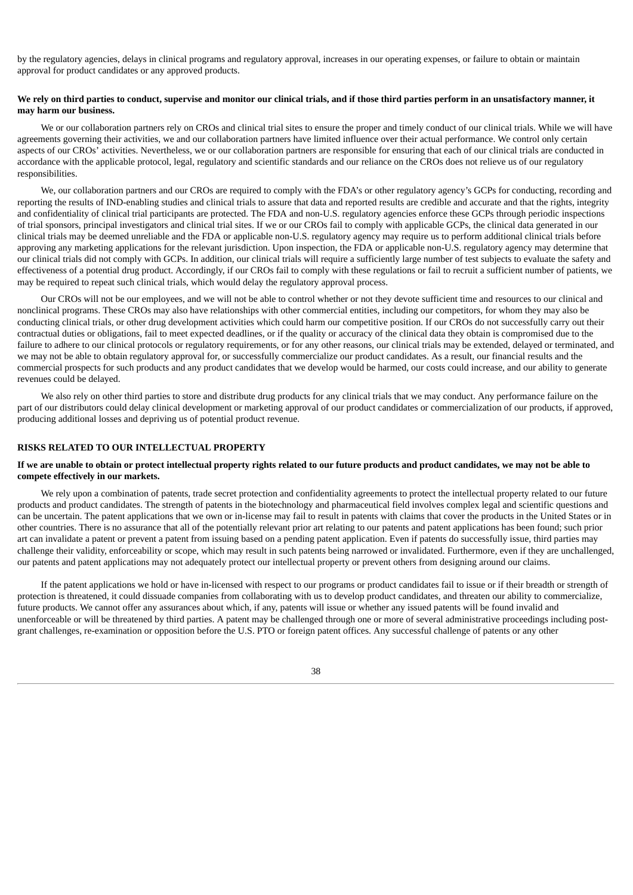by the regulatory agencies, delays in clinical programs and regulatory approval, increases in our operating expenses, or failure to obtain or maintain approval for product candidates or any approved products.

**We rely on third parties to conduct, supervise and monitor our clinical trials, and if those third parties perform in an unsatisfactory manner, it may harm our business.**

We or our collaboration partners rely on CROs and clinical trial sites to ensure the proper and timely conduct of our clinical trials. While we will have agreements governing their activities, we and our collaboration partners have limited influence over their actual performance. We control only certain aspects of our CROs' activities. Nevertheless, we or our collaboration partners are responsible for ensuring that each of our clinical trials are conducted in accordance with the applicable protocol, legal, regulatory and scientific standards and our reliance on the CROs does not relieve us of our regulatory responsibilities.

We, our collaboration partners and our CROs are required to comply with the FDA's or other regulatory agency's GCPs for conducting, recording and reporting the results of IND-enabling studies and clinical trials to assure that data and reported results are credible and accurate and that the rights, integrity and confidentiality of clinical trial participants are protected. The FDA and non-U.S. regulatory agencies enforce these GCPs through periodic inspections of trial sponsors, principal investigators and clinical trial sites. If we or our CROs fail to comply with applicable GCPs, the clinical data generated in our clinical trials may be deemed unreliable and the FDA or applicable non-U.S. regulatory agency may require us to perform additional clinical trials before approving any marketing applications for the relevant jurisdiction. Upon inspection, the FDA or applicable non-U.S. regulatory agency may determine that our clinical trials did not comply with GCPs. In addition, our clinical trials will require a sufficiently large number of test subjects to evaluate the safety and effectiveness of a potential drug product. Accordingly, if our CROs fail to comply with these regulations or fail to recruit a sufficient number of patients, we may be required to repeat such clinical trials, which would delay the regulatory approval process.

Our CROs will not be our employees, and we will not be able to control whether or not they devote sufficient time and resources to our clinical and nonclinical programs. These CROs may also have relationships with other commercial entities, including our competitors, for whom they may also be conducting clinical trials, or other drug development activities which could harm our competitive position. If our CROs do not successfully carry out their contractual duties or obligations, fail to meet expected deadlines, or if the quality or accuracy of the clinical data they obtain is compromised due to the failure to adhere to our clinical protocols or regulatory requirements, or for any other reasons, our clinical trials may be extended, delayed or terminated, and we may not be able to obtain regulatory approval for, or successfully commercialize our product candidates. As a result, our financial results and the commercial prospects for such products and any product candidates that we develop would be harmed, our costs could increase, and our ability to generate revenues could be delayed.

We also rely on other third parties to store and distribute drug products for any clinical trials that we may conduct. Any performance failure on the part of our distributors could delay clinical development or marketing approval of our product candidates or commercialization of our products, if approved, producing additional losses and depriving us of potential product revenue.

## RISKS RELATED TO OUR INTELLECTUAL PROPERTY

**If we are unable to obtain or protect intellectual property rights related to our future products and product candidates, we may not be able to compete effectively in our markets.**

We rely upon a combination of patents, trade secret protection and confidentiality agreements to protect the intellectual property related to our future products and product candidates. The strength of patents in the biotechnology and pharmaceutical field involves complex legal and scientific questions and can be uncertain. The patent applications that we own or in-license may fail to result in patents with claims that cover the products in the United States or in other countries. There is no assurance that all of the potentially relevant prior art relating to our patents and patent applications has been found; such prior art can invalidate a patent or prevent a patent from issuing based on a pending patent application. Even if patents do successfully issue, third parties may challenge their validity, enforceability or scope, which may result in such patents being narrowed or invalidated. Furthermore, even if they are unchallenged, our patents and patent applications may not adequately protect our intellectual property or prevent others from designing around our claims.

If the patent applications we hold or have in-licensed with respect to our programs or product candidates fail to issue or if their breadth or strength of protection is threatened, it could dissuade companies from collaborating with us to develop product candidates, and threaten our ability to commercialize, future products. We cannot offer any assurances about which, if any, patents will issue or whether any issued patents will be found invalid and unenforceable or will be threatened by third parties. A patent may be challenged through one or more of several administrative proceedings including post-grant challenges, re-examination or opposition before the U.S. PTO or foreign patent offices. Any successful challenge of patents or any other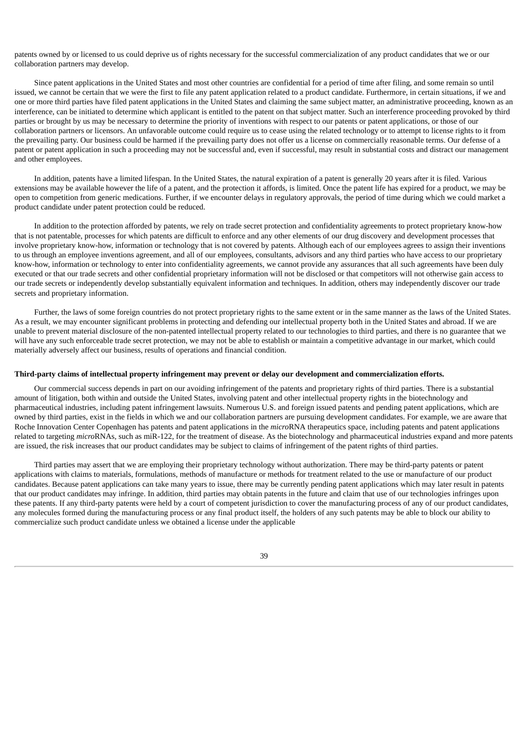patents owned by or licensed to us could deprive us of rights necessary for the successful commercialization of any product candidates that we or our collaboration partners may develop.

Since patent applications in the United States and most other countries are confidential for a period of time after filing, and some remain so until issued, we cannot be certain that we were the first to file any patent application related to a product candidate. Furthermore, in certain situations, if we and one or more third parties have filed patent applications in the United States and claiming the same subject matter, an administrative proceeding, known as an interference, can be initiated to determine which applicant is entitled to the patent on that subject matter. Such an interference proceeding provoked by third parties or brought by us may be necessary to determine the priority of inventions with respect to our patents or patent applications, or those of our collaboration partners or licensors. An unfavorable outcome could require us to cease using the related technology or to attempt to license rights to it from the prevailing party. Our business could be harmed if the prevailing party does not offer us a license on commercially reasonable terms. Our defense of a patent or patent application in such a proceeding may not be successful and, even if successful, may result in substantial costs and distract our management and other employees.

In addition, patents have a limited lifespan. In the United States, the natural expiration of a patent is generally 20 years after it is filed. Various extensions may be available however the life of a patent, and the protection it affords, is limited. Once the patent life has expired for a product, we may be open to competition from generic medications. Further, if we encounter delays in regulatory approvals, the period of time during which we could market a product candidate under patent protection could be reduced.

In addition to the protection afforded by patents, we rely on trade secret protection and confidentiality agreements to protect proprietary know-how that is not patentable, processes for which patents are difficult to enforce and any other elements of our drug discovery and development processes that involve proprietary know-how, information or technology that is not covered by patents. Although each of our employees agrees to assign their inventions to us through an employee inventions agreement, and all of our employees, consultants, advisors and any third parties who have access to our proprietary know-how, information or technology to enter into confidentiality agreements, we cannot provide any assurances that all such agreements have been duly executed or that our trade secrets and other confidential proprietary information will not be disclosed or that competitors will not otherwise gain access to our trade secrets or independently develop substantially equivalent information and techniques. In addition, others may independently discover our trade secrets and proprietary information.

Further, the laws of some foreign countries do not protect proprietary rights to the same extent or in the same manner as the laws of the United States. As a result, we may encounter significant problems in protecting and defending our intellectual property both in the United States and abroad. If we are unable to prevent material disclosure of the non-patented intellectual property related to our technologies to third parties, and there is no guarantee that we will have any such enforceable trade secret protection, we may not be able to establish or maintain a competitive advantage in our market, which could materially adversely affect our business, results of operations and financial condition.

**Third-party claims of intellectual property infringement may prevent or delay our development and commercialization efforts.**

Our commercial success depends in part on our avoiding infringement of the patents and proprietary rights of third parties. There is a substantial amount of litigation, both within and outside the United States, involving patent and other intellectual property rights in the biotechnology and pharmaceutical industries, including patent infringement lawsuits. Numerous U.S. and foreign issued patents and pending patent applications, which are owned by third parties, exist in the fields in which we and our collaboration partners are pursuing development candidates. For example, we are aware that Roche Innovation Center Copenhagen has patents and patent applications in the *micro*RNA therapeutics space, including patents and patent applications related to targeting *micro*RNAs, such as miR-122, for the treatment of disease. As the biotechnology and pharmaceutical industries expand and more patents are issued, the risk increases that our product candidates may be subject to claims of infringement of the patent rights of third parties.

Third parties may assert that we are employing their proprietary technology without authorization. There may be third-party patents or patent applications with claims to materials, formulations, methods of manufacture or methods for treatment related to the use or manufacture of our product candidates. Because patent applications can take many years to issue, there may be currently pending patent applications which may later result in patents that our product candidates may infringe. In addition, third parties may obtain patents in the future and claim that use of our technologies infringes upon these patents. If any third-party patents were held by a court of competent jurisdiction to cover the manufacturing process of any of our product candidates, any molecules formed during the manufacturing process or any final product itself, the holders of any such patents may be able to block our ability to commercialize such product candidate unless we obtained a license under the applicable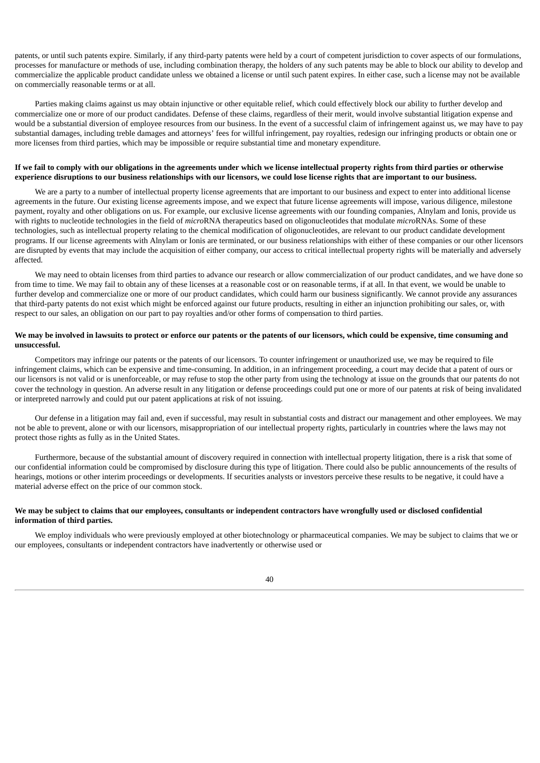patents, or until such patents expire. Similarly, if any third-party patents were held by a court of competent jurisdiction to cover aspects of our formulations, processes for manufacture or methods of use, including combination therapy, the holders of any such patents may be able to block our ability to develop and commercialize the applicable product candidate unless we obtained a license or until such patent expires. In either case, such a license may not be available on commercially reasonable terms or at all.

Parties making claims against us may obtain injunctive or other equitable relief, which could effectively block our ability to further develop and commercialize one or more of our product candidates. Defense of these claims, regardless of their merit, would involve substantial litigation expense and would be a substantial diversion of employee resources from our business. In the event of a successful claim of infringement against us, we may have to pay substantial damages, including treble damages and attorneys' fees for willful infringement, pay royalties, redesign our infringing products or obtain one or more licenses from third parties, which may be impossible or require substantial time and monetary expenditure.

**If we fail to comply with our obligations in the agreements under which we license intellectual property rights from third parties or otherwise experience disruptions to our business relationships with our licensors, we could lose license rights that are important to our business.**

We are a party to a number of intellectual property license agreements that are important to our business and expect to enter into additional license agreements in the future. Our existing license agreements impose, and we expect that future license agreements will impose, various diligence, milestone payment, royalty and other obligations on us. For example, our exclusive license agreements with our founding companies, Alnylam and Ionis, provide us with rights to nucleotide technologies in the field of *micro*RNA therapeutics based on oligonucleotides that modulate *micro*RNAs. Some of these technologies, such as intellectual property relating to the chemical modification of oligonucleotides, are relevant to our product candidate development programs. If our license agreements with Alnylam or Ionis are terminated, or our business relationships with either of these companies or our other licensors are disrupted by events that may include the acquisition of either company, our access to critical intellectual property rights will be materially and adversely affected.

We may need to obtain licenses from third parties to advance our research or allow commercialization of our product candidates, and we have done so from time to time. We may fail to obtain any of these licenses at a reasonable cost or on reasonable terms, if at all. In that event, we would be unable to further develop and commercialize one or more of our product candidates, which could harm our business significantly. We cannot provide any assurances that third-party patents do not exist which might be enforced against our future products, resulting in either an injunction prohibiting our sales, or, with respect to our sales, an obligation on our part to pay royalties and/or other forms of compensation to third parties.

**We may be involved in lawsuits to protect or enforce our patents or the patents of our licensors, which could be expensive, time consuming and unsuccessful.**

Competitors may infringe our patents or the patents of our licensors. To counter infringement or unauthorized use, we may be required to file infringement claims, which can be expensive and time-consuming. In addition, in an infringement proceeding, a court may decide that a patent of ours or our licensors is not valid or is unenforceable, or may refuse to stop the other party from using the technology at issue on the grounds that our patents do not cover the technology in question. An adverse result in any litigation or defense proceedings could put one or more of our patents at risk of being invalidated or interpreted narrowly and could put our patent applications at risk of not issuing.

Our defense in a litigation may fail and, even if successful, may result in substantial costs and distract our management and other employees. We may not be able to prevent, alone or with our licensors, misappropriation of our intellectual property rights, particularly in countries where the laws may not protect those rights as fully as in the United States.

Furthermore, because of the substantial amount of discovery required in connection with intellectual property litigation, there is a risk that some of our confidential information could be compromised by disclosure during this type of litigation. There could also be public announcements of the results of hearings, motions or other interim proceedings or developments. If securities analysts or investors perceive these results to be negative, it could have a material adverse effect on the price of our common stock.

**We may be subject to claims that our employees, consultants or independent contractors have wrongfully used or disclosed confidential information of third parties.**

We employ individuals who were previously employed at other biotechnology or pharmaceutical companies. We may be subject to claims that we or our employees, consultants or independent contractors have inadvertently or otherwise used or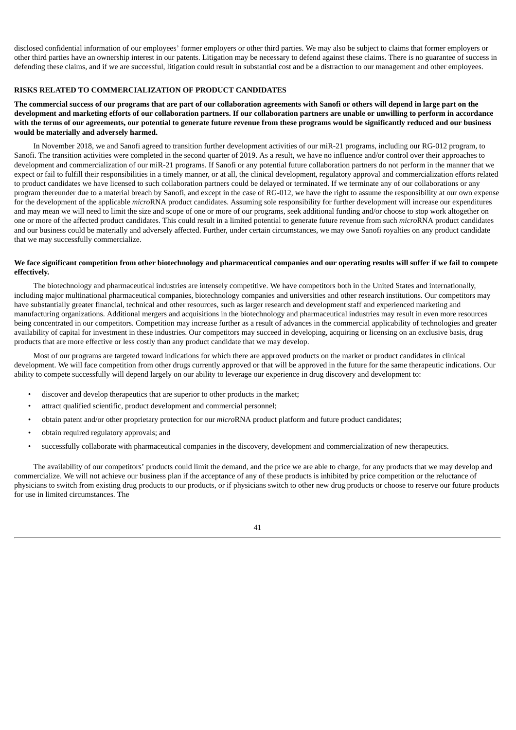disclosed confidential information of our employees' former employers or other third parties. We may also be subject to claims that former employers or other third parties have an ownership interest in our patents. Litigation may be necessary to defend against these claims. There is no guarantee of success in defending these claims, and if we are successful, litigation could result in substantial cost and be a distraction to our management and other employees.

## RISKS RELATED TO COMMERCIALIZATION OF PRODUCT CANDIDATES

**The commercial success of our programs that are part of our collaboration agreements with Sanofi or others will depend in large part on the development and marketing efforts of our collaboration partners. If our collaboration partners are unable or unwilling to perform in accordance with the terms of our agreements, our potential to generate future revenue from these programs would be significantly reduced and our business would be materially and adversely harmed.**

In November 2018, we and Sanofi agreed to transition further development activities of our miR-21 programs, including our RG-012 program, to Sanofi. The transition activities were completed in the second quarter of 2019. As a result, we have no influence and/or control over their approaches to development and commercialization of our miR-21 programs. If Sanofi or any potential future collaboration partners do not perform in the manner that we expect or fail to fulfill their responsibilities in a timely manner, or at all, the clinical development, regulatory approval and commercialization efforts related to product candidates we have licensed to such collaboration partners could be delayed or terminated. If we terminate any of our collaborations or any program thereunder due to a material breach by Sanofi, and except in the case of RG-012, we have the right to assume the responsibility at our own expense for the development of the applicable *micro*RNA product candidates. Assuming sole responsibility for further development will increase our expenditures and may mean we will need to limit the size and scope of one or more of our programs, seek additional funding and/or choose to stop work altogether on one or more of the affected product candidates. This could result in a limited potential to generate future revenue from such *micro*RNA product candidates and our business could be materially and adversely affected. Further, under certain circumstances, we may owe Sanofi royalties on any product candidate that we may successfully commercialize.

**We face significant competition from other biotechnology and pharmaceutical companies and our operating results will suffer if we fail to compete effectively.**

The biotechnology and pharmaceutical industries are intensely competitive. We have competitors both in the United States and internationally, including major multinational pharmaceutical companies, biotechnology companies and universities and other research institutions. Our competitors may have substantially greater financial, technical and other resources, such as larger research and development staff and experienced marketing and manufacturing organizations. Additional mergers and acquisitions in the biotechnology and pharmaceutical industries may result in even more resources being concentrated in our competitors. Competition may increase further as a result of advances in the commercial applicability of technologies and greater availability of capital for investment in these industries. Our competitors may succeed in developing, acquiring or licensing on an exclusive basis, drug products that are more effective or less costly than any product candidate that we may develop.

Most of our programs are targeted toward indications for which there are approved products on the market or product candidates in clinical development. We will face competition from other drugs currently approved or that will be approved in the future for the same therapeutic indications. Our ability to compete successfully will depend largely on our ability to leverage our experience in drug discovery and development to:

- discover and develop therapeutics that are superior to other products in the market;
- attract qualified scientific, product development and commercial personnel;
- obtain patent and/or other proprietary protection for our *micro*RNA product platform and future product candidates;
- obtain required regulatory approvals; and
- successfully collaborate with pharmaceutical companies in the discovery, development and commercialization of new therapeutics.

The availability of our competitors' products could limit the demand, and the price we are able to charge, for any products that we may develop and commercialize. We will not achieve our business plan if the acceptance of any of these products is inhibited by price competition or the reluctance of physicians to switch from existing drug products to our products, or if physicians switch to other new drug products or choose to reserve our future products for use in limited circumstances. The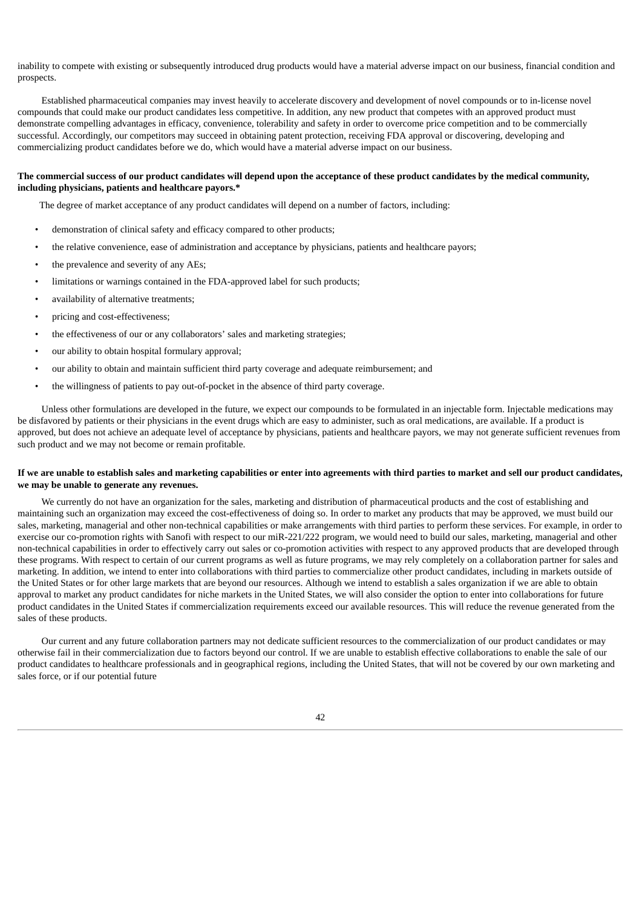inability to compete with existing or subsequently introduced drug products would have a material adverse impact on our business, financial condition and prospects.

Established pharmaceutical companies may invest heavily to accelerate discovery and development of novel compounds or to in-license novel compounds that could make our product candidates less competitive. In addition, any new product that competes with an approved product must demonstrate compelling advantages in efficacy, convenience, tolerability and safety in order to overcome price competition and to be commercially successful. Accordingly, our competitors may succeed in obtaining patent protection, receiving FDA approval or discovering, developing and commercializing product candidates before we do, which would have a material adverse impact on our business.

**The commercial success of our product candidates will depend upon the acceptance of these product candidates by the medical community, including physicians, patients and healthcare payors.***

The degree of market acceptance of any product candidates will depend on a number of factors, including:

- demonstration of clinical safety and efficacy compared to other products;
- the relative convenience, ease of administration and acceptance by physicians, patients and healthcare payors;
- the prevalence and severity of any AEs;
- limitations or warnings contained in the FDA-approved label for such products;
- availability of alternative treatments;
- pricing and cost-effectiveness;
- the effectiveness of our or any collaborators' sales and marketing strategies;
- our ability to obtain hospital formulary approval;
- our ability to obtain and maintain sufficient third party coverage and adequate reimbursement; and
- the willingness of patients to pay out-of-pocket in the absence of third party coverage.

Unless other formulations are developed in the future, we expect our compounds to be formulated in an injectable form. Injectable medications may be disfavored by patients or their physicians in the event drugs which are easy to administer, such as oral medications, are available. If a product is approved, but does not achieve an adequate level of acceptance by physicians, patients and healthcare payors, we may not generate sufficient revenues from such product and we may not become or remain profitable.

**If we are unable to establish sales and marketing capabilities or enter into agreements with third parties to market and sell our product candidates, we may be unable to generate any revenues.**

We currently do not have an organization for the sales, marketing and distribution of pharmaceutical products and the cost of establishing and maintaining such an organization may exceed the cost-effectiveness of doing so. In order to market any products that may be approved, we must build our sales, marketing, managerial and other non-technical capabilities or make arrangements with third parties to perform these services. For example, in order to exercise our co-promotion rights with Sanofi with respect to our miR-221/222 program, we would need to build our sales, marketing, managerial and other non-technical capabilities in order to effectively carry out sales or co-promotion activities with respect to any approved products that are developed through these programs. With respect to certain of our current programs as well as future programs, we may rely completely on a collaboration partner for sales and marketing. In addition, we intend to enter into collaborations with third parties to commercialize other product candidates, including in markets outside of the United States or for other large markets that are beyond our resources. Although we intend to establish a sales organization if we are able to obtain approval to market any product candidates for niche markets in the United States, we will also consider the option to enter into collaborations for future product candidates in the United States if commercialization requirements exceed our available resources. This will reduce the revenue generated from the sales of these products.

Our current and any future collaboration partners may not dedicate sufficient resources to the commercialization of our product candidates or may otherwise fail in their commercialization due to factors beyond our control. If we are unable to establish effective collaborations to enable the sale of our product candidates to healthcare professionals and in geographical regions, including the United States, that will not be covered by our own marketing and sales force, or if our potential future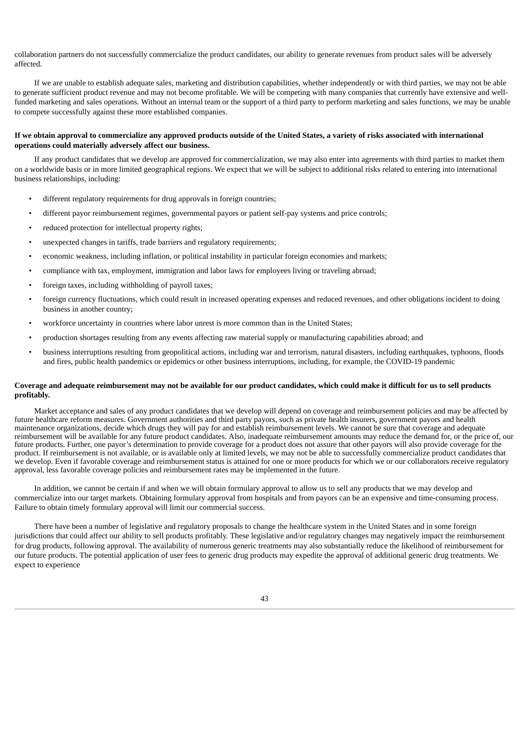collaboration partners do not successfully commercialize the product candidates, our ability to generate revenues from product sales will be adversely affected.

If we are unable to establish adequate sales, marketing and distribution capabilities, whether independently or with third parties, we may not be able to generate sufficient product revenue and may not become profitable. We will be competing with many companies that currently have extensive and well-funded marketing and sales operations. Without an internal team or the support of a third party to perform marketing and sales functions, we may be unable to compete successfully against these more established companies.

**If we obtain approval to commercialize any approved products outside of the United States, a variety of risks associated with international operations could materially adversely affect our business.**

If any product candidates that we develop are approved for commercialization, we may also enter into agreements with third parties to market them on a worldwide basis or in more limited geographical regions. We expect that we will be subject to additional risks related to entering into international business relationships, including:

- different regulatory requirements for drug approvals in foreign countries;
- different payor reimbursement regimes, governmental payors or patient self-pay systems and price controls;
- reduced protection for intellectual property rights;
- unexpected changes in tariffs, trade barriers and regulatory requirements;
- economic weakness, including inflation, or political instability in particular foreign economies and markets;
- compliance with tax, employment, immigration and labor laws for employees living or traveling abroad;
- foreign taxes, including withholding of payroll taxes;
- foreign currency fluctuations, which could result in increased operating expenses and reduced revenues, and other obligations incident to doing business in another country;
- workforce uncertainty in countries where labor unrest is more common than in the United States;
- production shortages resulting from any events affecting raw material supply or manufacturing capabilities abroad; and
- business interruptions resulting from geopolitical actions, including war and terrorism, natural disasters, including earthquakes, typhoons, floods and fires, public health pandemics or epidemics or other business interruptions, including, for example, the COVID-19 pandemic

**Coverage and adequate reimbursement may not be available for our product candidates, which could make it difficult for us to sell products profitably.**

Market acceptance and sales of any product candidates that we develop will depend on coverage and reimbursement policies and may be affected by future healthcare reform measures. Government authorities and third party payors, such as private health insurers, government payors and health maintenance organizations, decide which drugs they will pay for and establish reimbursement levels. We cannot be sure that coverage and adequate reimbursement will be available for any future product candidates. Also, inadequate reimbursement amounts may reduce the demand for, or the price of, our future products. Further, one payor's determination to provide coverage for a product does not assure that other payors will also provide coverage for the product. If reimbursement is not available, or is available only at limited levels, we may not be able to successfully commercialize product candidates that we develop. Even if favorable coverage and reimbursement status is attained for one or more products for which we or our collaborators receive regulatory approval, less favorable coverage policies and reimbursement rates may be implemented in the future.

In addition, we cannot be certain if and when we will obtain formulary approval to allow us to sell any products that we may develop and commercialize into our target markets. Obtaining formulary approval from hospitals and from payors can be an expensive and time-consuming process. Failure to obtain timely formulary approval will limit our commercial success.

There have been a number of legislative and regulatory proposals to change the healthcare system in the United States and in some foreign jurisdictions that could affect our ability to sell products profitably. These legislative and/or regulatory changes may negatively impact the reimbursement for drug products, following approval. The availability of numerous generic treatments may also substantially reduce the likelihood of reimbursement for our future products. The potential application of user fees to generic drug products may expedite the approval of additional generic drug treatments. We expect to experience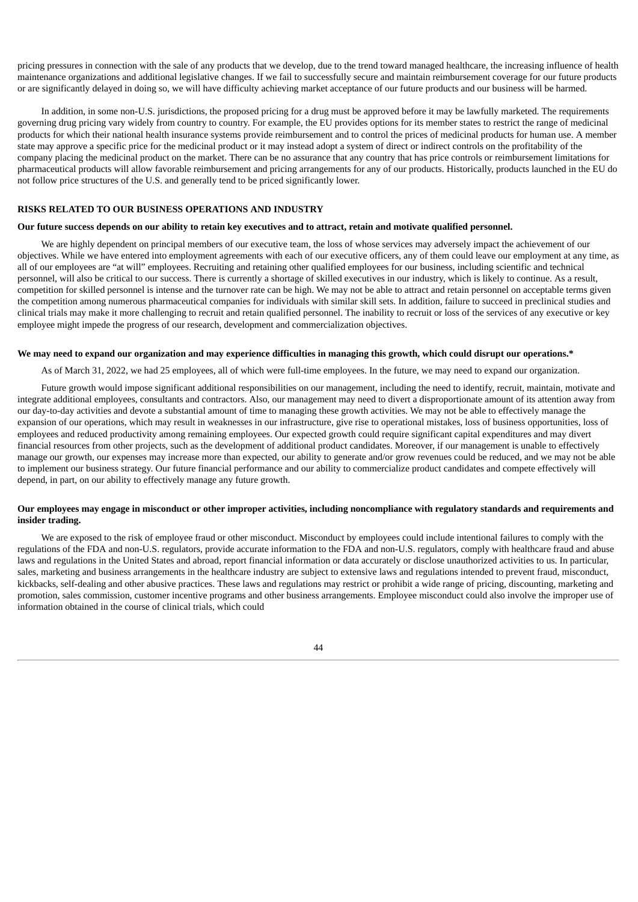pricing pressures in connection with the sale of any products that we develop, due to the trend toward managed healthcare, the increasing influence of health maintenance organizations and additional legislative changes. If we fail to successfully secure and maintain reimbursement coverage for our future products or are significantly delayed in doing so, we will have difficulty achieving market acceptance of our future products and our business will be harmed.

In addition, in some non-U.S. jurisdictions, the proposed pricing for a drug must be approved before it may be lawfully marketed. The requirements governing drug pricing vary widely from country to country. For example, the EU provides options for its member states to restrict the range of medicinal products for which their national health insurance systems provide reimbursement and to control the prices of medicinal products for human use. A member state may approve a specific price for the medicinal product or it may instead adopt a system of direct or indirect controls on the profitability of the company placing the medicinal product on the market. There can be no assurance that any country that has price controls or reimbursement limitations for pharmaceutical products will allow favorable reimbursement and pricing arrangements for any of our products. Historically, products launched in the EU do not follow price structures of the U.S. and generally tend to be priced significantly lower.

## RISKS RELATED TO OUR BUSINESS OPERATIONS AND INDUSTRY

**Our future success depends on our ability to retain key executives and to attract, retain and motivate qualified personnel.**

We are highly dependent on principal members of our executive team, the loss of whose services may adversely impact the achievement of our objectives. While we have entered into employment agreements with each of our executive officers, any of them could leave our employment at any time, as all of our employees are "at will" employees. Recruiting and retaining other qualified employees for our business, including scientific and technical personnel, will also be critical to our success. There is currently a shortage of skilled executives in our industry, which is likely to continue. As a result, competition for skilled personnel is intense and the turnover rate can be high. We may not be able to attract and retain personnel on acceptable terms given the competition among numerous pharmaceutical companies for individuals with similar skill sets. In addition, failure to succeed in preclinical studies and clinical trials may make it more challenging to recruit and retain qualified personnel. The inability to recruit or loss of the services of any executive or key employee might impede the progress of our research, development and commercialization objectives.

**We may need to expand our organization and may experience difficulties in managing this growth, which could disrupt our operations.***

As of March 31, 2022, we had 25 employees, all of which were full-time employees. In the future, we may need to expand our organization.

Future growth would impose significant additional responsibilities on our management, including the need to identify, recruit, maintain, motivate and integrate additional employees, consultants and contractors. Also, our management may need to divert a disproportionate amount of its attention away from our day-to-day activities and devote a substantial amount of time to managing these growth activities. We may not be able to effectively manage the expansion of our operations, which may result in weaknesses in our infrastructure, give rise to operational mistakes, loss of business opportunities, loss of employees and reduced productivity among remaining employees. Our expected growth could require significant capital expenditures and may divert financial resources from other projects, such as the development of additional product candidates. Moreover, if our management is unable to effectively manage our growth, our expenses may increase more than expected, our ability to generate and/or grow revenues could be reduced, and we may not be able to implement our business strategy. Our future financial performance and our ability to commercialize product candidates and compete effectively will depend, in part, on our ability to effectively manage any future growth.

**Our employees may engage in misconduct or other improper activities, including noncompliance with regulatory standards and requirements and insider trading.**

We are exposed to the risk of employee fraud or other misconduct. Misconduct by employees could include intentional failures to comply with the regulations of the FDA and non-U.S. regulators, provide accurate information to the FDA and non-U.S. regulators, comply with healthcare fraud and abuse laws and regulations in the United States and abroad, report financial information or data accurately or disclose unauthorized activities to us. In particular, sales, marketing and business arrangements in the healthcare industry are subject to extensive laws and regulations intended to prevent fraud, misconduct, kickbacks, self-dealing and other abusive practices. These laws and regulations may restrict or prohibit a wide range of pricing, discounting, marketing and promotion, sales commission, customer incentive programs and other business arrangements. Employee misconduct could also involve the improper use of information obtained in the course of clinical trials, which could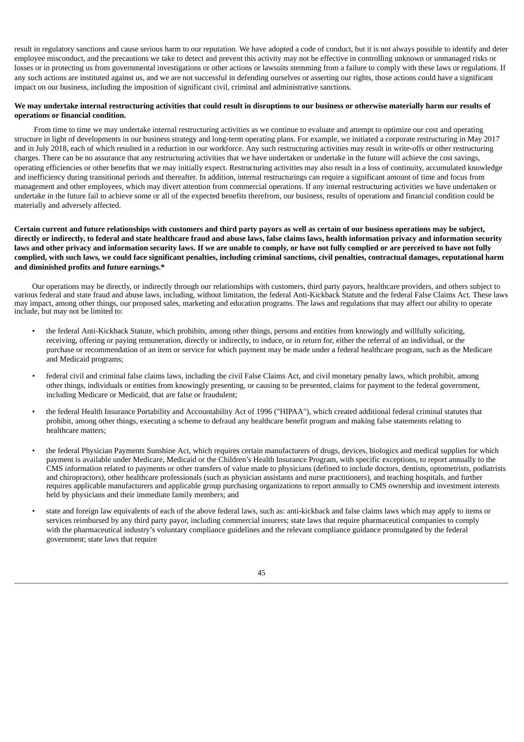result in regulatory sanctions and cause serious harm to our reputation. We have adopted a code of conduct, but it is not always possible to identify and deter employee misconduct, and the precautions we take to detect and prevent this activity may not be effective in controlling unknown or unmanaged risks or losses or in protecting us from governmental investigations or other actions or lawsuits stemming from a failure to comply with these laws or regulations. If any such actions are instituted against us, and we are not successful in defending ourselves or asserting our rights, those actions could have a significant impact on our business, including the imposition of significant civil, criminal and administrative sanctions.

**We may undertake internal restructuring activities that could result in disruptions to our business or otherwise materially harm our results of operations or financial condition.**

From time to time we may undertake internal restructuring activities as we continue to evaluate and attempt to optimize our cost and operating structure in light of developments in our business strategy and long-term operating plans. For example, we initiated a corporate restructuring in May 2017 and in July 2018, each of which resulted in a reduction in our workforce. Any such restructuring activities may result in write-offs or other restructuring charges. There can be no assurance that any restructuring activities that we have undertaken or undertake in the future will achieve the cost savings, operating efficiencies or other benefits that we may initially expect. Restructuring activities may also result in a loss of continuity, accumulated knowledge and inefficiency during transitional periods and thereafter. In addition, internal restructurings can require a significant amount of time and focus from management and other employees, which may divert attention from commercial operations. If any internal restructuring activities we have undertaken or undertake in the future fail to achieve some or all of the expected benefits therefrom, our business, results of operations and financial condition could be materially and adversely affected.

**Certain current and future relationships with customers and third party payors as well as certain of our business operations may be subject, directly or indirectly, to federal and state healthcare fraud and abuse laws, false claims laws, health information privacy and information security laws and other privacy and information security laws. If we are unable to comply, or have not fully complied or are perceived to have not fully complied, with such laws, we could face significant penalties, including criminal sanctions, civil penalties, contractual damages, reputational harm and diminished profits and future earnings.***

Our operations may be directly, or indirectly through our relationships with customers, third party payors, healthcare providers, and others subject to various federal and state fraud and abuse laws, including, without limitation, the federal Anti-Kickback Statute and the federal False Claims Act. These laws may impact, among other things, our proposed sales, marketing and education programs. The laws and regulations that may affect our ability to operate include, but may not be limited to:

- the federal Anti-Kickback Statute, which prohibits, among other things, persons and entities from knowingly and willfully soliciting, receiving, offering or paying remuneration, directly or indirectly, to induce, or in return for, either the referral of an individual, or the purchase or recommendation of an item or service for which payment may be made under a federal healthcare program, such as the Medicare and Medicaid programs;
- federal civil and criminal false claims laws, including the civil False Claims Act, and civil monetary penalty laws, which prohibit, among other things, individuals or entities from knowingly presenting, or causing to be presented, claims for payment to the federal government, including Medicare or Medicaid, that are false or fraudulent;
- the federal Health Insurance Portability and Accountability Act of 1996 ("HIPAA"), which created additional federal criminal statutes that prohibit, among other things, executing a scheme to defraud any healthcare benefit program and making false statements relating to healthcare matters;
- the federal Physician Payments Sunshine Act, which requires certain manufacturers of drugs, devices, biologics and medical supplies for which payment is available under Medicare, Medicaid or the Children's Health Insurance Program, with specific exceptions, to report annually to the CMS information related to payments or other transfers of value made to physicians (defined to include doctors, dentists, optometrists, podiatrists and chiropractors), other healthcare professionals (such as physician assistants and nurse practitioners), and teaching hospitals, and further requires applicable manufacturers and applicable group purchasing organizations to report annually to CMS ownership and investment interests held by physicians and their immediate family members; and
- state and foreign law equivalents of each of the above federal laws, such as: anti-kickback and false claims laws which may apply to items or services reimbursed by any third party payor, including commercial insurers; state laws that require pharmaceutical companies to comply with the pharmaceutical industry's voluntary compliance guidelines and the relevant compliance guidance promulgated by the federal government; state laws that require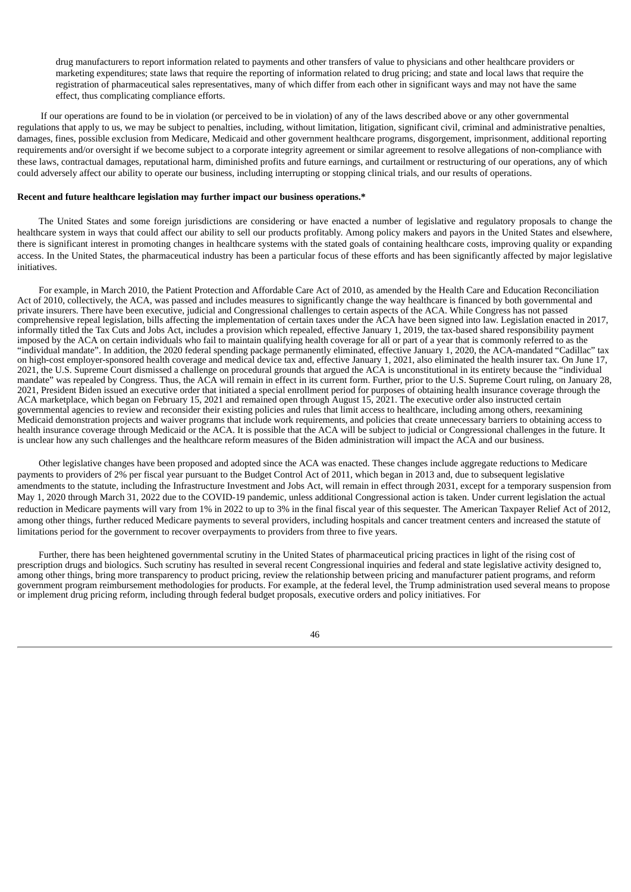drug manufacturers to report information related to payments and other transfers of value to physicians and other healthcare providers or marketing expenditures; state laws that require the reporting of information related to drug pricing; and state and local laws that require the registration of pharmaceutical sales representatives, many of which differ from each other in significant ways and may not have the same effect, thus complicating compliance efforts.

If our operations are found to be in violation (or perceived to be in violation) of any of the laws described above or any other governmental regulations that apply to us, we may be subject to penalties, including, without limitation, litigation, significant civil, criminal and administrative penalties, damages, fines, possible exclusion from Medicare, Medicaid and other government healthcare programs, disgorgement, imprisonment, additional reporting requirements and/or oversight if we become subject to a corporate integrity agreement or similar agreement to resolve allegations of non-compliance with these laws, contractual damages, reputational harm, diminished profits and future earnings, and curtailment or restructuring of our operations, any of which could adversely affect our ability to operate our business, including interrupting or stopping clinical trials, and our results of operations.

**Recent and future healthcare legislation may further impact our business operations.***

The United States and some foreign jurisdictions are considering or have enacted a number of legislative and regulatory proposals to change the healthcare system in ways that could affect our ability to sell our products profitably. Among policy makers and payors in the United States and elsewhere, there is significant interest in promoting changes in healthcare systems with the stated goals of containing healthcare costs, improving quality or expanding access. In the United States, the pharmaceutical industry has been a particular focus of these efforts and has been significantly affected by major legislative initiatives.

For example, in March 2010, the Patient Protection and Affordable Care Act of 2010, as amended by the Health Care and Education Reconciliation Act of 2010, collectively, the ACA, was passed and includes measures to significantly change the way healthcare is financed by both governmental and private insurers. There have been executive, judicial and Congressional challenges to certain aspects of the ACA. While Congress has not passed comprehensive repeal legislation, bills affecting the implementation of certain taxes under the ACA have been signed into law. Legislation enacted in 2017, informally titled the Tax Cuts and Jobs Act, includes a provision which repealed, effective January 1, 2019, the tax-based shared responsibility payment imposed by the ACA on certain individuals who fail to maintain qualifying health coverage for all or part of a year that is commonly referred to as the "individual mandate". In addition, the 2020 federal spending package permanently eliminated, effective January 1, 2020, the ACA-mandated "Cadillac" tax on high-cost employer-sponsored health coverage and medical device tax and, effective January 1, 2021, also eliminated the health insurer tax. On June 17, 2021, the U.S. Supreme Court dismissed a challenge on procedural grounds that argued the ACA is unconstitutional in its entirety because the "individual mandate" was repealed by Congress. Thus, the ACA will remain in effect in its current form. Further, prior to the U.S. Supreme Court ruling, on January 28, 2021, President Biden issued an executive order that initiated a special enrollment period for purposes of obtaining health insurance coverage through the ACA marketplace, which began on February 15, 2021 and remained open through August 15, 2021. The executive order also instructed certain governmental agencies to review and reconsider their existing policies and rules that limit access to healthcare, including among others, reexamining Medicaid demonstration projects and waiver programs that include work requirements, and policies that create unnecessary barriers to obtaining access to health insurance coverage through Medicaid or the ACA. It is possible that the ACA will be subject to judicial or Congressional challenges in the future. It is unclear how any such challenges and the healthcare reform measures of the Biden administration will impact the ACA and our business.

Other legislative changes have been proposed and adopted since the ACA was enacted. These changes include aggregate reductions to Medicare payments to providers of 2% per fiscal year pursuant to the Budget Control Act of 2011, which began in 2013 and, due to subsequent legislative amendments to the statute, including the Infrastructure Investment and Jobs Act, will remain in effect through 2031, except for a temporary suspension from May 1, 2020 through March 31, 2022 due to the COVID-19 pandemic, unless additional Congressional action is taken. Under current legislation the actual reduction in Medicare payments will vary from 1% in 2022 to up to 3% in the final fiscal year of this sequester. The American Taxpayer Relief Act of 2012, among other things, further reduced Medicare payments to several providers, including hospitals and cancer treatment centers and increased the statute of limitations period for the government to recover overpayments to providers from three to five years.

Further, there has been heightened governmental scrutiny in the United States of pharmaceutical pricing practices in light of the rising cost of prescription drugs and biologics. Such scrutiny has resulted in several recent Congressional inquiries and federal and state legislative activity designed to, among other things, bring more transparency to product pricing, review the relationship between pricing and manufacturer patient programs, and reform government program reimbursement methodologies for products. For example, at the federal level, the Trump administration used several means to propose or implement drug pricing reform, including through federal budget proposals, executive orders and policy initiatives. For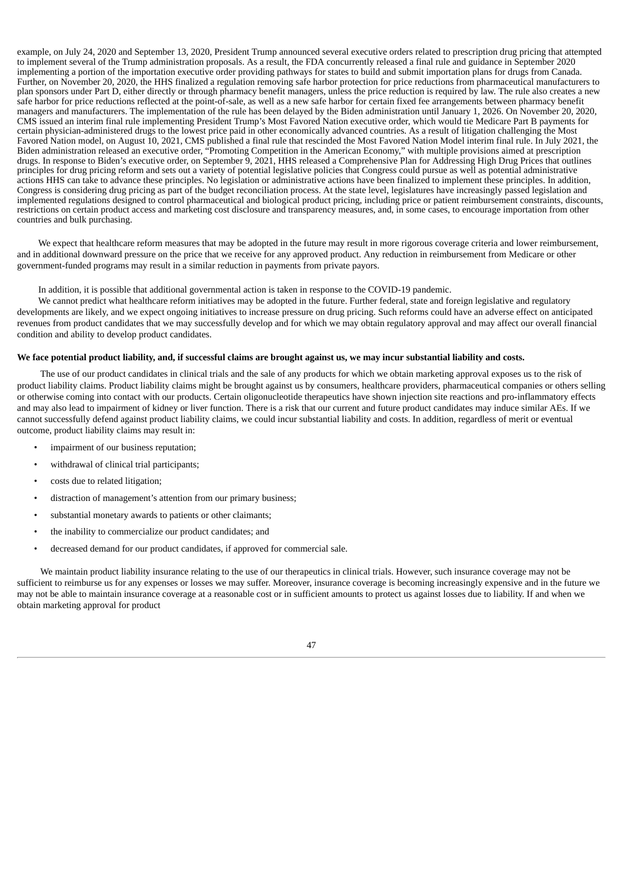example, on July 24, 2020 and September 13, 2020, President Trump announced several executive orders related to prescription drug pricing that attempted to implement several of the Trump administration proposals. As a result, the FDA concurrently released a final rule and guidance in September 2020 implementing a portion of the importation executive order providing pathways for states to build and submit importation plans for drugs from Canada. Further, on November 20, 2020, the HHS finalized a regulation removing safe harbor protection for price reductions from pharmaceutical manufacturers to plan sponsors under Part D, either directly or through pharmacy benefit managers, unless the price reduction is required by law. The rule also creates a new safe harbor for price reductions reflected at the point-of-sale, as well as a new safe harbor for certain fixed fee arrangements between pharmacy benefit managers and manufacturers. The implementation of the rule has been delayed by the Biden administration until January 1, 2026. On November 20, 2020, CMS issued an interim final rule implementing President Trump's Most Favored Nation executive order, which would tie Medicare Part B payments for certain physician-administered drugs to the lowest price paid in other economically advanced countries. As a result of litigation challenging the Most Favored Nation model, on August 10, 2021, CMS published a final rule that rescinded the Most Favored Nation Model interim final rule. In July 2021, the Biden administration released an executive order, "Promoting Competition in the American Economy," with multiple provisions aimed at prescription drugs. In response to Biden's executive order, on September 9, 2021, HHS released a Comprehensive Plan for Addressing High Drug Prices that outlines principles for drug pricing reform and sets out a variety of potential legislative policies that Congress could pursue as well as potential administrative actions HHS can take to advance these principles. No legislation or administrative actions have been finalized to implement these principles. In addition, Congress is considering drug pricing as part of the budget reconciliation process. At the state level, legislatures have increasingly passed legislation and implemented regulations designed to control pharmaceutical and biological product pricing, including price or patient reimbursement constraints, discounts, restrictions on certain product access and marketing cost disclosure and transparency measures, and, in some cases, to encourage importation from other countries and bulk purchasing.

We expect that healthcare reform measures that may be adopted in the future may result in more rigorous coverage criteria and lower reimbursement, and in additional downward pressure on the price that we receive for any approved product. Any reduction in reimbursement from Medicare or other government-funded programs may result in a similar reduction in payments from private payors.

In addition, it is possible that additional governmental action is taken in response to the COVID-19 pandemic.

We cannot predict what healthcare reform initiatives may be adopted in the future. Further federal, state and foreign legislative and regulatory developments are likely, and we expect ongoing initiatives to increase pressure on drug pricing. Such reforms could have an adverse effect on anticipated revenues from product candidates that we may successfully develop and for which we may obtain regulatory approval and may affect our overall financial condition and ability to develop product candidates.

**We face potential product liability, and, if successful claims are brought against us, we may incur substantial liability and costs.**

The use of our product candidates in clinical trials and the sale of any products for which we obtain marketing approval exposes us to the risk of product liability claims. Product liability claims might be brought against us by consumers, healthcare providers, pharmaceutical companies or others selling or otherwise coming into contact with our products. Certain oligonucleotide therapeutics have shown injection site reactions and pro-inflammatory effects and may also lead to impairment of kidney or liver function. There is a risk that our current and future product candidates may induce similar AEs. If we cannot successfully defend against product liability claims, we could incur substantial liability and costs. In addition, regardless of merit or eventual outcome, product liability claims may result in:

- impairment of our business reputation;
- withdrawal of clinical trial participants;
- costs due to related litigation;
- distraction of management's attention from our primary business;
- substantial monetary awards to patients or other claimants;
- the inability to commercialize our product candidates; and
- decreased demand for our product candidates, if approved for commercial sale.

We maintain product liability insurance relating to the use of our therapeutics in clinical trials. However, such insurance coverage may not be sufficient to reimburse us for any expenses or losses we may suffer. Moreover, insurance coverage is becoming increasingly expensive and in the future we may not be able to maintain insurance coverage at a reasonable cost or in sufficient amounts to protect us against losses due to liability. If and when we obtain marketing approval for product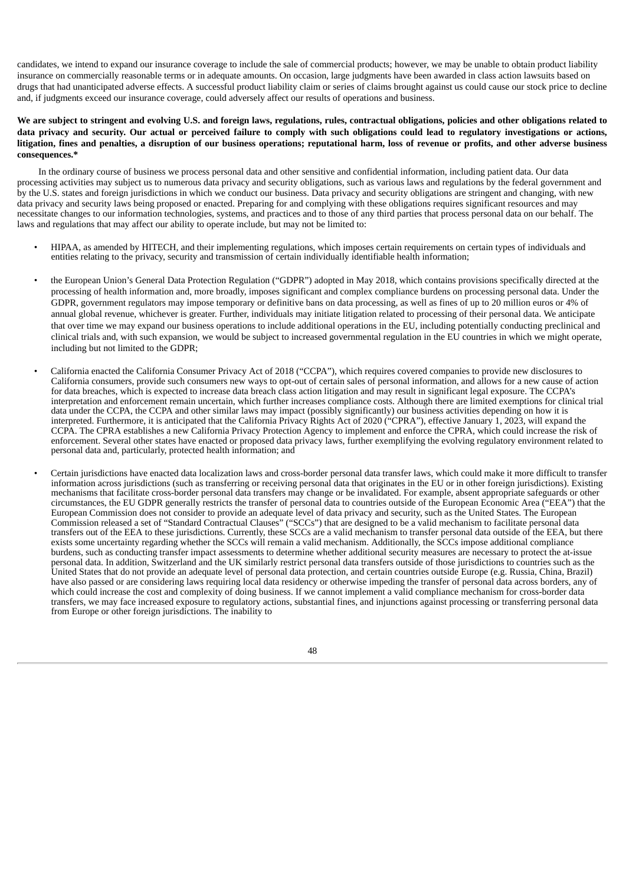candidates, we intend to expand our insurance coverage to include the sale of commercial products; however, we may be unable to obtain product liability insurance on commercially reasonable terms or in adequate amounts. On occasion, large judgments have been awarded in class action lawsuits based on drugs that had unanticipated adverse effects. A successful product liability claim or series of claims brought against us could cause our stock price to decline and, if judgments exceed our insurance coverage, could adversely affect our results of operations and business.

**We are subject to stringent and evolving U.S. and foreign laws, regulations, rules, contractual obligations, policies and other obligations related to data privacy and security. Our actual or perceived failure to comply with such obligations could lead to regulatory investigations or actions, litigation, fines and penalties, a disruption of our business operations; reputational harm, loss of revenue or profits, and other adverse business consequences.***

In the ordinary course of business we process personal data and other sensitive and confidential information, including patient data. Our data processing activities may subject us to numerous data privacy and security obligations, such as various laws and regulations by the federal government and by the U.S. states and foreign jurisdictions in which we conduct our business. Data privacy and security obligations are stringent and changing, with new data privacy and security laws being proposed or enacted. Preparing for and complying with these obligations requires significant resources and may necessitate changes to our information technologies, systems, and practices and to those of any third parties that process personal data on our behalf. The laws and regulations that may affect our ability to operate include, but may not be limited to:

- HIPAA, as amended by HITECH, and their implementing regulations, which imposes certain requirements on certain types of individuals and entities relating to the privacy, security and transmission of certain individually identifiable health information;
- the European Union's General Data Protection Regulation ("GDPR") adopted in May 2018, which contains provisions specifically directed at the processing of health information and, more broadly, imposes significant and complex compliance burdens on processing personal data. Under the GDPR, government regulators may impose temporary or definitive bans on data processing, as well as fines of up to 20 million euros or 4% of annual global revenue, whichever is greater. Further, individuals may initiate litigation related to processing of their personal data. We anticipate that over time we may expand our business operations to include additional operations in the EU, including potentially conducting preclinical and clinical trials and, with such expansion, we would be subject to increased governmental regulation in the EU countries in which we might operate, including but not limited to the GDPR;
- California enacted the California Consumer Privacy Act of 2018 ("CCPA"), which requires covered companies to provide new disclosures to California consumers, provide such consumers new ways to opt-out of certain sales of personal information, and allows for a new cause of action for data breaches, which is expected to increase data breach class action litigation and may result in significant legal exposure. The CCPA's interpretation and enforcement remain uncertain, which further increases compliance costs. Although there are limited exemptions for clinical trial data under the CCPA, the CCPA and other similar laws may impact (possibly significantly) our business activities depending on how it is interpreted. Furthermore, it is anticipated that the California Privacy Rights Act of 2020 ("CPRA"), effective January 1, 2023, will expand the CCPA. The CPRA establishes a new California Privacy Protection Agency to implement and enforce the CPRA, which could increase the risk of enforcement. Several other states have enacted or proposed data privacy laws, further exemplifying the evolving regulatory environment related to personal data and, particularly, protected health information; and
- Certain jurisdictions have enacted data localization laws and cross-border personal data transfer laws, which could make it more difficult to transfer information across jurisdictions (such as transferring or receiving personal data that originates in the EU or in other foreign jurisdictions). Existing mechanisms that facilitate cross-border personal data transfers may change or be invalidated. For example, absent appropriate safeguards or other circumstances, the EU GDPR generally restricts the transfer of personal data to countries outside of the European Economic Area ("EEA") that the European Commission does not consider to provide an adequate level of data privacy and security, such as the United States. The European Commission released a set of "Standard Contractual Clauses" ("SCCs") that are designed to be a valid mechanism to facilitate personal data transfers out of the EEA to these jurisdictions. Currently, these SCCs are a valid mechanism to transfer personal data outside of the EEA, but there exists some uncertainty regarding whether the SCCs will remain a valid mechanism. Additionally, the SCCs impose additional compliance burdens, such as conducting transfer impact assessments to determine whether additional security measures are necessary to protect the at-issue personal data. In addition, Switzerland and the UK similarly restrict personal data transfers outside of those jurisdictions to countries such as the United States that do not provide an adequate level of personal data protection, and certain countries outside Europe (e.g. Russia, China, Brazil) have also passed or are considering laws requiring local data residency or otherwise impeding the transfer of personal data across borders, any of which could increase the cost and complexity of doing business. If we cannot implement a valid compliance mechanism for cross-border data transfers, we may face increased exposure to regulatory actions, substantial fines, and injunctions against processing or transferring personal data from Europe or other foreign jurisdictions. The inability to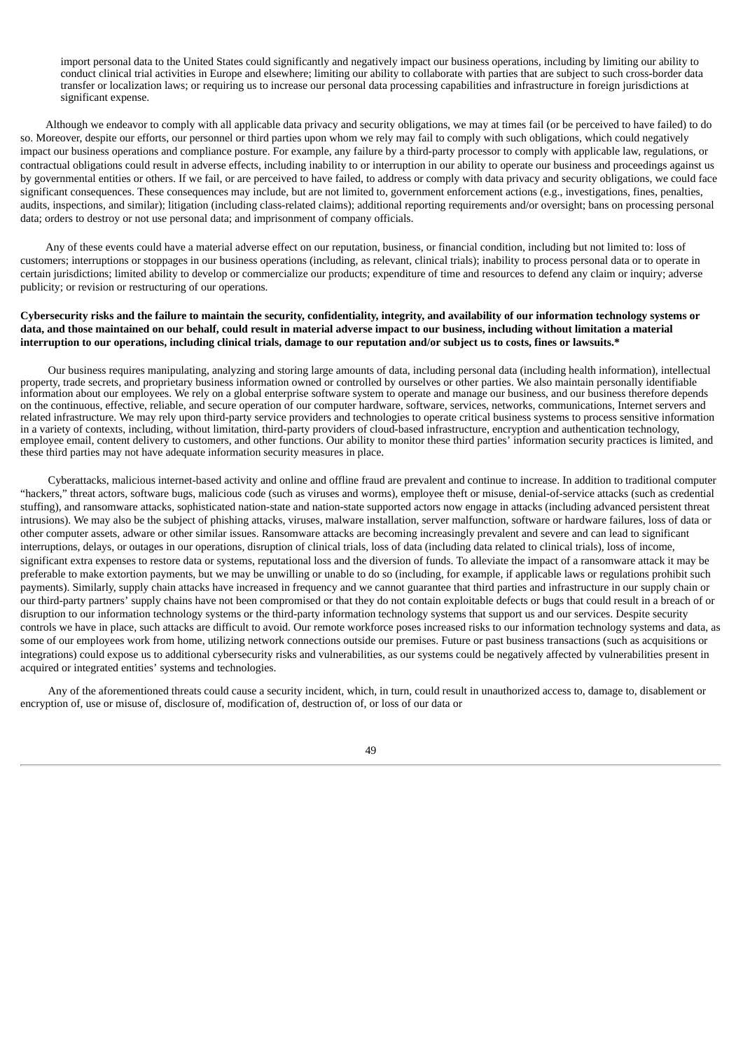import personal data to the United States could significantly and negatively impact our business operations, including by limiting our ability to conduct clinical trial activities in Europe and elsewhere; limiting our ability to collaborate with parties that are subject to such cross-border data transfer or localization laws; or requiring us to increase our personal data processing capabilities and infrastructure in foreign jurisdictions at significant expense.

Although we endeavor to comply with all applicable data privacy and security obligations, we may at times fail (or be perceived to have failed) to do so. Moreover, despite our efforts, our personnel or third parties upon whom we rely may fail to comply with such obligations, which could negatively impact our business operations and compliance posture. For example, any failure by a third-party processor to comply with applicable law, regulations, or contractual obligations could result in adverse effects, including inability to or interruption in our ability to operate our business and proceedings against us by governmental entities or others. If we fail, or are perceived to have failed, to address or comply with data privacy and security obligations, we could face significant consequences. These consequences may include, but are not limited to, government enforcement actions (e.g., investigations, fines, penalties, audits, inspections, and similar); litigation (including class-related claims); additional reporting requirements and/or oversight; bans on processing personal data; orders to destroy or not use personal data; and imprisonment of company officials.

Any of these events could have a material adverse effect on our reputation, business, or financial condition, including but not limited to: loss of customers; interruptions or stoppages in our business operations (including, as relevant, clinical trials); inability to process personal data or to operate in certain jurisdictions; limited ability to develop or commercialize our products; expenditure of time and resources to defend any claim or inquiry; adverse publicity; or revision or restructuring of our operations.

**Cybersecurity risks and the failure to maintain the security, confidentiality, integrity, and availability of our information technology systems or data, and those maintained on our behalf, could result in material adverse impact to our business, including without limitation a material interruption to our operations, including clinical trials, damage to our reputation and/or subject us to costs, fines or lawsuits.***

Our business requires manipulating, analyzing and storing large amounts of data, including personal data (including health information), intellectual property, trade secrets, and proprietary business information owned or controlled by ourselves or other parties. We also maintain personally identifiable information about our employees. We rely on a global enterprise software system to operate and manage our business, and our business therefore depends on the continuous, effective, reliable, and secure operation of our computer hardware, software, services, networks, communications, Internet servers and related infrastructure. We may rely upon third-party service providers and technologies to operate critical business systems to process sensitive information in a variety of contexts, including, without limitation, third-party providers of cloud-based infrastructure, encryption and authentication technology, employee email, content delivery to customers, and other functions. Our ability to monitor these third parties' information security practices is limited, and these third parties may not have adequate information security measures in place.

Cyberattacks, malicious internet-based activity and online and offline fraud are prevalent and continue to increase. In addition to traditional computer "hackers," threat actors, software bugs, malicious code (such as viruses and worms), employee theft or misuse, denial-of-service attacks (such as credential stuffing), and ransomware attacks, sophisticated nation-state and nation-state supported actors now engage in attacks (including advanced persistent threat intrusions). We may also be the subject of phishing attacks, viruses, malware installation, server malfunction, software or hardware failures, loss of data or other computer assets, adware or other similar issues. Ransomware attacks are becoming increasingly prevalent and severe and can lead to significant interruptions, delays, or outages in our operations, disruption of clinical trials, loss of data (including data related to clinical trials), loss of income, significant extra expenses to restore data or systems, reputational loss and the diversion of funds. To alleviate the impact of a ransomware attack it may be preferable to make extortion payments, but we may be unwilling or unable to do so (including, for example, if applicable laws or regulations prohibit such payments). Similarly, supply chain attacks have increased in frequency and we cannot guarantee that third parties and infrastructure in our supply chain or our third-party partners' supply chains have not been compromised or that they do not contain exploitable defects or bugs that could result in a breach of or disruption to our information technology systems or the third-party information technology systems that support us and our services. Despite security controls we have in place, such attacks are difficult to avoid. Our remote workforce poses increased risks to our information technology systems and data, as some of our employees work from home, utilizing network connections outside our premises. Future or past business transactions (such as acquisitions or integrations) could expose us to additional cybersecurity risks and vulnerabilities, as our systems could be negatively affected by vulnerabilities present in acquired or integrated entities' systems and technologies.

Any of the aforementioned threats could cause a security incident, which, in turn, could result in unauthorized access to, damage to, disablement or encryption of, use or misuse of, disclosure of, modification of, destruction of, or loss of our data or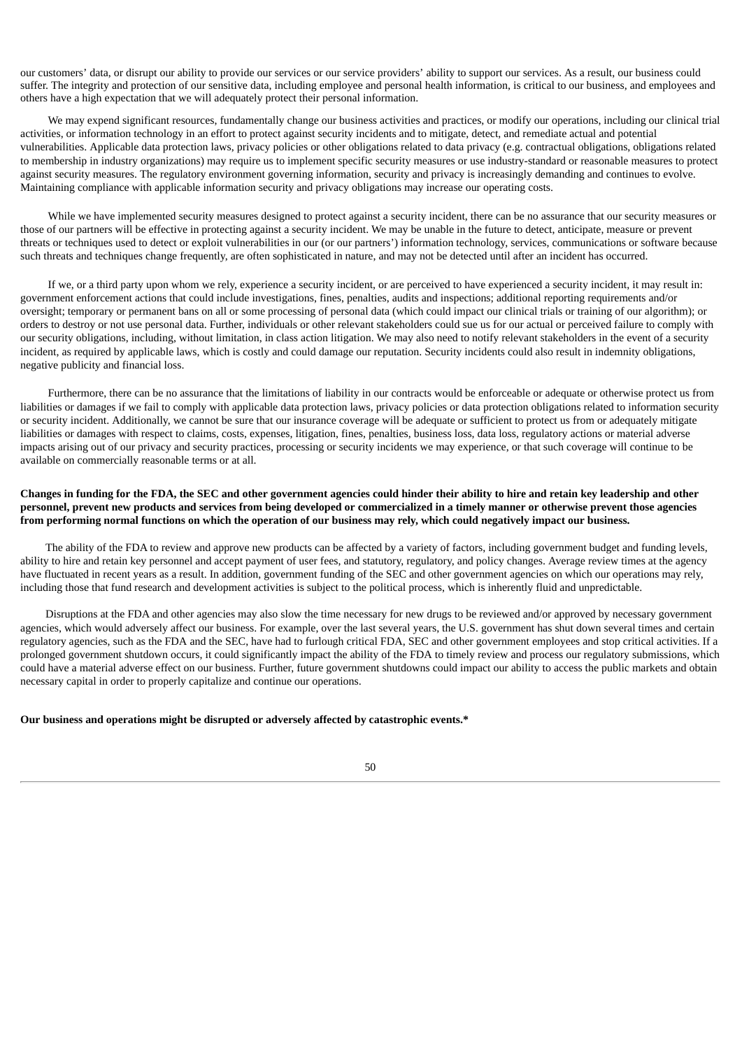our customers' data, or disrupt our ability to provide our services or our service providers' ability to support our services. As a result, our business could suffer. The integrity and protection of our sensitive data, including employee and personal health information, is critical to our business, and employees and others have a high expectation that we will adequately protect their personal information.

We may expend significant resources, fundamentally change our business activities and practices, or modify our operations, including our clinical trial activities, or information technology in an effort to protect against security incidents and to mitigate, detect, and remediate actual and potential vulnerabilities. Applicable data protection laws, privacy policies or other obligations related to data privacy (e.g. contractual obligations, obligations related to membership in industry organizations) may require us to implement specific security measures or use industry-standard or reasonable measures to protect against security measures. The regulatory environment governing information, security and privacy is increasingly demanding and continues to evolve. Maintaining compliance with applicable information security and privacy obligations may increase our operating costs.

While we have implemented security measures designed to protect against a security incident, there can be no assurance that our security measures or those of our partners will be effective in protecting against a security incident. We may be unable in the future to detect, anticipate, measure or prevent threats or techniques used to detect or exploit vulnerabilities in our (or our partners') information technology, services, communications or software because such threats and techniques change frequently, are often sophisticated in nature, and may not be detected until after an incident has occurred.

If we, or a third party upon whom we rely, experience a security incident, or are perceived to have experienced a security incident, it may result in: government enforcement actions that could include investigations, fines, penalties, audits and inspections; additional reporting requirements and/or oversight; temporary or permanent bans on all or some processing of personal data (which could impact our clinical trials or training of our algorithm); or orders to destroy or not use personal data. Further, individuals or other relevant stakeholders could sue us for our actual or perceived failure to comply with our security obligations, including, without limitation, in class action litigation. We may also need to notify relevant stakeholders in the event of a security incident, as required by applicable laws, which is costly and could damage our reputation. Security incidents could also result in indemnity obligations, negative publicity and financial loss.

Furthermore, there can be no assurance that the limitations of liability in our contracts would be enforceable or adequate or otherwise protect us from liabilities or damages if we fail to comply with applicable data protection laws, privacy policies or data protection obligations related to information security or security incident. Additionally, we cannot be sure that our insurance coverage will be adequate or sufficient to protect us from or adequately mitigate liabilities or damages with respect to claims, costs, expenses, litigation, fines, penalties, business loss, data loss, regulatory actions or material adverse impacts arising out of our privacy and security practices, processing or security incidents we may experience, or that such coverage will continue to be available on commercially reasonable terms or at all.

**Changes in funding for the FDA, the SEC and other government agencies could hinder their ability to hire and retain key leadership and other personnel, prevent new products and services from being developed or commercialized in a timely manner or otherwise prevent those agencies from performing normal functions on which the operation of our business may rely, which could negatively impact our business.**

The ability of the FDA to review and approve new products can be affected by a variety of factors, including government budget and funding levels, ability to hire and retain key personnel and accept payment of user fees, and statutory, regulatory, and policy changes. Average review times at the agency have fluctuated in recent years as a result. In addition, government funding of the SEC and other government agencies on which our operations may rely, including those that fund research and development activities is subject to the political process, which is inherently fluid and unpredictable.

Disruptions at the FDA and other agencies may also slow the time necessary for new drugs to be reviewed and/or approved by necessary government agencies, which would adversely affect our business. For example, over the last several years, the U.S. government has shut down several times and certain regulatory agencies, such as the FDA and the SEC, have had to furlough critical FDA, SEC and other government employees and stop critical activities. If a prolonged government shutdown occurs, it could significantly impact the ability of the FDA to timely review and process our regulatory submissions, which could have a material adverse effect on our business. Further, future government shutdowns could impact our ability to access the public markets and obtain necessary capital in order to properly capitalize and continue our operations.

**Our business and operations might be disrupted or adversely affected by catastrophic events.***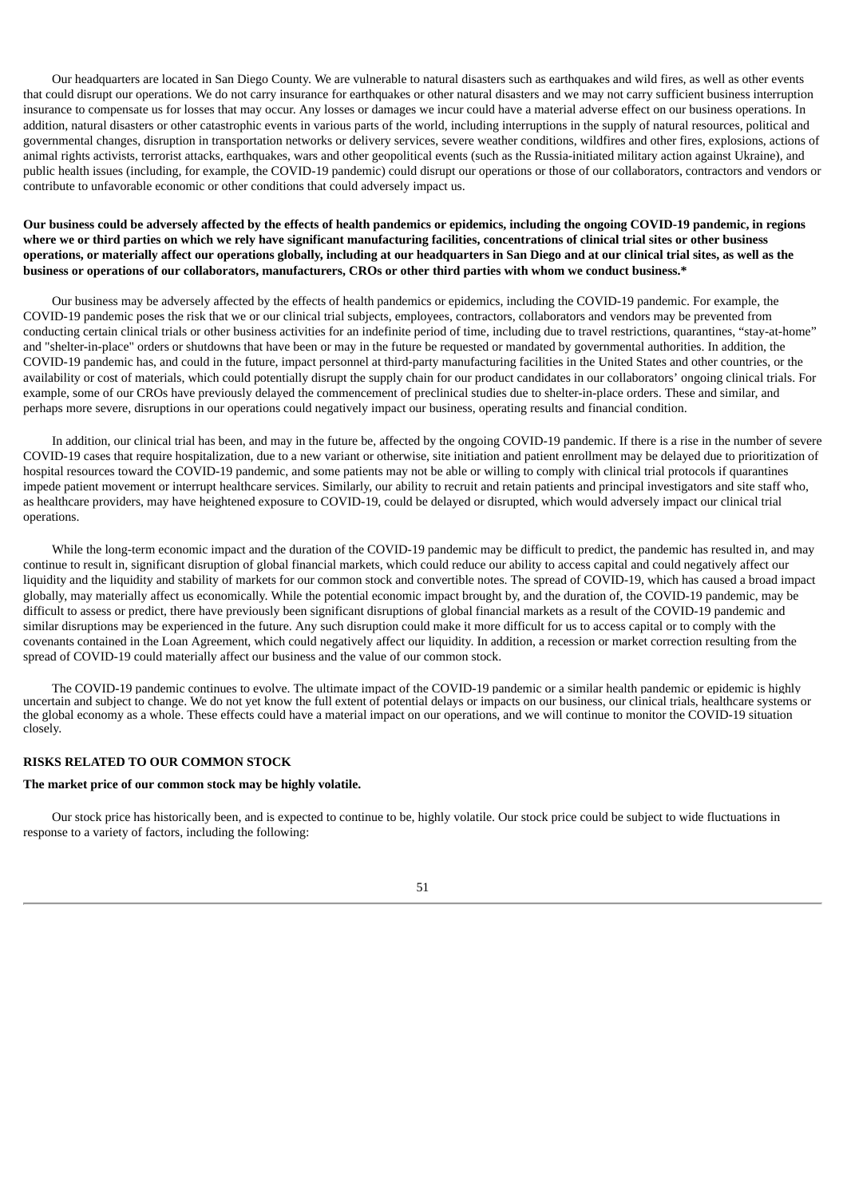Our headquarters are located in San Diego County. We are vulnerable to natural disasters such as earthquakes and wild fires, as well as other events that could disrupt our operations. We do not carry insurance for earthquakes or other natural disasters and we may not carry sufficient business interruption insurance to compensate us for losses that may occur. Any losses or damages we incur could have a material adverse effect on our business operations. In addition, natural disasters or other catastrophic events in various parts of the world, including interruptions in the supply of natural resources, political and governmental changes, disruption in transportation networks or delivery services, severe weather conditions, wildfires and other fires, explosions, actions of animal rights activists, terrorist attacks, earthquakes, wars and other geopolitical events (such as the Russia-initiated military action against Ukraine), and public health issues (including, for example, the COVID-19 pandemic) could disrupt our operations or those of our collaborators, contractors and vendors or contribute to unfavorable economic or other conditions that could adversely impact us.

**Our business could be adversely affected by the effects of health pandemics or epidemics, including the ongoing COVID-19 pandemic, in regions where we or third parties on which we rely have significant manufacturing facilities, concentrations of clinical trial sites or other business operations, or materially affect our operations globally, including at our headquarters in San Diego and at our clinical trial sites, as well as the business or operations of our collaborators, manufacturers, CROs or other third parties with whom we conduct business.***

Our business may be adversely affected by the effects of health pandemics or epidemics, including the COVID-19 pandemic. For example, the COVID-19 pandemic poses the risk that we or our clinical trial subjects, employees, contractors, collaborators and vendors may be prevented from conducting certain clinical trials or other business activities for an indefinite period of time, including due to travel restrictions, quarantines, "stay-at-home" and "shelter-in-place" orders or shutdowns that have been or may in the future be requested or mandated by governmental authorities. In addition, the COVID-19 pandemic has, and could in the future, impact personnel at third-party manufacturing facilities in the United States and other countries, or the availability or cost of materials, which could potentially disrupt the supply chain for our product candidates in our collaborators' ongoing clinical trials. For example, some of our CROs have previously delayed the commencement of preclinical studies due to shelter-in-place orders. These and similar, and perhaps more severe, disruptions in our operations could negatively impact our business, operating results and financial condition.

In addition, our clinical trial has been, and may in the future be, affected by the ongoing COVID-19 pandemic. If there is a rise in the number of severe COVID-19 cases that require hospitalization, due to a new variant or otherwise, site initiation and patient enrollment may be delayed due to prioritization of hospital resources toward the COVID-19 pandemic, and some patients may not be able or willing to comply with clinical trial protocols if quarantines impede patient movement or interrupt healthcare services. Similarly, our ability to recruit and retain patients and principal investigators and site staff who, as healthcare providers, may have heightened exposure to COVID-19, could be delayed or disrupted, which would adversely impact our clinical trial operations.

While the long-term economic impact and the duration of the COVID-19 pandemic may be difficult to predict, the pandemic has resulted in, and may continue to result in, significant disruption of global financial markets, which could reduce our ability to access capital and could negatively affect our liquidity and the liquidity and stability of markets for our common stock and convertible notes. The spread of COVID-19, which has caused a broad impact globally, may materially affect us economically. While the potential economic impact brought by, and the duration of, the COVID-19 pandemic, may be difficult to assess or predict, there have previously been significant disruptions of global financial markets as a result of the COVID-19 pandemic and similar disruptions may be experienced in the future. Any such disruption could make it more difficult for us to access capital or to comply with the covenants contained in the Loan Agreement, which could negatively affect our liquidity. In addition, a recession or market correction resulting from the spread of COVID-19 could materially affect our business and the value of our common stock.

The COVID-19 pandemic continues to evolve. The ultimate impact of the COVID-19 pandemic or a similar health pandemic or epidemic is highly uncertain and subject to change. We do not yet know the full extent of potential delays or impacts on our business, our clinical trials, healthcare systems or the global economy as a whole. These effects could have a material impact on our operations, and we will continue to monitor the COVID-19 situation closely.

## RISKS RELATED TO OUR COMMON STOCK

**The market price of our common stock may be highly volatile.**

Our stock price has historically been, and is expected to continue to be, highly volatile. Our stock price could be subject to wide fluctuations in response to a variety of factors, including the following: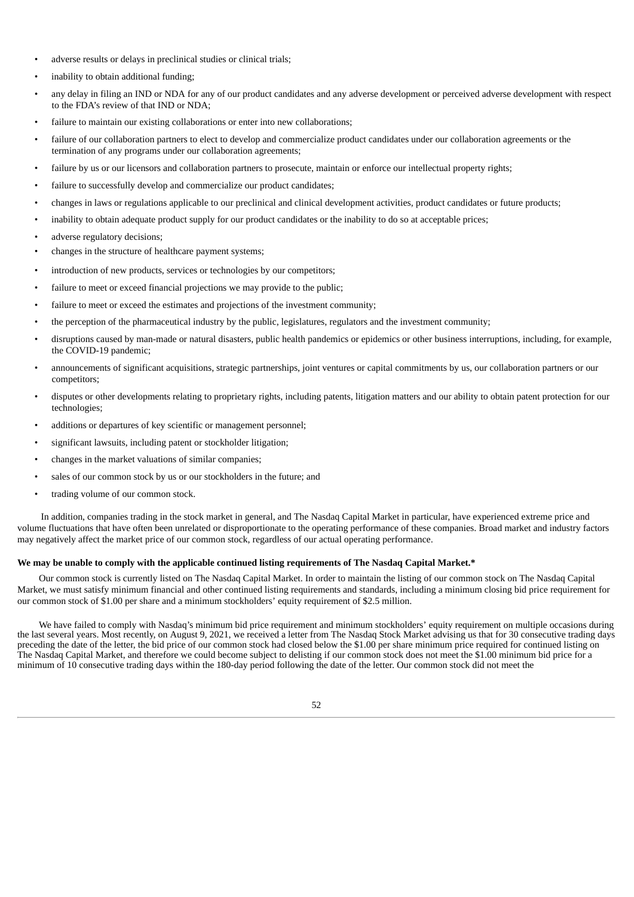- adverse results or delays in preclinical studies or clinical trials;
- inability to obtain additional funding;
- any delay in filing an IND or NDA for any of our product candidates and any adverse development or perceived adverse development with respect to the FDA's review of that IND or NDA;
- failure to maintain our existing collaborations or enter into new collaborations;
- failure of our collaboration partners to elect to develop and commercialize product candidates under our collaboration agreements or the termination of any programs under our collaboration agreements;
- failure by us or our licensors and collaboration partners to prosecute, maintain or enforce our intellectual property rights;
- failure to successfully develop and commercialize our product candidates;
- changes in laws or regulations applicable to our preclinical and clinical development activities, product candidates or future products;
- inability to obtain adequate product supply for our product candidates or the inability to do so at acceptable prices;
- adverse regulatory decisions;
- changes in the structure of healthcare payment systems;
- introduction of new products, services or technologies by our competitors;
- failure to meet or exceed financial projections we may provide to the public;
- failure to meet or exceed the estimates and projections of the investment community;
- the perception of the pharmaceutical industry by the public, legislatures, regulators and the investment community;
- disruptions caused by man-made or natural disasters, public health pandemics or epidemics or other business interruptions, including, for example, the COVID-19 pandemic;
- announcements of significant acquisitions, strategic partnerships, joint ventures or capital commitments by us, our collaboration partners or our competitors;
- disputes or other developments relating to proprietary rights, including patents, litigation matters and our ability to obtain patent protection for our technologies;
- additions or departures of key scientific or management personnel;
- significant lawsuits, including patent or stockholder litigation;
- changes in the market valuations of similar companies;
- sales of our common stock by us or our stockholders in the future; and
- trading volume of our common stock.

In addition, companies trading in the stock market in general, and The Nasdaq Capital Market in particular, have experienced extreme price and volume fluctuations that have often been unrelated or disproportionate to the operating performance of these companies. Broad market and industry factors may negatively affect the market price of our common stock, regardless of our actual operating performance.

**We may be unable to comply with the applicable continued listing requirements of The Nasdaq Capital Market.***

Our common stock is currently listed on The Nasdaq Capital Market. In order to maintain the listing of our common stock on The Nasdaq Capital Market, we must satisfy minimum financial and other continued listing requirements and standards, including a minimum closing bid price requirement for our common stock of $1.00 per share and a minimum stockholders' equity requirement of $2.5 million.

We have failed to comply with Nasdaq's minimum bid price requirement and minimum stockholders' equity requirement on multiple occasions during the last several years. Most recently, on August 9, 2021, we received a letter from The Nasdaq Stock Market advising us that for 30 consecutive trading days preceding the date of the letter, the bid price of our common stock had closed below the $1.00 per share minimum price required for continued listing on The Nasdaq Capital Market, and therefore we could become subject to delisting if our common stock does not meet the $1.00 minimum bid price for a minimum of 10 consecutive trading days within the 180-day period following the date of the letter. Our common stock did not meet the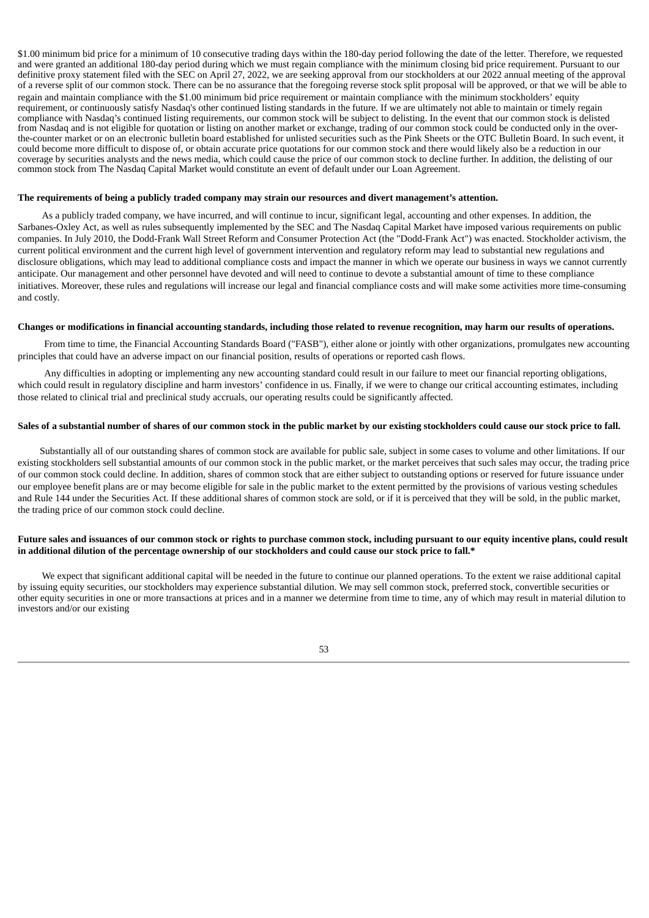$1.00 minimum bid price for a minimum of 10 consecutive trading days within the 180-day period following the date of the letter. Therefore, we requested and were granted an additional 180-day period during which we must regain compliance with the minimum closing bid price requirement. Pursuant to our definitive proxy statement filed with the SEC on April 27, 2022, we are seeking approval from our stockholders at our 2022 annual meeting of the approval of a reverse split of our common stock. There can be no assurance that the foregoing reverse stock split proposal will be approved, or that we will be able to regain and maintain compliance with the $1.00 minimum bid price requirement or maintain compliance with the minimum stockholders' equity requirement, or continuously satisfy Nasdaq's other continued listing standards in the future. If we are ultimately not able to maintain or timely regain compliance with Nasdaq's continued listing requirements, our common stock will be subject to delisting. In the event that our common stock is delisted from Nasdaq and is not eligible for quotation or listing on another market or exchange, trading of our common stock could be conducted only in the over-the-counter market or on an electronic bulletin board established for unlisted securities such as the Pink Sheets or the OTC Bulletin Board. In such event, it could become more difficult to dispose of, or obtain accurate price quotations for our common stock and there would likely also be a reduction in our coverage by securities analysts and the news media, which could cause the price of our common stock to decline further. In addition, the delisting of our common stock from The Nasdaq Capital Market would constitute an event of default under our Loan Agreement.

**The requirements of being a publicly traded company may strain our resources and divert management's attention.**

As a publicly traded company, we have incurred, and will continue to incur, significant legal, accounting and other expenses. In addition, the Sarbanes-Oxley Act, as well as rules subsequently implemented by the SEC and The Nasdaq Capital Market have imposed various requirements on public companies. In July 2010, the Dodd-Frank Wall Street Reform and Consumer Protection Act (the "Dodd-Frank Act") was enacted. Stockholder activism, the current political environment and the current high level of government intervention and regulatory reform may lead to substantial new regulations and disclosure obligations, which may lead to additional compliance costs and impact the manner in which we operate our business in ways we cannot currently anticipate. Our management and other personnel have devoted and will need to continue to devote a substantial amount of time to these compliance initiatives. Moreover, these rules and regulations will increase our legal and financial compliance costs and will make some activities more time-consuming and costly.

**Changes or modifications in financial accounting standards, including those related to revenue recognition, may harm our results of operations.**

From time to time, the Financial Accounting Standards Board ("FASB"), either alone or jointly with other organizations, promulgates new accounting principles that could have an adverse impact on our financial position, results of operations or reported cash flows.

Any difficulties in adopting or implementing any new accounting standard could result in our failure to meet our financial reporting obligations, which could result in regulatory discipline and harm investors' confidence in us. Finally, if we were to change our critical accounting estimates, including those related to clinical trial and preclinical study accruals, our operating results could be significantly affected.

**Sales of a substantial number of shares of our common stock in the public market by our existing stockholders could cause our stock price to fall.**

Substantially all of our outstanding shares of common stock are available for public sale, subject in some cases to volume and other limitations. If our existing stockholders sell substantial amounts of our common stock in the public market, or the market perceives that such sales may occur, the trading price of our common stock could decline. In addition, shares of common stock that are either subject to outstanding options or reserved for future issuance under our employee benefit plans are or may become eligible for sale in the public market to the extent permitted by the provisions of various vesting schedules and Rule 144 under the Securities Act. If these additional shares of common stock are sold, or if it is perceived that they will be sold, in the public market, the trading price of our common stock could decline.

**Future sales and issuances of our common stock or rights to purchase common stock, including pursuant to our equity incentive plans, could result in additional dilution of the percentage ownership of our stockholders and could cause our stock price to fall.***

We expect that significant additional capital will be needed in the future to continue our planned operations. To the extent we raise additional capital by issuing equity securities, our stockholders may experience substantial dilution. We may sell common stock, preferred stock, convertible securities or other equity securities in one or more transactions at prices and in a manner we determine from time to time, any of which may result in material dilution to investors and/or our existing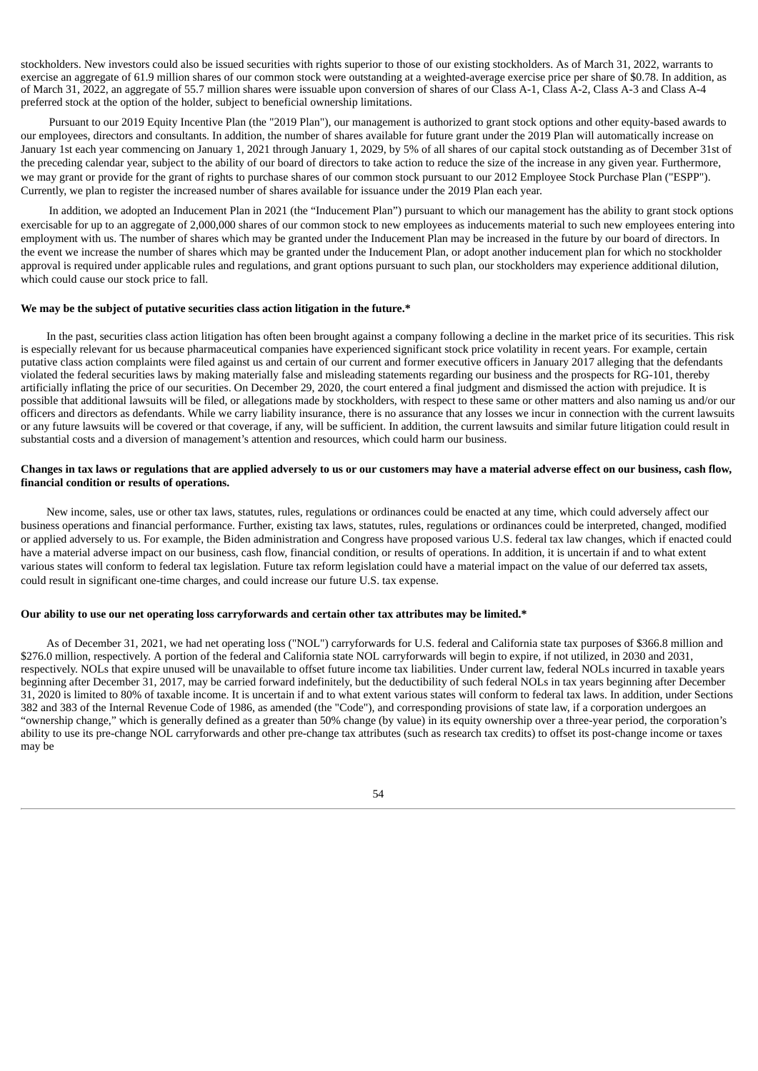stockholders. New investors could also be issued securities with rights superior to those of our existing stockholders. As of March 31, 2022, warrants to exercise an aggregate of 61.9 million shares of our common stock were outstanding at a weighted-average exercise price per share of $0.78. In addition, as of March 31, 2022, an aggregate of 55.7 million shares were issuable upon conversion of shares of our Class A-1, Class A-2, Class A-3 and Class A-4 preferred stock at the option of the holder, subject to beneficial ownership limitations.

Pursuant to our 2019 Equity Incentive Plan (the "2019 Plan"), our management is authorized to grant stock options and other equity-based awards to our employees, directors and consultants. In addition, the number of shares available for future grant under the 2019 Plan will automatically increase on January 1st each year commencing on January 1, 2021 through January 1, 2029, by 5% of all shares of our capital stock outstanding as of December 31st of the preceding calendar year, subject to the ability of our board of directors to take action to reduce the size of the increase in any given year. Furthermore, we may grant or provide for the grant of rights to purchase shares of our common stock pursuant to our 2012 Employee Stock Purchase Plan ("ESPP"). Currently, we plan to register the increased number of shares available for issuance under the 2019 Plan each year.

In addition, we adopted an Inducement Plan in 2021 (the "Inducement Plan") pursuant to which our management has the ability to grant stock options exercisable for up to an aggregate of 2,000,000 shares of our common stock to new employees as inducements material to such new employees entering into employment with us. The number of shares which may be granted under the Inducement Plan may be increased in the future by our board of directors. In the event we increase the number of shares which may be granted under the Inducement Plan, or adopt another inducement plan for which no stockholder approval is required under applicable rules and regulations, and grant options pursuant to such plan, our stockholders may experience additional dilution, which could cause our stock price to fall.

**We may be the subject of putative securities class action litigation in the future.***

In the past, securities class action litigation has often been brought against a company following a decline in the market price of its securities. This risk is especially relevant for us because pharmaceutical companies have experienced significant stock price volatility in recent years. For example, certain putative class action complaints were filed against us and certain of our current and former executive officers in January 2017 alleging that the defendants violated the federal securities laws by making materially false and misleading statements regarding our business and the prospects for RG-101, thereby artificially inflating the price of our securities. On December 29, 2020, the court entered a final judgment and dismissed the action with prejudice. It is possible that additional lawsuits will be filed, or allegations made by stockholders, with respect to these same or other matters and also naming us and/or our officers and directors as defendants. While we carry liability insurance, there is no assurance that any losses we incur in connection with the current lawsuits or any future lawsuits will be covered or that coverage, if any, will be sufficient. In addition, the current lawsuits and similar future litigation could result in substantial costs and a diversion of management's attention and resources, which could harm our business.

**Changes in tax laws or regulations that are applied adversely to us or our customers may have a material adverse effect on our business, cash flow, financial condition or results of operations.**

New income, sales, use or other tax laws, statutes, rules, regulations or ordinances could be enacted at any time, which could adversely affect our business operations and financial performance. Further, existing tax laws, statutes, rules, regulations or ordinances could be interpreted, changed, modified or applied adversely to us. For example, the Biden administration and Congress have proposed various U.S. federal tax law changes, which if enacted could have a material adverse impact on our business, cash flow, financial condition, or results of operations. In addition, it is uncertain if and to what extent various states will conform to federal tax legislation. Future tax reform legislation could have a material impact on the value of our deferred tax assets, could result in significant one-time charges, and could increase our future U.S. tax expense.

**Our ability to use our net operating loss carryforwards and certain other tax attributes may be limited.***

As of December 31, 2021, we had net operating loss ("NOL") carryforwards for U.S. federal and California state tax purposes of $366.8 million and $276.0 million, respectively. A portion of the federal and California state NOL carryforwards will begin to expire, if not utilized, in 2030 and 2031, respectively. NOLs that expire unused will be unavailable to offset future income tax liabilities. Under current law, federal NOLs incurred in taxable years beginning after December 31, 2017, may be carried forward indefinitely, but the deductibility of such federal NOLs in tax years beginning after December 31, 2020 is limited to 80% of taxable income. It is uncertain if and to what extent various states will conform to federal tax laws. In addition, under Sections 382 and 383 of the Internal Revenue Code of 1986, as amended (the "Code"), and corresponding provisions of state law, if a corporation undergoes an "ownership change," which is generally defined as a greater than 50% change (by value) in its equity ownership over a three-year period, the corporation's ability to use its pre-change NOL carryforwards and other pre-change tax attributes (such as research tax credits) to offset its post-change income or taxes may be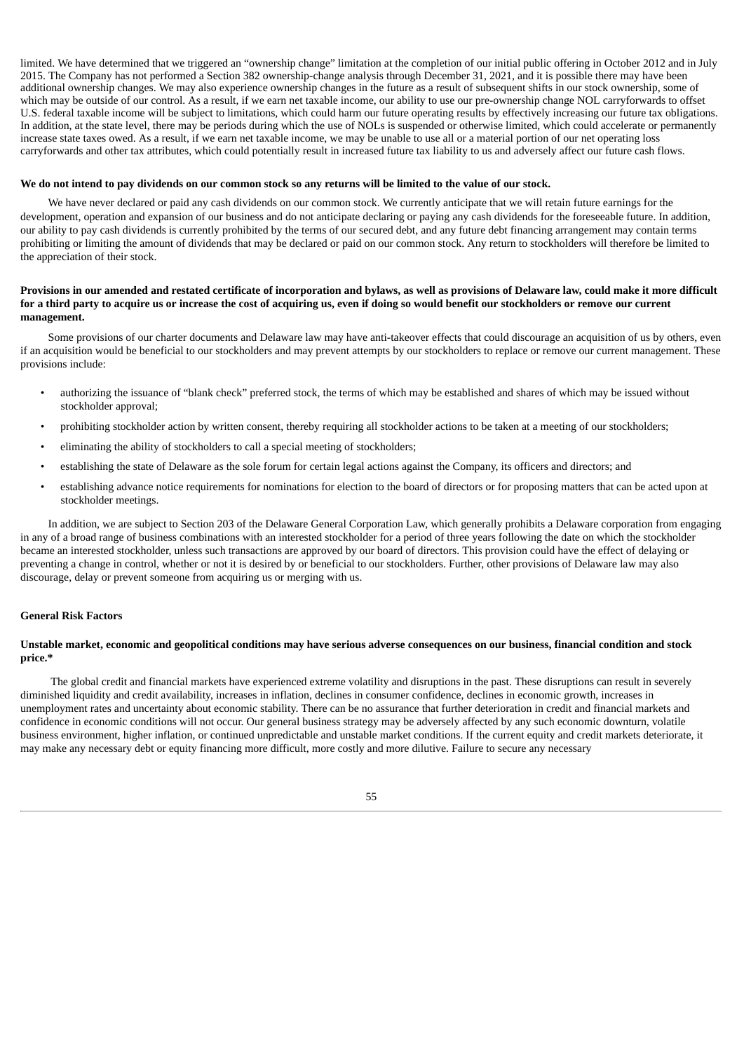limited. We have determined that we triggered an "ownership change" limitation at the completion of our initial public offering in October 2012 and in July 2015. The Company has not performed a Section 382 ownership-change analysis through December 31, 2021, and it is possible there may have been additional ownership changes. We may also experience ownership changes in the future as a result of subsequent shifts in our stock ownership, some of which may be outside of our control. As a result, if we earn net taxable income, our ability to use our pre-ownership change NOL carryforwards to offset U.S. federal taxable income will be subject to limitations, which could harm our future operating results by effectively increasing our future tax obligations. In addition, at the state level, there may be periods during which the use of NOLs is suspended or otherwise limited, which could accelerate or permanently increase state taxes owed. As a result, if we earn net taxable income, we may be unable to use all or a material portion of our net operating loss carryforwards and other tax attributes, which could potentially result in increased future tax liability to us and adversely affect our future cash flows.

**We do not intend to pay dividends on our common stock so any returns will be limited to the value of our stock.**

We have never declared or paid any cash dividends on our common stock. We currently anticipate that we will retain future earnings for the development, operation and expansion of our business and do not anticipate declaring or paying any cash dividends for the foreseeable future. In addition, our ability to pay cash dividends is currently prohibited by the terms of our secured debt, and any future debt financing arrangement may contain terms prohibiting or limiting the amount of dividends that may be declared or paid on our common stock. Any return to stockholders will therefore be limited to the appreciation of their stock.

**Provisions in our amended and restated certificate of incorporation and bylaws, as well as provisions of Delaware law, could make it more difficult for a third party to acquire us or increase the cost of acquiring us, even if doing so would benefit our stockholders or remove our current management.**

Some provisions of our charter documents and Delaware law may have anti-takeover effects that could discourage an acquisition of us by others, even if an acquisition would be beneficial to our stockholders and may prevent attempts by our stockholders to replace or remove our current management. These provisions include:

- authorizing the issuance of "blank check" preferred stock, the terms of which may be established and shares of which may be issued without stockholder approval;
- prohibiting stockholder action by written consent, thereby requiring all stockholder actions to be taken at a meeting of our stockholders;
- eliminating the ability of stockholders to call a special meeting of stockholders;
- establishing the state of Delaware as the sole forum for certain legal actions against the Company, its officers and directors; and
- establishing advance notice requirements for nominations for election to the board of directors or for proposing matters that can be acted upon at stockholder meetings.

In addition, we are subject to Section 203 of the Delaware General Corporation Law, which generally prohibits a Delaware corporation from engaging in any of a broad range of business combinations with an interested stockholder for a period of three years following the date on which the stockholder became an interested stockholder, unless such transactions are approved by our board of directors. This provision could have the effect of delaying or preventing a change in control, whether or not it is desired by or beneficial to our stockholders. Further, other provisions of Delaware law may also discourage, delay or prevent someone from acquiring us or merging with us.

### General Risk Factors

**Unstable market, economic and geopolitical conditions may have serious adverse consequences on our business, financial condition and stock price.***

The global credit and financial markets have experienced extreme volatility and disruptions in the past. These disruptions can result in severely diminished liquidity and credit availability, increases in inflation, declines in consumer confidence, declines in economic growth, increases in unemployment rates and uncertainty about economic stability. There can be no assurance that further deterioration in credit and financial markets and confidence in economic conditions will not occur. Our general business strategy may be adversely affected by any such economic downturn, volatile business environment, higher inflation, or continued unpredictable and unstable market conditions. If the current equity and credit markets deteriorate, it may make any necessary debt or equity financing more difficult, more costly and more dilutive. Failure to secure any necessary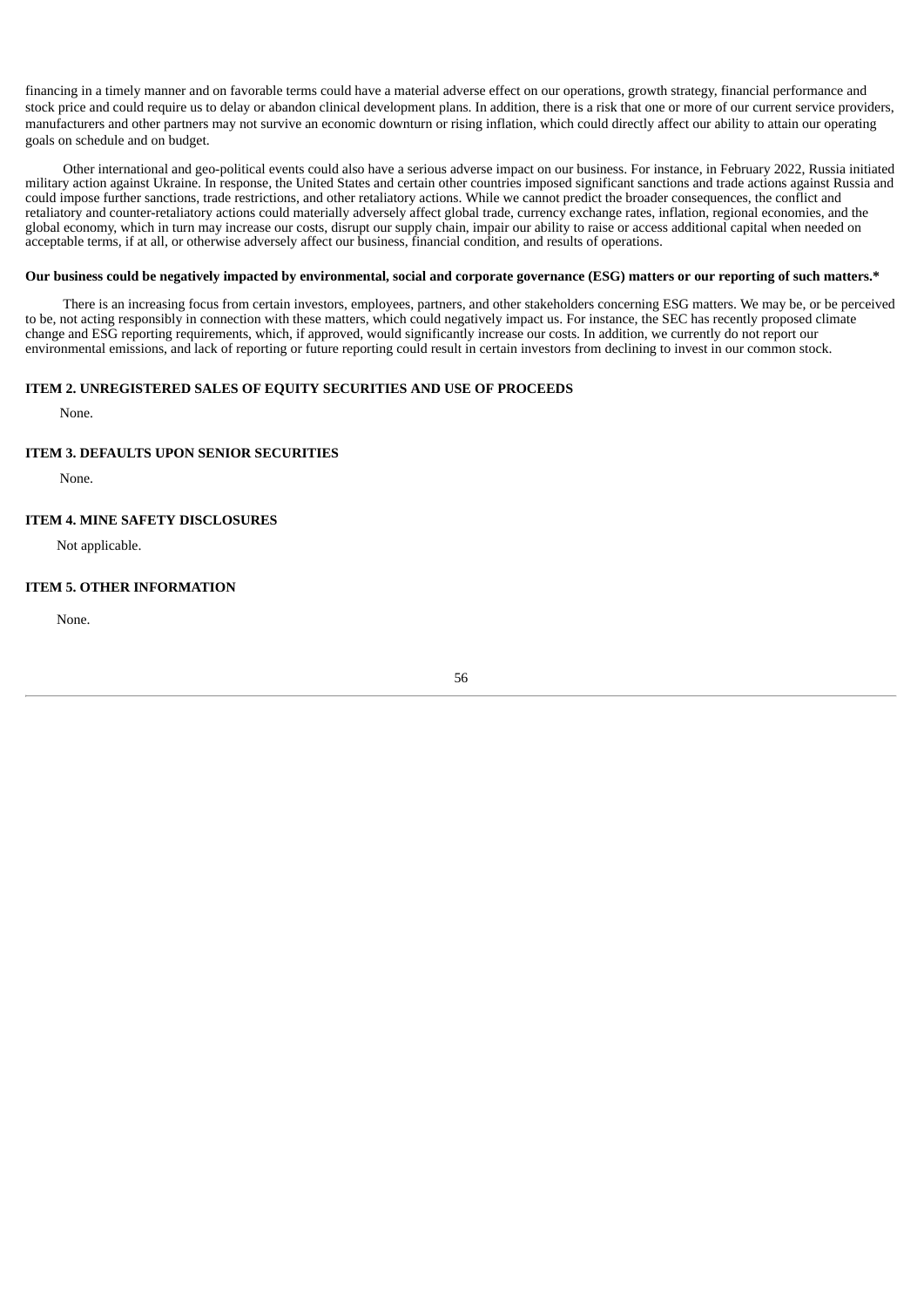financing in a timely manner and on favorable terms could have a material adverse effect on our operations, growth strategy, financial performance and stock price and could require us to delay or abandon clinical development plans. In addition, there is a risk that one or more of our current service providers, manufacturers and other partners may not survive an economic downturn or rising inflation, which could directly affect our ability to attain our operating goals on schedule and on budget.

Other international and geo-political events could also have a serious adverse impact on our business. For instance, in February 2022, Russia initiated military action against Ukraine. In response, the United States and certain other countries imposed significant sanctions and trade actions against Russia and could impose further sanctions, trade restrictions, and other retaliatory actions. While we cannot predict the broader consequences, the conflict and retaliatory and counter-retaliatory actions could materially adversely affect global trade, currency exchange rates, inflation, regional economies, and the global economy, which in turn may increase our costs, disrupt our supply chain, impair our ability to raise or access additional capital when needed on acceptable terms, if at all, or otherwise adversely affect our business, financial condition, and results of operations.

**Our business could be negatively impacted by environmental, social and corporate governance (ESG) matters or our reporting of such matters.***

There is an increasing focus from certain investors, employees, partners, and other stakeholders concerning ESG matters. We may be, or be perceived to be, not acting responsibly in connection with these matters, which could negatively impact us. For instance, the SEC has recently proposed climate change and ESG reporting requirements, which, if approved, would significantly increase our costs. In addition, we currently do not report our environmental emissions, and lack of reporting or future reporting could result in certain investors from declining to invest in our common stock.

## ITEM 2. UNREGISTERED SALES OF EQUITY SECURITIES AND USE OF PROCEEDS

None.

## ITEM 3. DEFAULTS UPON SENIOR SECURITIES

None.

## ITEM 4. MINE SAFETY DISCLOSURES

Not applicable.

## ITEM 5. OTHER INFORMATION

None.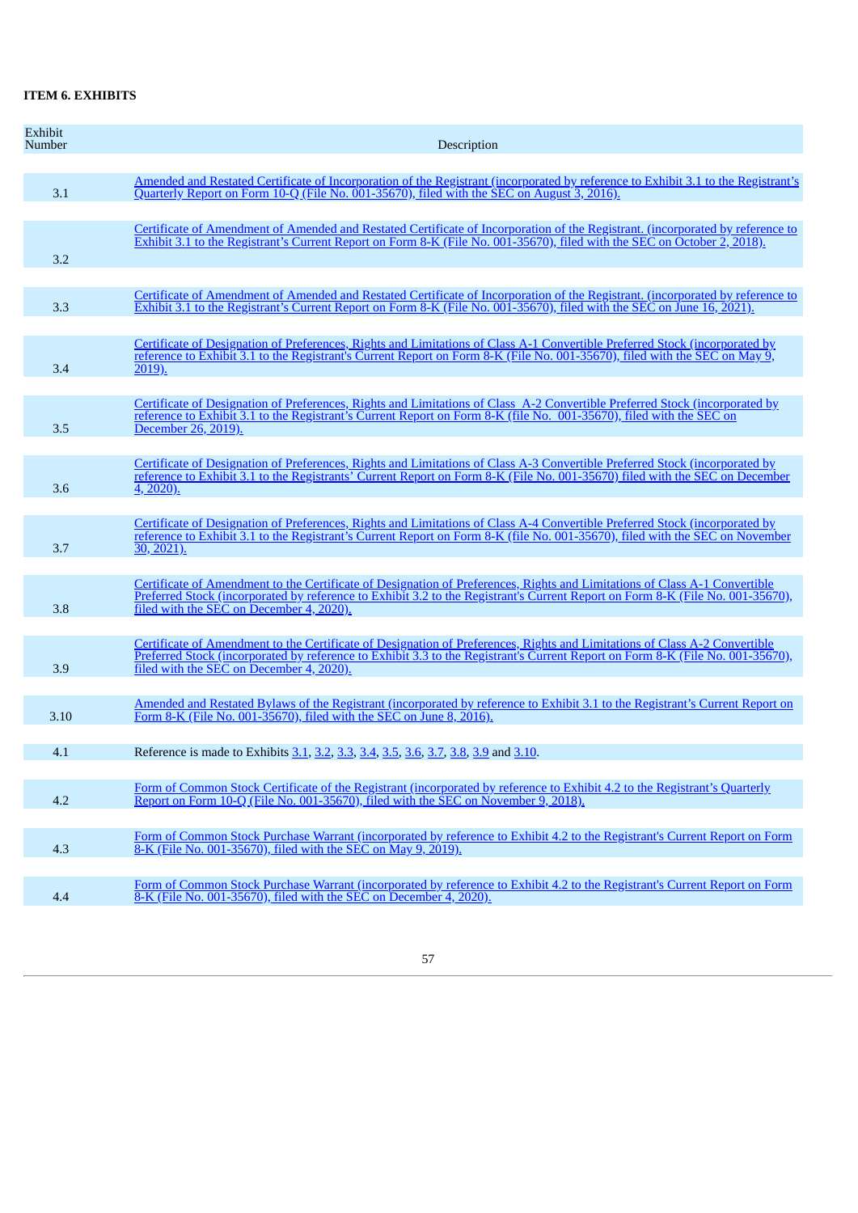**ITEM 6. EXHIBITS**

| Exhibit Number | Description |
|---|---|
| 3.1 | Amended and Restated Certificate of Incorporation of the Registrant (incorporated by reference to Exhibit 3.1 to the Registrant's Quarterly Report on Form 10-Q (File No. 001-35670), filed with the SEC on August 3, 2016). |
| 3.2 | Certificate of Amendment of Amended and Restated Certificate of Incorporation of the Registrant. (incorporated by reference to Exhibit 3.1 to the Registrant's Current Report on Form 8-K (File No. 001-35670), filed with the SEC on October 2, 2018). |
| 3.3 | Certificate of Amendment of Amended and Restated Certificate of Incorporation of the Registrant. (incorporated by reference to Exhibit 3.1 to the Registrant's Current Report on Form 8-K (File No. 001-35670), filed with the SEC on June 16, 2021). |
| 3.4 | Certificate of Designation of Preferences, Rights and Limitations of Class A-1 Convertible Preferred Stock (incorporated by reference to Exhibit 3.1 to the Registrant's Current Report on Form 8-K (File No. 001-35670), filed with the SEC on May 9, 2019). |
| 3.5 | Certificate of Designation of Preferences, Rights and Limitations of Class A-2 Convertible Preferred Stock (incorporated by reference to Exhibit 3.1 to the Registrant's Current Report on Form 8-K (file No. 001-35670), filed with the SEC on December 26, 2019). |
| 3.6 | Certificate of Designation of Preferences, Rights and Limitations of Class A-3 Convertible Preferred Stock (incorporated by reference to Exhibit 3.1 to the Registrants' Current Report on Form 8-K (File No. 001-35670) filed with the SEC on December 4, 2020). |
| 3.7 | Certificate of Designation of Preferences, Rights and Limitations of Class A-4 Convertible Preferred Stock (incorporated by reference to Exhibit 3.1 to the Registrant's Current Report on Form 8-K (file No. 001-35670), filed with the SEC on November 30, 2021). |
| 3.8 | Certificate of Amendment to the Certificate of Designation of Preferences, Rights and Limitations of Class A-1 Convertible Preferred Stock (incorporated by reference to Exhibit 3.2 to the Registrant's Current Report on Form 8-K (File No. 001-35670), filed with the SEC on December 4, 2020). |
| 3.9 | Certificate of Amendment to the Certificate of Designation of Preferences, Rights and Limitations of Class A-2 Convertible Preferred Stock (incorporated by reference to Exhibit 3.3 to the Registrant's Current Report on Form 8-K (File No. 001-35670), filed with the SEC on December 4, 2020). |
| 3.10 | Amended and Restated Bylaws of the Registrant (incorporated by reference to Exhibit 3.1 to the Registrant's Current Report on Form 8-K (File No. 001-35670), filed with the SEC on June 8, 2016). |
| 4.1 | Reference is made to Exhibits 3.1, 3.2, 3.3, 3.4, 3.5, 3.6, 3.7, 3.8, 3.9 and 3.10. |
| 4.2 | Form of Common Stock Certificate of the Registrant (incorporated by reference to Exhibit 4.2 to the Registrant's Quarterly Report on Form 10-Q (File No. 001-35670), filed with the SEC on November 9, 2018). |
| 4.3 | Form of Common Stock Purchase Warrant (incorporated by reference to Exhibit 4.2 to the Registrant's Current Report on Form 8-K (File No. 001-35670), filed with the SEC on May 9, 2019). |
| 4.4 | Form of Common Stock Purchase Warrant (incorporated by reference to Exhibit 4.2 to the Registrant's Current Report on Form 8-K (File No. 001-35670), filed with the SEC on December 4, 2020). |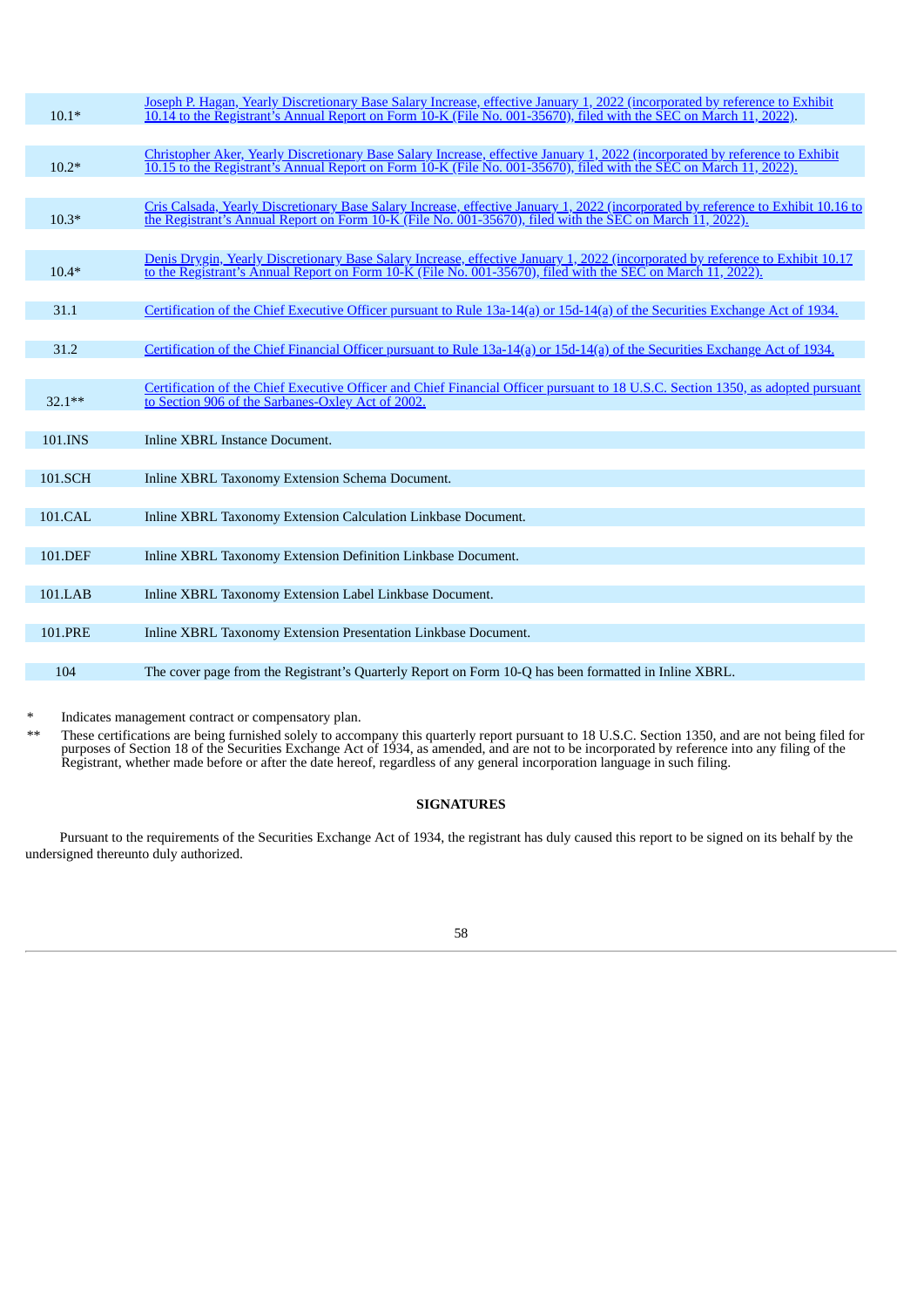| | |
|---|---|
| 10.1* | Joseph P. Hagan, Yearly Discretionary Base Salary Increase, effective January 1, 2022 (incorporated by reference to Exhibit 10.14 to the Registrant's Annual Report on Form 10-K (File No. 001-35670), filed with the SEC on March 11, 2022). |
| 10.2* | Christopher Aker, Yearly Discretionary Base Salary Increase, effective January 1, 2022 (incorporated by reference to Exhibit 10.15 to the Registrant's Annual Report on Form 10-K (File No. 001-35670), filed with the SEC on March 11, 2022). |
| 10.3* | Cris Calsada, Yearly Discretionary Base Salary Increase, effective January 1, 2022 (incorporated by reference to Exhibit 10.16 to the Registrant's Annual Report on Form 10-K (File No. 001-35670), filed with the SEC on March 11, 2022). |
| 10.4* | Denis Drygin, Yearly Discretionary Base Salary Increase, effective January 1, 2022 (incorporated by reference to Exhibit 10.17 to the Registrant's Annual Report on Form 10-K (File No. 001-35670), filed with the SEC on March 11, 2022). |
| 31.1 | Certification of the Chief Executive Officer pursuant to Rule 13a-14(a) or 15d-14(a) of the Securities Exchange Act of 1934. |
| 31.2 | Certification of the Chief Financial Officer pursuant to Rule 13a-14(a) or 15d-14(a) of the Securities Exchange Act of 1934. |
| 32.1** | Certification of the Chief Executive Officer and Chief Financial Officer pursuant to 18 U.S.C. Section 1350, as adopted pursuant to Section 906 of the Sarbanes-Oxley Act of 2002. |
| 101.INS | Inline XBRL Instance Document. |
| 101.SCH | Inline XBRL Taxonomy Extension Schema Document. |
| 101.CAL | Inline XBRL Taxonomy Extension Calculation Linkbase Document. |
| 101.DEF | Inline XBRL Taxonomy Extension Definition Linkbase Document. |
| 101.LAB | Inline XBRL Taxonomy Extension Label Linkbase Document. |
| 101.PRE | Inline XBRL Taxonomy Extension Presentation Linkbase Document. |
| 104 | The cover page from the Registrant's Quarterly Report on Form 10-Q has been formatted in Inline XBRL. |

\* Indicates management contract or compensatory plan.

\*\* These certifications are being furnished solely to accompany this quarterly report pursuant to 18 U.S.C. Section 1350, and are not being filed for purposes of Section 18 of the Securities Exchange Act of 1934, as amended, and are not to be incorporated by reference into any filing of the Registrant, whether made before or after the date hereof, regardless of any general incorporation language in such filing.

**SIGNATURES**

Pursuant to the requirements of the Securities Exchange Act of 1934, the registrant has duly caused this report to be signed on its behalf by the undersigned thereunto duly authorized.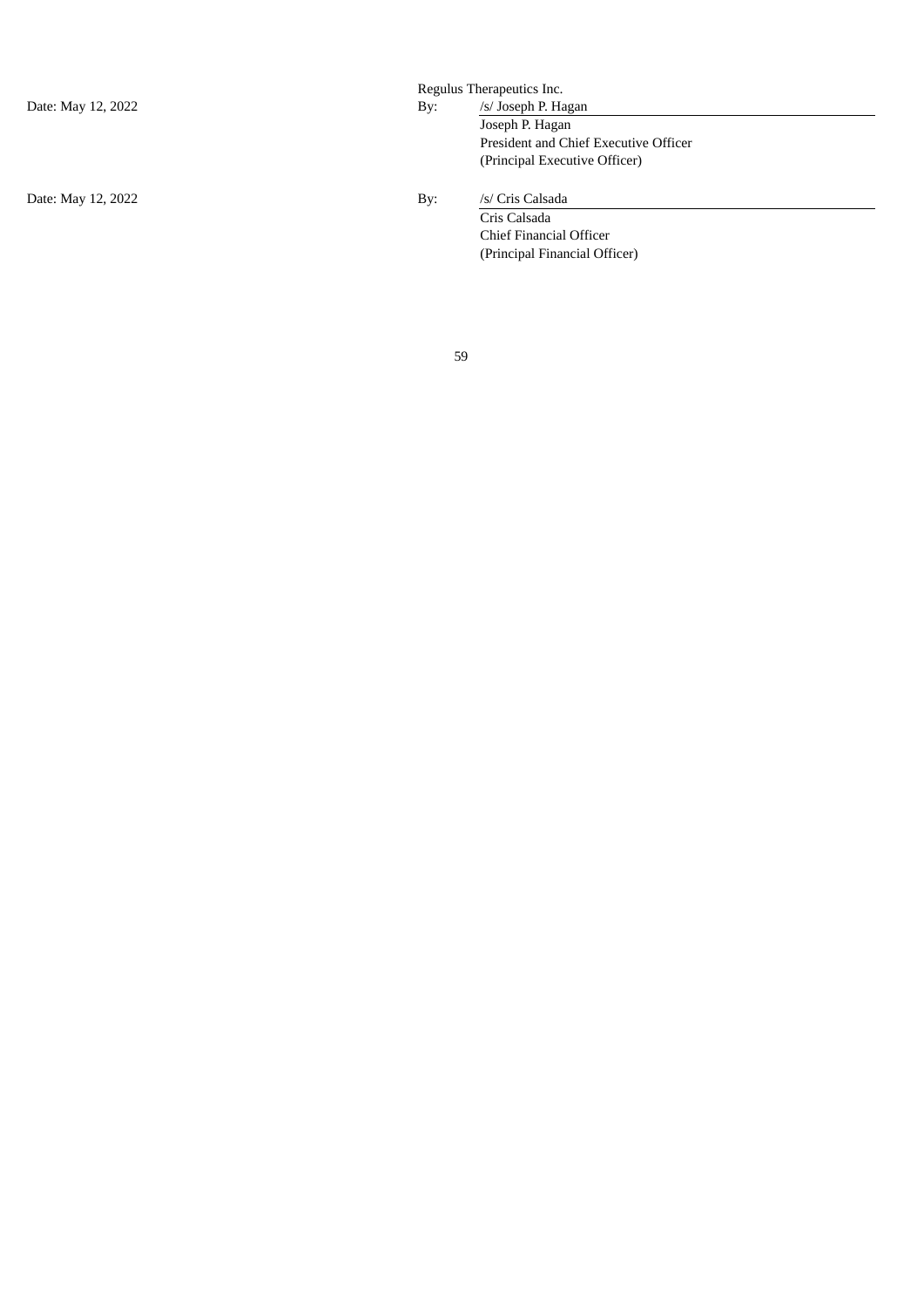| | Regulus Therapeutics Inc. | |
|---|---|---|
| Date: May 12, 2022 | By: | /s/ Joseph P. Hagan |
| | | Joseph P. Hagan |
| | | President and Chief Executive Officer |
| | | (Principal Executive Officer) |
| | | |
| Date: May 12, 2022 | By: | /s/ Cris Calsada |
| | | Cris Calsada |
| | | Chief Financial Officer |
| | | (Principal Financial Officer) |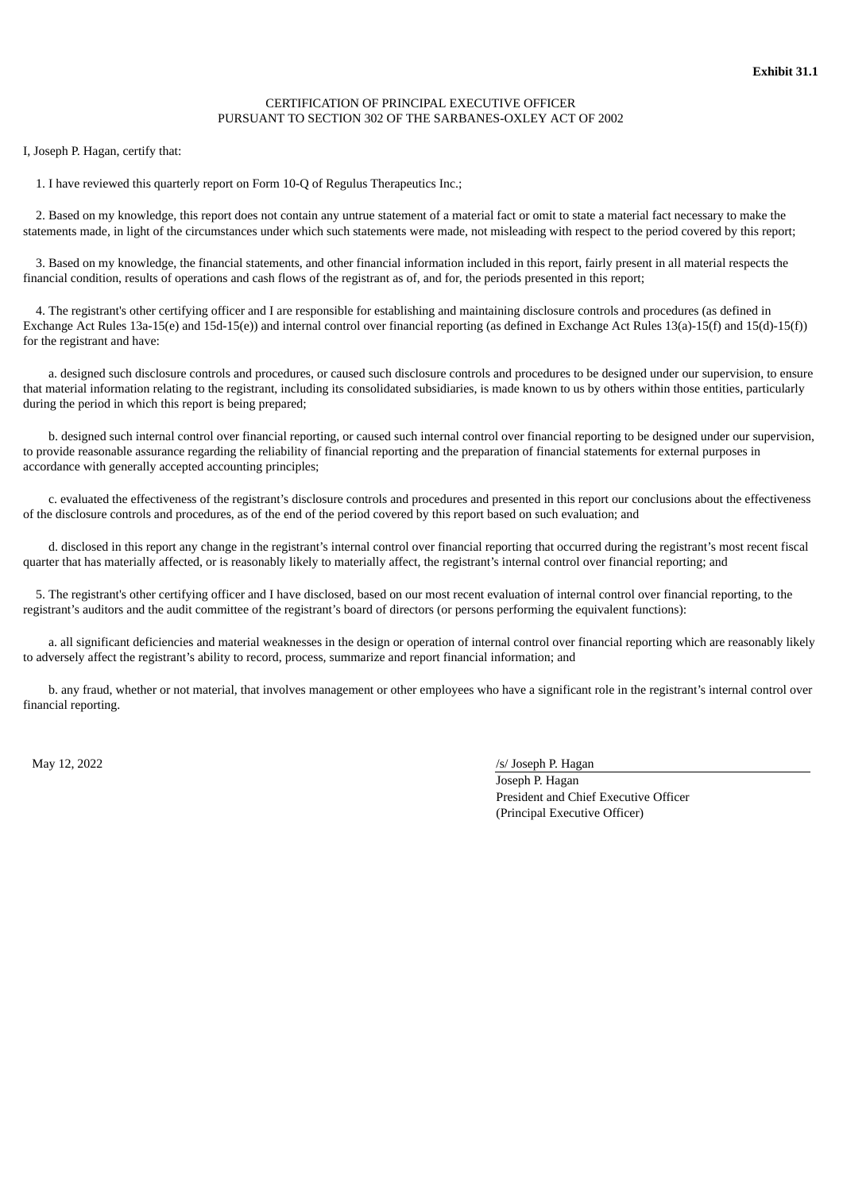**Exhibit 31.1**

CERTIFICATION OF PRINCIPAL EXECUTIVE OFFICER
PURSUANT TO SECTION 302 OF THE SARBANES-OXLEY ACT OF 2002

I, Joseph P. Hagan, certify that:

1. I have reviewed this quarterly report on Form 10-Q of Regulus Therapeutics Inc.;

2. Based on my knowledge, this report does not contain any untrue statement of a material fact or omit to state a material fact necessary to make the statements made, in light of the circumstances under which such statements were made, not misleading with respect to the period covered by this report;

3. Based on my knowledge, the financial statements, and other financial information included in this report, fairly present in all material respects the financial condition, results of operations and cash flows of the registrant as of, and for, the periods presented in this report;

4. The registrant's other certifying officer and I are responsible for establishing and maintaining disclosure controls and procedures (as defined in Exchange Act Rules 13a-15(e) and 15d-15(e)) and internal control over financial reporting (as defined in Exchange Act Rules 13(a)-15(f) and 15(d)-15(f)) for the registrant and have:

a. designed such disclosure controls and procedures, or caused such disclosure controls and procedures to be designed under our supervision, to ensure that material information relating to the registrant, including its consolidated subsidiaries, is made known to us by others within those entities, particularly during the period in which this report is being prepared;

b. designed such internal control over financial reporting, or caused such internal control over financial reporting to be designed under our supervision, to provide reasonable assurance regarding the reliability of financial reporting and the preparation of financial statements for external purposes in accordance with generally accepted accounting principles;

c. evaluated the effectiveness of the registrant's disclosure controls and procedures and presented in this report our conclusions about the effectiveness of the disclosure controls and procedures, as of the end of the period covered by this report based on such evaluation; and

d. disclosed in this report any change in the registrant's internal control over financial reporting that occurred during the registrant's most recent fiscal quarter that has materially affected, or is reasonably likely to materially affect, the registrant's internal control over financial reporting; and

5. The registrant's other certifying officer and I have disclosed, based on our most recent evaluation of internal control over financial reporting, to the registrant's auditors and the audit committee of the registrant's board of directors (or persons performing the equivalent functions):

a. all significant deficiencies and material weaknesses in the design or operation of internal control over financial reporting which are reasonably likely to adversely affect the registrant's ability to record, process, summarize and report financial information; and

b. any fraud, whether or not material, that involves management or other employees who have a significant role in the registrant's internal control over financial reporting.

May 12, 2022

/s/ Joseph P. Hagan
Joseph P. Hagan
President and Chief Executive Officer
(Principal Executive Officer)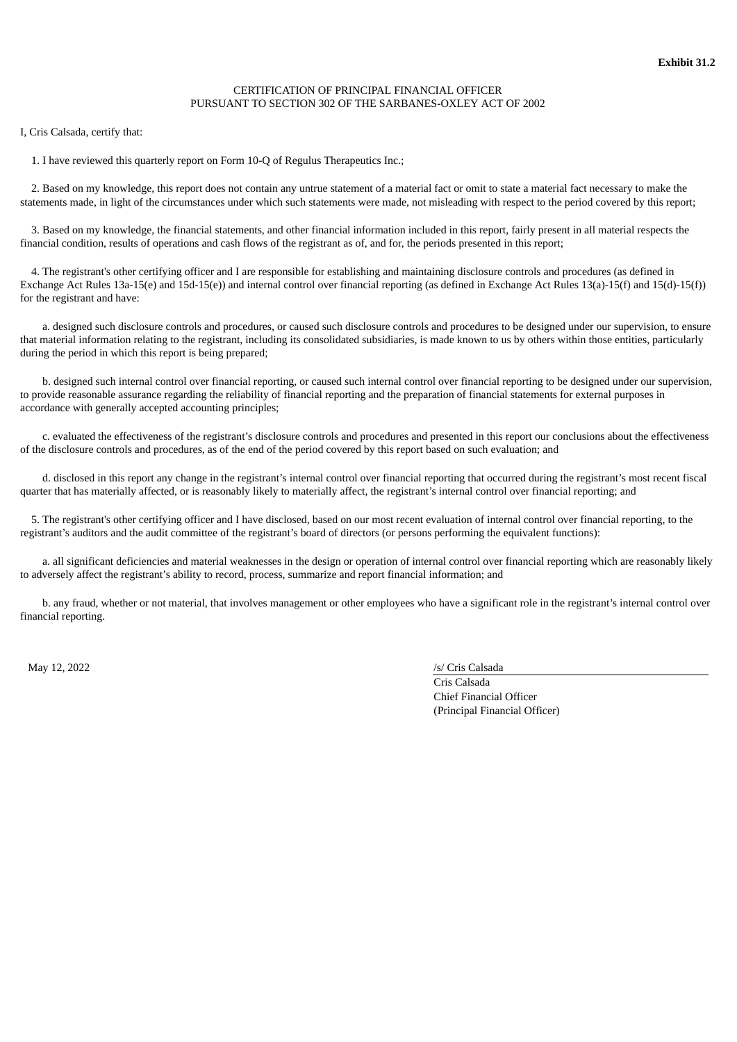**Exhibit 31.2**

CERTIFICATION OF PRINCIPAL FINANCIAL OFFICER
PURSUANT TO SECTION 302 OF THE SARBANES-OXLEY ACT OF 2002

I, Cris Calsada, certify that:

1. I have reviewed this quarterly report on Form 10-Q of Regulus Therapeutics Inc.;

2. Based on my knowledge, this report does not contain any untrue statement of a material fact or omit to state a material fact necessary to make the statements made, in light of the circumstances under which such statements were made, not misleading with respect to the period covered by this report;

3. Based on my knowledge, the financial statements, and other financial information included in this report, fairly present in all material respects the financial condition, results of operations and cash flows of the registrant as of, and for, the periods presented in this report;

4. The registrant's other certifying officer and I are responsible for establishing and maintaining disclosure controls and procedures (as defined in Exchange Act Rules 13a-15(e) and 15d-15(e)) and internal control over financial reporting (as defined in Exchange Act Rules 13(a)-15(f) and 15(d)-15(f)) for the registrant and have:

a. designed such disclosure controls and procedures, or caused such disclosure controls and procedures to be designed under our supervision, to ensure that material information relating to the registrant, including its consolidated subsidiaries, is made known to us by others within those entities, particularly during the period in which this report is being prepared;

b. designed such internal control over financial reporting, or caused such internal control over financial reporting to be designed under our supervision, to provide reasonable assurance regarding the reliability of financial reporting and the preparation of financial statements for external purposes in accordance with generally accepted accounting principles;

c. evaluated the effectiveness of the registrant's disclosure controls and procedures and presented in this report our conclusions about the effectiveness of the disclosure controls and procedures, as of the end of the period covered by this report based on such evaluation; and

d. disclosed in this report any change in the registrant's internal control over financial reporting that occurred during the registrant's most recent fiscal quarter that has materially affected, or is reasonably likely to materially affect, the registrant's internal control over financial reporting; and

5. The registrant's other certifying officer and I have disclosed, based on our most recent evaluation of internal control over financial reporting, to the registrant's auditors and the audit committee of the registrant's board of directors (or persons performing the equivalent functions):

a. all significant deficiencies and material weaknesses in the design or operation of internal control over financial reporting which are reasonably likely to adversely affect the registrant's ability to record, process, summarize and report financial information; and

b. any fraud, whether or not material, that involves management or other employees who have a significant role in the registrant's internal control over financial reporting.

May 12, 2022

/s/ Cris Calsada
Cris Calsada
Chief Financial Officer
(Principal Financial Officer)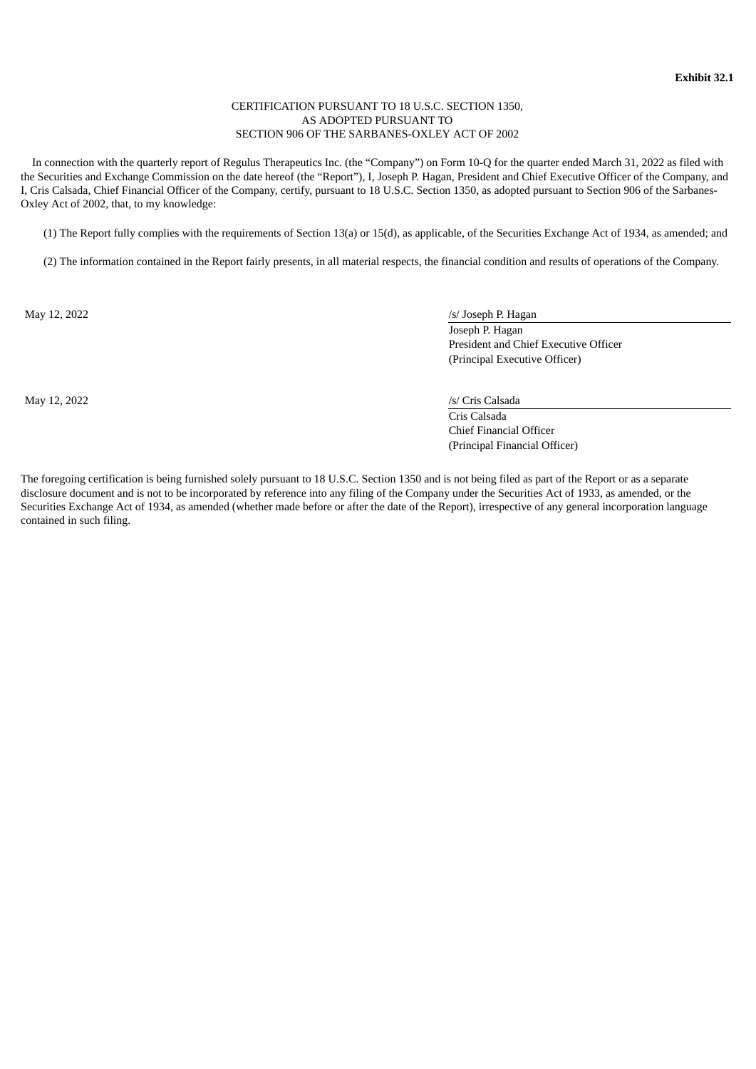**Exhibit 32.1**

CERTIFICATION PURSUANT TO 18 U.S.C. SECTION 1350,
AS ADOPTED PURSUANT TO
SECTION 906 OF THE SARBANES-OXLEY ACT OF 2002

In connection with the quarterly report of Regulus Therapeutics Inc. (the "Company") on Form 10-Q for the quarter ended March 31, 2022 as filed with the Securities and Exchange Commission on the date hereof (the "Report"), I, Joseph P. Hagan, President and Chief Executive Officer of the Company, and I, Cris Calsada, Chief Financial Officer of the Company, certify, pursuant to 18 U.S.C. Section 1350, as adopted pursuant to Section 906 of the Sarbanes-Oxley Act of 2002, that, to my knowledge:

(1) The Report fully complies with the requirements of Section 13(a) or 15(d), as applicable, of the Securities Exchange Act of 1934, as amended; and

(2) The information contained in the Report fairly presents, in all material respects, the financial condition and results of operations of the Company.

May 12, 2022

/s/ Joseph P. Hagan
Joseph P. Hagan
President and Chief Executive Officer
(Principal Executive Officer)

May 12, 2022

/s/ Cris Calsada
Cris Calsada
Chief Financial Officer
(Principal Financial Officer)

The foregoing certification is being furnished solely pursuant to 18 U.S.C. Section 1350 and is not being filed as part of the Report or as a separate disclosure document and is not to be incorporated by reference into any filing of the Company under the Securities Act of 1933, as amended, or the Securities Exchange Act of 1934, as amended (whether made before or after the date of the Report), irrespective of any general incorporation language contained in such filing.